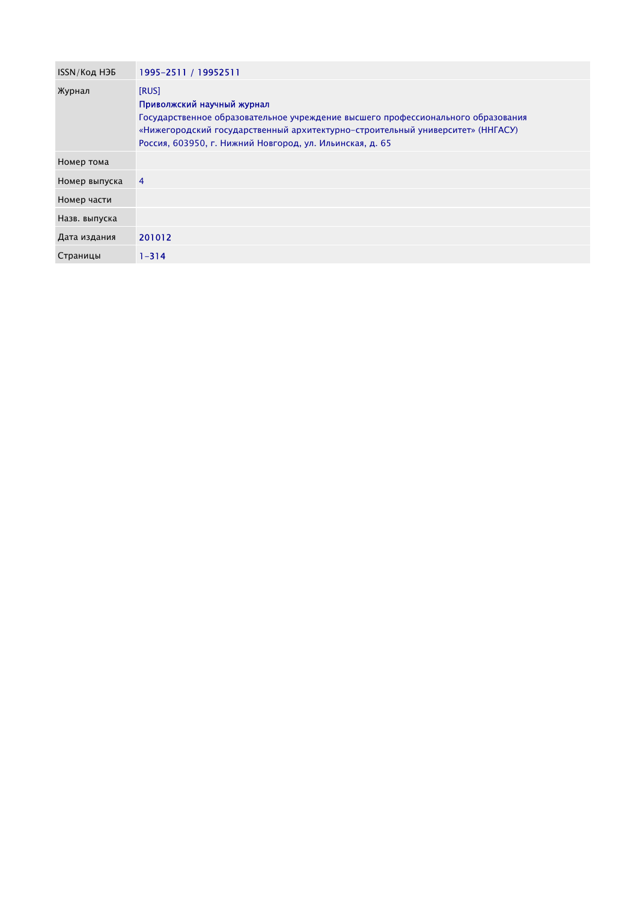| ISSN/Код НЭБ | 1995-2511 / 19952511 |
| --- | --- |
| Журнал | [RUS]<br>**Приволжский научный журнал**<br>Государственное образовательное учреждение высшего профессионального образования «Нижегородский государственный архитектурно-строительный университет» (ННГАСУ)<br>Россия, 603950, г. Нижний Новгород, ул. Ильинская, д. 65 |
| Номер тома | |
| Номер выпуска | 4 |
| Номер части | |
| Назв. выпуска | |
| Дата издания | 201012 |
| Страницы | 1-314 |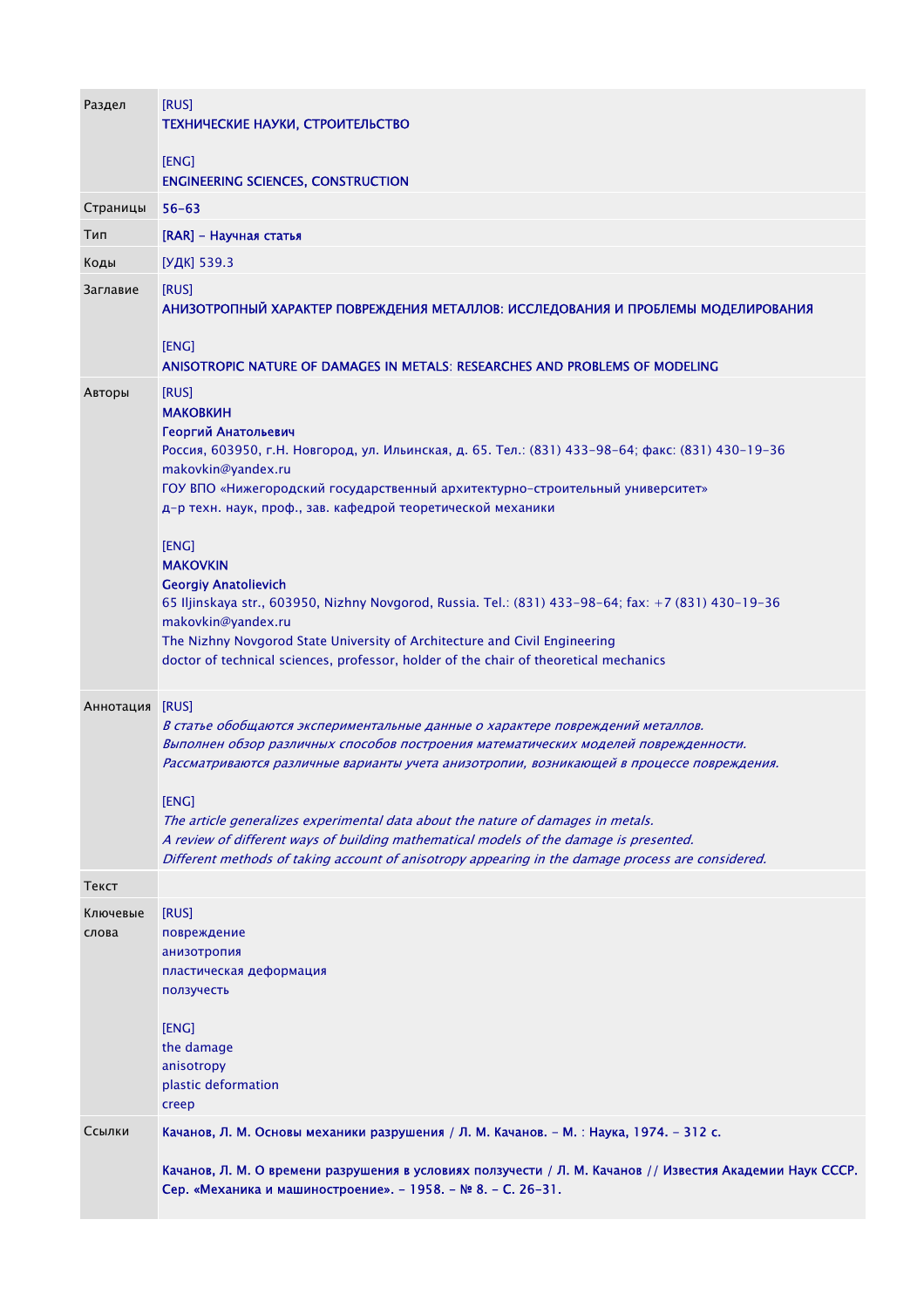| | |
|---|---|
| Раздел | [RUS]<br>ТЕХНИЧЕСКИЕ НАУКИ, СТРОИТЕЛЬСТВО<br><br>[ENG]<br>ENGINEERING SCIENCES, CONSTRUCTION |
| Страницы | 56-63 |
| Тип | [RAR] - Научная статья |
| Коды | [УДК] 539.3 |
| Заглавие | [RUS]<br>АНИЗОТРОПНЫЙ ХАРАКТЕР ПОВРЕЖДЕНИЯ МЕТАЛЛОВ: ИССЛЕДОВАНИЯ И ПРОБЛЕМЫ МОДЕЛИРОВАНИЯ<br><br>[ENG]<br>ANISOTROPIC NATURE OF DAMAGES IN METALS: RESEARCHES AND PROBLEMS OF MODELING |
| Авторы | [RUS]<br>**МАКОВКИН**<br>**Георгий Анатольевич**<br>Россия, 603950, г.Н. Новгород, ул. Ильинская, д. 65. Тел.: (831) 433-98-64; факс: (831) 430-19-36<br>makovkin@yandex.ru<br>ГОУ ВПО «Нижегородский государственный архитектурно-строительный университет»<br>д-р техн. наук, проф., зав. кафедрой теоретической механики<br><br>[ENG]<br>**MAKOVKIN**<br>**Georgiy Anatolievich**<br>65 Iljinskaya str., 603950, Nizhny Novgorod, Russia. Tel.: (831) 433-98-64; fax: +7 (831) 430-19-36<br>makovkin@yandex.ru<br>The Nizhny Novgorod State University of Architecture and Civil Engineering<br>doctor of technical sciences, professor, holder of the chair of theoretical mechanics |
| Аннотация | [RUS]<br>*В статье обобщаются экспериментальные данные о характере повреждений металлов.*<br>*Выполнен обзор различных способов построения математических моделей поврежденности.*<br>*Рассматриваются различные варианты учета анизотропии, возникающей в процессе повреждения.*<br><br>[ENG]<br>*The article generalizes experimental data about the nature of damages in metals.*<br>*A review of different ways of building mathematical models of the damage is presented.*<br>*Different methods of taking account of anisotropy appearing in the damage process are considered.* |
| Текст | |
| Ключевые слова | [RUS]<br>повреждение<br>анизотропия<br>пластическая деформация<br>ползучесть<br><br>[ENG]<br>the damage<br>anisotropy<br>plastic deformation<br>creep |
| Ссылки | Качанов, Л. М. Основы механики разрушения / Л. М. Качанов. - М. : Наука, 1974. - 312 с.<br><br>Качанов, Л. М. О времени разрушения в условиях ползучести / Л. М. Качанов // Известия Академии Наук СССР. Сер. «Механика и машиностроение». - 1958. - № 8. - С. 26-31. |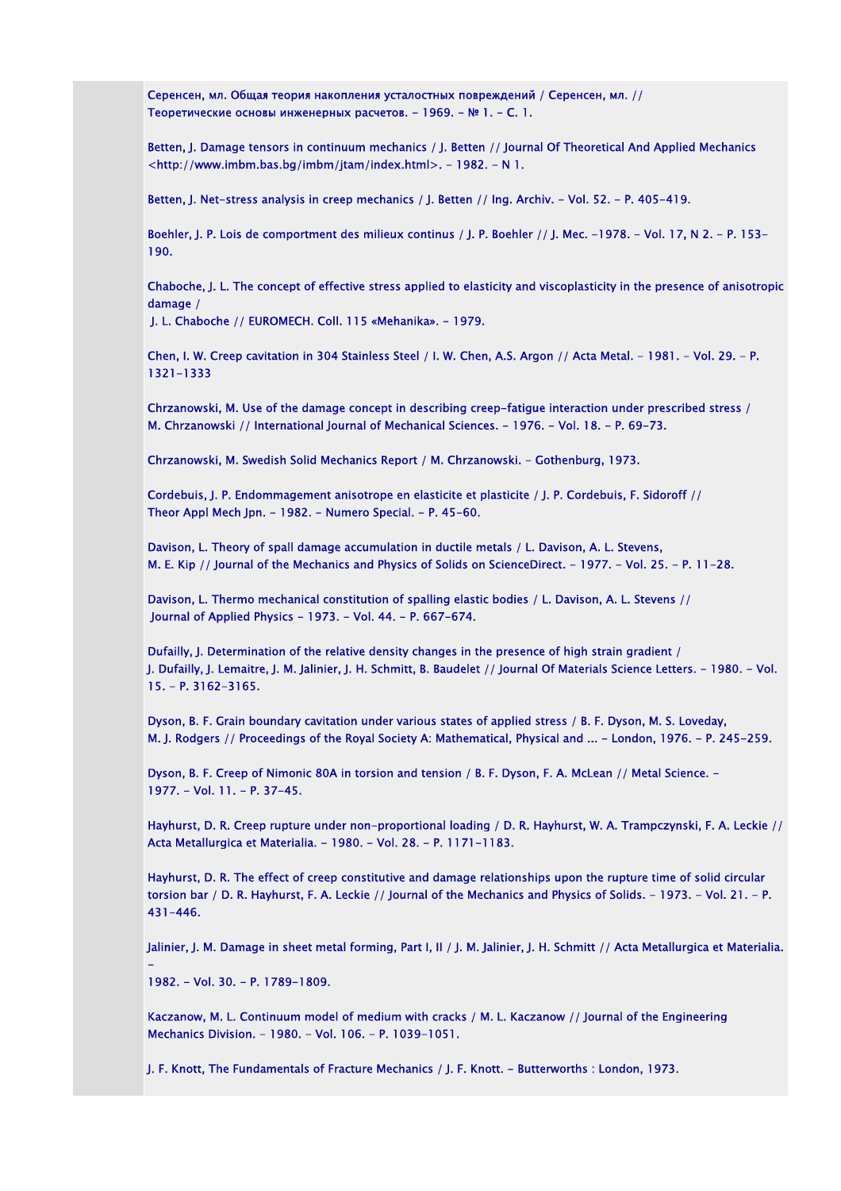Серенсен, мл. Общая теория накопления усталостных повреждений / Серенсен, мл. // Теоретические основы инженерных расчетов. – 1969. – № 1. – С. 1.

Betten, J. Damage tensors in continuum mechanics / J. Betten // Journal Of Theoretical And Applied Mechanics <http://www.imbm.bas.bg/imbm/jtam/index.html>. – 1982. – N 1.

Betten, J. Net-stress analysis in creep mechanics / J. Betten // Ing. Archiv. – Vol. 52. – P. 405-419.

Boehler, J. P. Lois de comportment des milieux continus / J. P. Boehler // J. Mec. –1978. – Vol. 17, N 2. – P. 153-190.

Chaboche, J. L. The concept of effective stress applied to elasticity and viscoplasticity in the presence of anisotropic damage / J. L. Chaboche // EUROMECH. Coll. 115 «Mehanika». – 1979.

Chen, I. W. Creep cavitation in 304 Stainless Steel / I. W. Chen, A.S. Argon // Acta Metal. – 1981. – Vol. 29. – P. 1321-1333

Chrzanowski, M. Use of the damage concept in describing creep-fatigue interaction under prescribed stress / M. Chrzanowski // International Journal of Mechanical Sciences. – 1976. – Vol. 18. – P. 69-73.

Chrzanowski, M. Swedish Solid Mechanics Report / M. Chrzanowski. – Gothenburg, 1973.

Cordebuis, J. P. Endommagement anisotrope en elasticite et plasticite / J. P. Cordebuis, F. Sidoroff // Theor Appl Mech Jpn. – 1982. – Numero Special. – P. 45-60.

Davison, L. Theory of spall damage accumulation in ductile metals / L. Davison, A. L. Stevens, M. E. Kip // Journal of the Mechanics and Physics of Solids on ScienceDirect. – 1977. – Vol. 25. – P. 11-28.

Davison, L. Thermo mechanical constitution of spalling elastic bodies / L. Davison, A. L. Stevens // Journal of Applied Physics – 1973. – Vol. 44. – P. 667-674.

Dufailly, J. Determination of the relative density changes in the presence of high strain gradient / J. Dufailly, J. Lemaitre, J. M. Jalinier, J. H. Schmitt, B. Baudelet // Journal Of Materials Science Letters. – 1980. – Vol. 15. – P. 3162-3165.

Dyson, B. F. Grain boundary cavitation under various states of applied stress / B. F. Dyson, M. S. Loveday, M. J. Rodgers // Proceedings of the Royal Society A: Mathematical, Physical and ... – London, 1976. – P. 245-259.

Dyson, B. F. Creep of Nimonic 80A in torsion and tension / B. F. Dyson, F. A. McLean // Metal Science. – 1977. – Vol. 11. – P. 37-45.

Hayhurst, D. R. Creep rupture under non-proportional loading / D. R. Hayhurst, W. A. Trampczynski, F. A. Leckie // Acta Metallurgica et Materialia. – 1980. – Vol. 28. – P. 1171-1183.

Hayhurst, D. R. The effect of creep constitutive and damage relationships upon the rupture time of solid circular torsion bar / D. R. Hayhurst, F. A. Leckie // Journal of the Mechanics and Physics of Solids. – 1973. – Vol. 21. – P. 431-446.

Jalinier, J. M. Damage in sheet metal forming, Part I, II / J. M. Jalinier, J. H. Schmitt // Acta Metallurgica et Materialia. – 1982. – Vol. 30. – P. 1789-1809.

Kaczanow, M. L. Continuum model of medium with cracks / M. L. Kaczanow // Journal of the Engineering Mechanics Division. – 1980. – Vol. 106. – P. 1039-1051.

J. F. Knott, The Fundamentals of Fracture Mechanics / J. F. Knott. – Butterworths : London, 1973.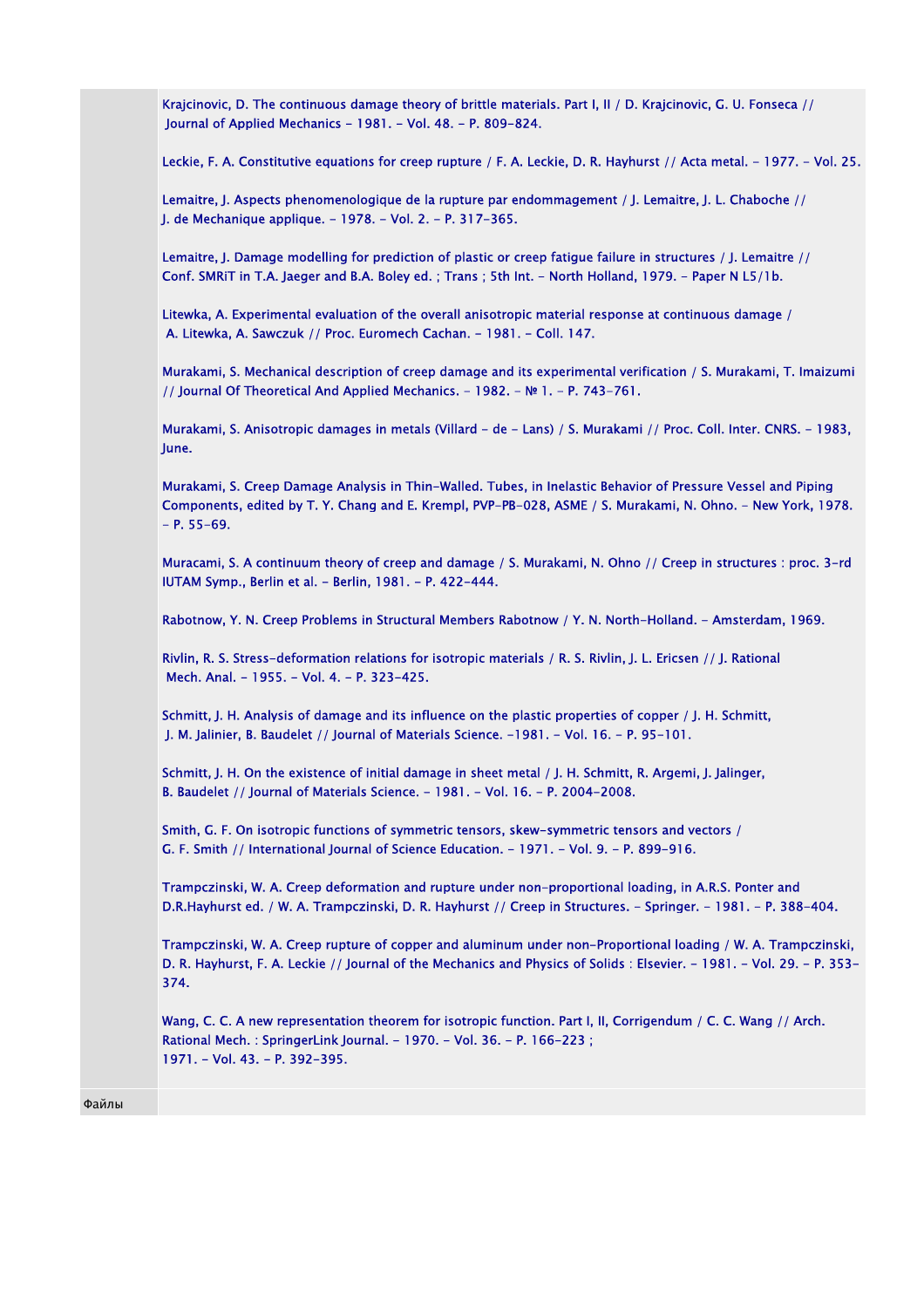Krajcinovic, D. The continuous damage theory of brittle materials. Part I, II / D. Krajcinovic, G. U. Fonseca // Journal of Applied Mechanics - 1981. - Vol. 48. - P. 809-824.

Leckie, F. A. Constitutive equations for creep rupture / F. A. Leckie, D. R. Hayhurst // Acta metal. - 1977. - Vol. 25.

Lemaitre, J. Aspects phenomenologique de la rupture par endommagement / J. Lemaitre, J. L. Chaboche // J. de Mechanique applique. - 1978. - Vol. 2. - P. 317-365.

Lemaitre, J. Damage modelling for prediction of plastic or creep fatigue failure in structures / J. Lemaitre // Conf. SMRiT in T.A. Jaeger and B.A. Boley ed. ; Trans ; 5th Int. - North Holland, 1979. - Paper N L5/1b.

Litewka, A. Experimental evaluation of the overall anisotropic material response at continuous damage / A. Litewka, A. Sawczuk // Proc. Euromech Cachan. - 1981. - Coll. 147.

Murakami, S. Mechanical description of creep damage and its experimental verification / S. Murakami, T. Imaizumi // Journal Of Theoretical And Applied Mechanics. - 1982. - № 1. - P. 743-761.

Murakami, S. Anisotropic damages in metals (Villard - de - Lans) / S. Murakami // Proc. Coll. Inter. CNRS. - 1983, June.

Murakami, S. Creep Damage Analysis in Thin-Walled. Tubes, in Inelastic Behavior of Pressure Vessel and Piping Components, edited by T. Y. Chang and E. Krempl, PVP-PB-028, ASME / S. Murakami, N. Ohno. - New York, 1978. - P. 55-69.

Muracami, S. A continuum theory of creep and damage / S. Murakami, N. Ohno // Creep in structures : proc. 3-rd IUTAM Symp., Berlin et al. - Berlin, 1981. - P. 422-444.

Rabotnow, Y. N. Creep Problems in Structural Members Rabotnow / Y. N. North-Holland. - Amsterdam, 1969.

Rivlin, R. S. Stress-deformation relations for isotropic materials / R. S. Rivlin, J. L. Ericsen // J. Rational Mech. Anal. - 1955. - Vol. 4. - P. 323-425.

Schmitt, J. H. Analysis of damage and its influence on the plastic properties of copper / J. H. Schmitt, J. M. Jalinier, B. Baudelet // Journal of Materials Science. -1981. - Vol. 16. - P. 95-101.

Schmitt, J. H. On the existence of initial damage in sheet metal / J. H. Schmitt, R. Argemi, J. Jalinger, B. Baudelet // Journal of Materials Science. - 1981. - Vol. 16. - P. 2004-2008.

Smith, G. F. On isotropic functions of symmetric tensors, skew-symmetric tensors and vectors / G. F. Smith // International Journal of Science Education. - 1971. - Vol. 9. - P. 899-916.

Trampczinski, W. A. Creep deformation and rupture under non-proportional loading, in A.R.S. Ponter and D.R.Hayhurst ed. / W. A. Trampczinski, D. R. Hayhurst // Creep in Structures. - Springer. - 1981. - P. 388-404.

Trampczinski, W. A. Creep rupture of copper and aluminum under non-Proportional loading / W. A. Trampczinski, D. R. Hayhurst, F. A. Leckie // Journal of the Mechanics and Physics of Solids : Elsevier. - 1981. - Vol. 29. - P. 353-374.

Wang, C. C. A new representation theorem for isotropic function. Part I, II, Corrigendum / C. C. Wang // Arch. Rational Mech. : SpringerLink Journal. - 1970. - Vol. 36. - P. 166-223 ; 1971. - Vol. 43. - P. 392-395.

Файлы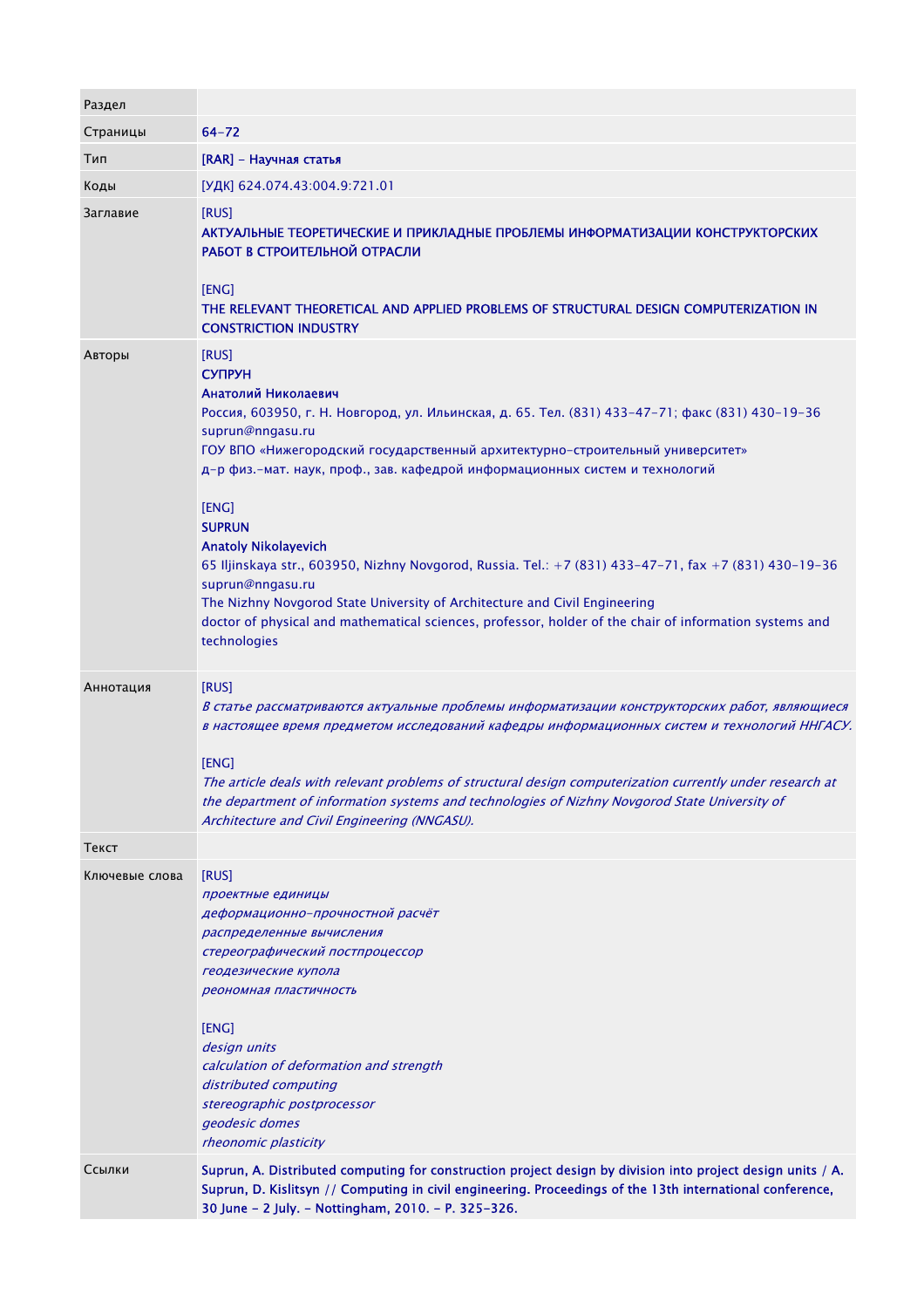| Раздел | |
|---|---|
| Страницы | 64-72 |
| Тип | [RAR] - Научная статья |
| Коды | [УДК] 624.074.43:004.9:721.01 |
| Заглавие | [RUS]<br>АКТУАЛЬНЫЕ ТЕОРЕТИЧЕСКИЕ И ПРИКЛАДНЫЕ ПРОБЛЕМЫ ИНФОРМАТИЗАЦИИ КОНСТРУКТОРСКИХ РАБОТ В СТРОИТЕЛЬНОЙ ОТРАСЛИ<br><br>[ENG]<br>THE RELEVANT THEORETICAL AND APPLIED PROBLEMS OF STRUCTURAL DESIGN COMPUTERIZATION IN CONSTRICTION INDUSTRY |
| Авторы | [RUS]<br>**СУПРУН**<br>**Анатолий Николаевич**<br>Россия, 603950, г. Н. Новгород, ул. Ильинская, д. 65. Тел. (831) 433-47-71; факс (831) 430-19-36<br>suprun@nngasu.ru<br>ГОУ ВПО «Нижегородский государственный архитектурно-строительный университет»<br>д-р физ.-мат. наук, проф., зав. кафедрой информационных систем и технологий<br><br>[ENG]<br>**SUPRUN**<br>**Anatoly Nikolayevich**<br>65 Iljinskaya str., 603950, Nizhny Novgorod, Russia. Tel.: +7 (831) 433-47-71, fax +7 (831) 430-19-36<br>suprun@nngasu.ru<br>The Nizhny Novgorod State University of Architecture and Civil Engineering<br>doctor of physical and mathematical sciences, professor, holder of the chair of information systems and technologies |
| Аннотация | [RUS]<br>*В статье рассматриваются актуальные проблемы информатизации конструкторских работ, являющиеся в настоящее время предметом исследований кафедры информационных систем и технологий ННГАСУ.*<br><br>[ENG]<br>*The article deals with relevant problems of structural design computerization currently under research at the department of information systems and technologies of Nizhny Novgorod State University of Architecture and Civil Engineering (NNGASU).* |
| Текст | |
| Ключевые слова | [RUS]<br>*проектные единицы*<br>*деформационно-прочностной расчёт*<br>*распределенные вычисления*<br>*стереографический постпроцессор*<br>*геодезические купола*<br>*реономная пластичность*<br><br>[ENG]<br>*design units*<br>*calculation of deformation and strength*<br>*distributed computing*<br>*stereographic postprocessor*<br>*geodesic domes*<br>*rheonomic plasticity* |
| Ссылки | Suprun, A. Distributed computing for construction project design by division into project design units / A. Suprun, D. Kislitsyn // Computing in civil engineering. Proceedings of the 13th international conference, 30 June - 2 July. - Nottingham, 2010. - P. 325-326. |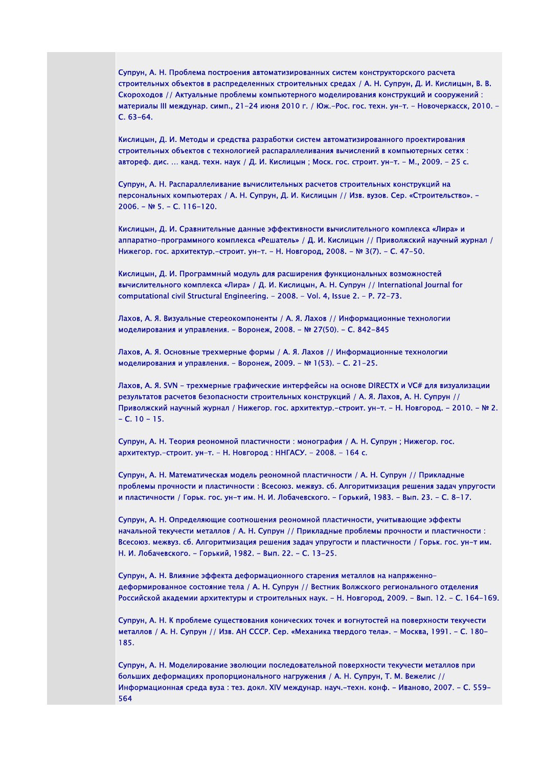Супрун, А. Н. Проблема построения автоматизированных систем конструкторского расчета строительных объектов в распределенных строительных средах / А. Н. Супрун, Д. И. Кислицын, В. В. Скороходов // Актуальные проблемы компьютерного моделирования конструкций и сооружений : материалы III междунар. симп., 21-24 июня 2010 г. / Юж.-Рос. гос. техн. ун-т. – Новочеркасск, 2010. – С. 63-64.

Кислицын, Д. И. Методы и средства разработки систем автоматизированного проектирования строительных объектов с технологией распараллеливания вычислений в компьютерных сетях : автореф. дис. ... канд. техн. наук / Д. И. Кислицын ; Моск. гос. строит. ун-т. – М., 2009. – 25 с.

Супрун, А. Н. Распараллеливание вычислительных расчетов строительных конструкций на персональных компьютерах / А. Н. Супрун, Д. И. Кислицын // Изв. вузов. Сер. «Строительство». – 2006. – № 5. – С. 116-120.

Кислицын, Д. И. Сравнительные данные эффективности вычислительного комплекса «Лира» и аппаратно-программного комплекса «Решатель» / Д. И. Кислицын // Приволжский научный журнал / Нижегор. гос. архитектур.-строит. ун-т. – Н. Новгород, 2008. – № 3(7). – С. 47-50.

Кислицын, Д. И. Программный модуль для расширения функциональных возможностей вычислительного комплекса «Лира» / Д. И. Кислицын, А. Н. Супрун // International Journal for computational civil Structural Engineering. – 2008. – Vol. 4, Issue 2. – P. 72-73.

Лахов, А. Я. Визуальные стереокомпоненты / А. Я. Лахов // Информационные технологии моделирования и управления. – Воронеж, 2008. – № 27(50). – С. 842-845

Лахов, А. Я. Основные трехмерные формы / А. Я. Лахов // Информационные технологии моделирования и управления. – Воронеж, 2009. – № 1(53). – С. 21-25.

Лахов, А. Я. SVN – трехмерные графические интерфейсы на основе DIRECTX и VC# для визуализации результатов расчетов безопасности строительных конструкций / А. Я. Лахов, А. Н. Супрун // Приволжский научный журнал / Нижегор. гос. архитектур.-строит. ун-т. – Н. Новгород. – 2010. – № 2. – С. 10 – 15.

Супрун, А. Н. Теория реономной пластичности : монография / А. Н. Супрун ; Нижегор. гос. архитектур.-строит. ун-т. – Н. Новгород : ННГАСУ. – 2008. – 164 с.

Супрун, А. Н. Математическая модель реономной пластичности / А. Н. Супрун // Прикладные проблемы прочности и пластичности : Всесоюз. межвуз. сб. Алгоритмизация решения задач упругости и пластичности / Горьк. гос. ун-т им. Н. И. Лобачевского. – Горький, 1983. – Вып. 23. – С. 8-17.

Супрун, А. Н. Определяющие соотношения реономной пластичности, учитывающие эффекты начальной текучести металлов / А. Н. Супрун // Прикладные проблемы прочности и пластичности : Всесоюз. межвуз. сб. Алгоритмизация решения задач упругости и пластичности / Горьк. гос. ун-т им. Н. И. Лобачевского. – Горький, 1982. – Вып. 22. – С. 13-25.

Супрун, А. Н. Влияние эффекта деформационного старения металлов на напряженно-деформированное состояние тела / А. Н. Супрун // Вестник Волжского регионального отделения Российской академии архитектуры и строительных наук. – Н. Новгород, 2009. – Вып. 12. – С. 164-169.

Супрун, А. Н. К проблеме существования конических точек и вогнутостей на поверхности текучести металлов / А. Н. Супрун // Изв. АН СССР. Сер. «Механика твердого тела». – Москва, 1991. – С. 180-185.

Супрун, А. Н. Моделирование эволюции последовательной поверхности текучести металлов при больших деформациях пропорционального нагружения / А. Н. Супрун, Т. М. Вежелис // Информационная среда вуза : тез. докл. XIV междунар. науч.-техн. конф. – Иваново, 2007. – С. 559-564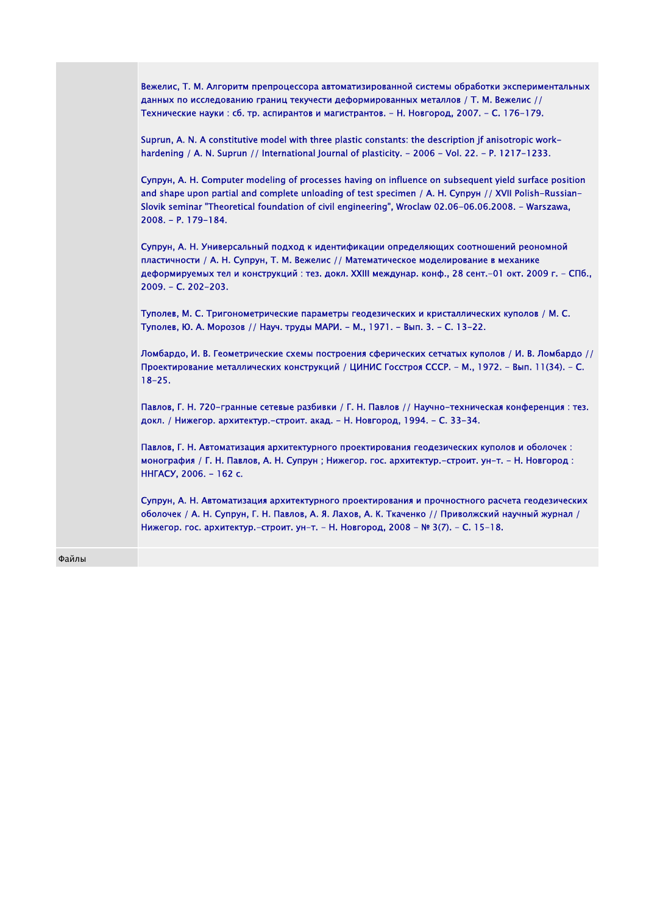| | |
|---|---|
| | Вежелис, Т. М. Алгоритм препроцессора автоматизированной системы обработки экспериментальных данных по исследованию границ текучести деформированных металлов / Т. М. Вежелис // Технические науки : сб. тр. аспирантов и магистрантов. – Н. Новгород, 2007. – С. 176-179.<br><br>Suprun, A. N. A constitutive model with three plastic constants: the description jf anisotropic work-hardening / A. N. Suprun // International Journal of plasticity. – 2006 – Vol. 22. – P. 1217-1233.<br><br>Супрун, А. Н. Computer modeling of processes having on influence on subsequent yield surface position and shape upon partial and complete unloading of test specimen / А. Н. Супрун // XVII Polish-Russian-Slovik seminar "Theoretical foundation of civil engineering", Wroclaw 02.06-06.06.2008. – Warszawa, 2008. – P. 179-184.<br><br>Супрун, А. Н. Универсальный подход к идентификации определяющих соотношений реономной пластичности / А. Н. Супрун, Т. М. Вежелис // Математическое моделирование в механике деформируемых тел и конструкций : тез. докл. XXIII междунар. конф., 28 сент.-01 окт. 2009 г. – СПб., 2009. – С. 202-203.<br><br>Туполев, М. С. Тригонометрические параметры геодезических и кристаллических куполов / М. С. Туполев, Ю. А. Морозов // Науч. труды МАРИ. – М., 1971. – Вып. 3. – С. 13-22.<br><br>Ломбардо, И. В. Геометрические схемы построения сферических сетчатых куполов / И. В. Ломбардо // Проектирование металлических конструкций / ЦИНИС Госстроя СССР. – М., 1972. – Вып. 11(34). – С. 18-25.<br><br>Павлов, Г. Н. 720-гранные сетевые разбивки / Г. Н. Павлов // Научно-техническая конференция : тез. докл. / Нижегор. архитектур.-строит. акад. – Н. Новгород, 1994. – С. 33-34.<br><br>Павлов, Г. Н. Автоматизация архитектурного проектирования геодезических куполов и оболочек : монография / Г. Н. Павлов, А. Н. Супрун ; Нижегор. гос. архитектур.-строит. ун-т. – Н. Новгород : ННГАСУ, 2006. – 162 с.<br><br>Супрун, А. Н. Автоматизация архитектурного проектирования и прочностного расчета геодезических оболочек / А. Н. Супрун, Г. Н. Павлов, А. Я. Лахов, А. К. Ткаченко // Приволжский научный журнал / Нижегор. гос. архитектур.-строит. ун-т. – Н. Новгород, 2008 – № 3(7). – С. 15-18. |
| Файлы | |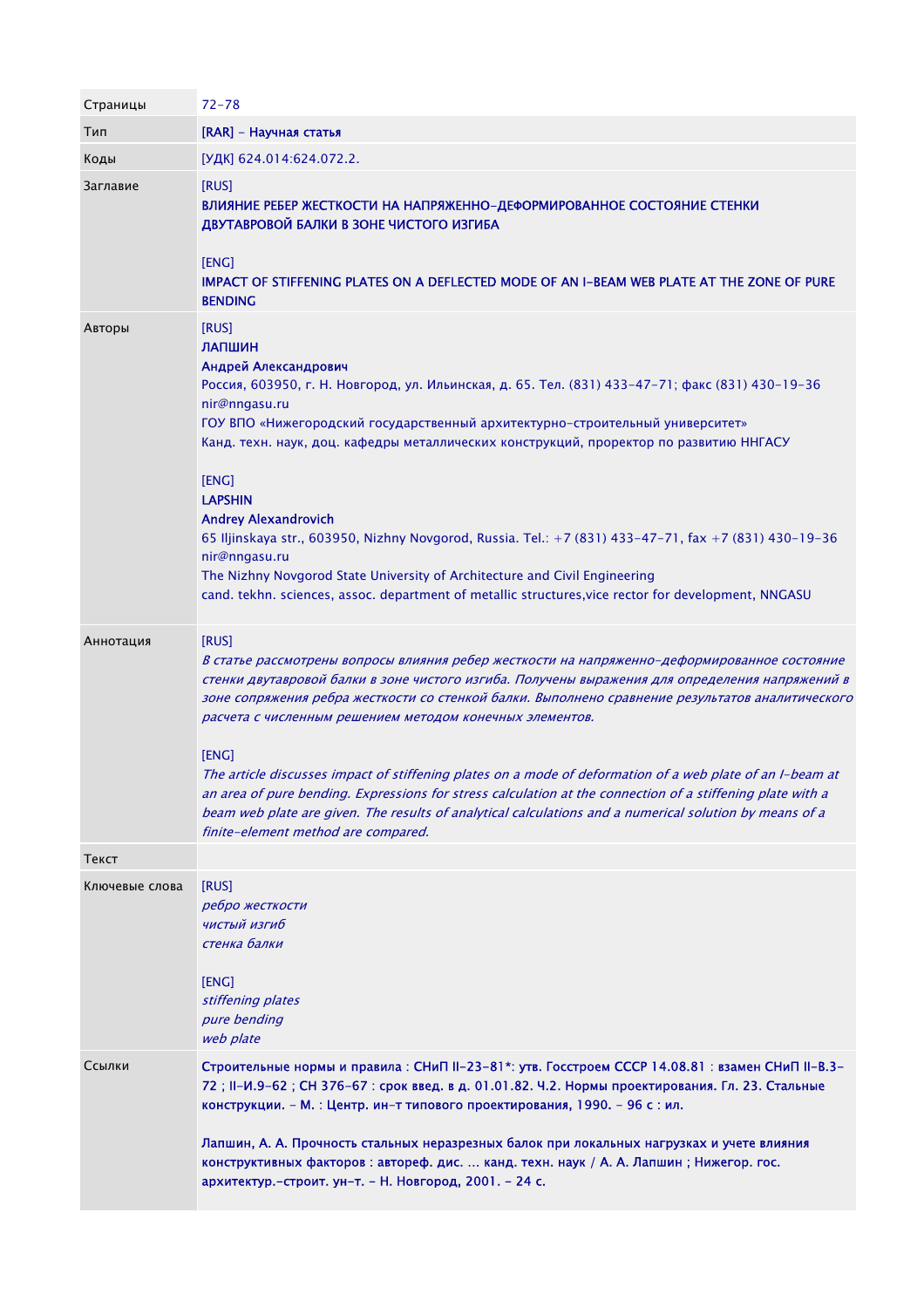| | |
|---|---|
| Страницы | 72-78 |
| Тип | [RAR] - Научная статья |
| Коды | [УДК] 624.014:624.072.2. |
| Заглавие | [RUS]<br>**ВЛИЯНИЕ РЕБЕР ЖЕСТКОСТИ НА НАПРЯЖЕННО-ДЕФОРМИРОВАННОЕ СОСТОЯНИЕ СТЕНКИ ДВУТАВРОВОЙ БАЛКИ В ЗОНЕ ЧИСТОГО ИЗГИБА**<br><br>[ENG]<br>**IMPACT OF STIFFENING PLATES ON A DEFLECTED MODE OF AN I-BEAM WEB PLATE AT THE ZONE OF PURE BENDING** |
| Авторы | [RUS]<br>**ЛАПШИН**<br>**Андрей Александрович**<br>Россия, 603950, г. Н. Новгород, ул. Ильинская, д. 65. Тел. (831) 433-47-71; факс (831) 430-19-36<br>nir@nngasu.ru<br>ГОУ ВПО «Нижегородский государственный архитектурно-строительный университет»<br>Канд. техн. наук, доц. кафедры металлических конструкций, проректор по развитию ННГАСУ<br><br>[ENG]<br>**LAPSHIN**<br>**Andrey Alexandrovich**<br>65 Iljinskaya str., 603950, Nizhny Novgorod, Russia. Tel.: +7 (831) 433-47-71, fax +7 (831) 430-19-36<br>nir@nngasu.ru<br>The Nizhny Novgorod State University of Architecture and Civil Engineering<br>cand. tekhn. sciences, assoc. department of metallic structures,vice rector for development, NNGASU |
| Аннотация | [RUS]<br>*В статье рассмотрены вопросы влияния ребер жесткости на напряженно-деформированное состояние стенки двутавровой балки в зоне чистого изгиба. Получены выражения для определения напряжений в зоне сопряжения ребра жесткости со стенкой балки. Выполнено сравнение результатов аналитического расчета с численным решением методом конечных элементов.*<br><br>[ENG]<br>*The article discusses impact of stiffening plates on a mode of deformation of a web plate of an I-beam at an area of pure bending. Expressions for stress calculation at the connection of a stiffening plate with a beam web plate are given. The results of analytical calculations and a numerical solution by means of a finite-element method are compared.* |
| Текст | |
| Ключевые слова | [RUS]<br>*ребро жесткости*<br>*чистый изгиб*<br>*стенка балки*<br><br>[ENG]<br>*stiffening plates*<br>*pure bending*<br>*web plate* |
| Ссылки | **Строительные нормы и правила : СНиП II-23-81\*: утв. Госстроем СССР 14.08.81 : взамен СНиП II-В.3-72 ; II-И.9-62 ; СН 376-67 : срок введ. в д. 01.01.82. Ч.2. Нормы проектирования. Гл. 23. Стальные конструкции. - М. : Центр. ин-т типового проектирования, 1990. - 96 с : ил.**<br><br>**Лапшин, А. А. Прочность стальных неразрезных балок при локальных нагрузках и учете влияния конструктивных факторов : автореф. дис. ... канд. техн. наук / А. А. Лапшин ; Нижегор. гос. архитектур.-строит. ун-т. - Н. Новгород, 2001. - 24 с.** |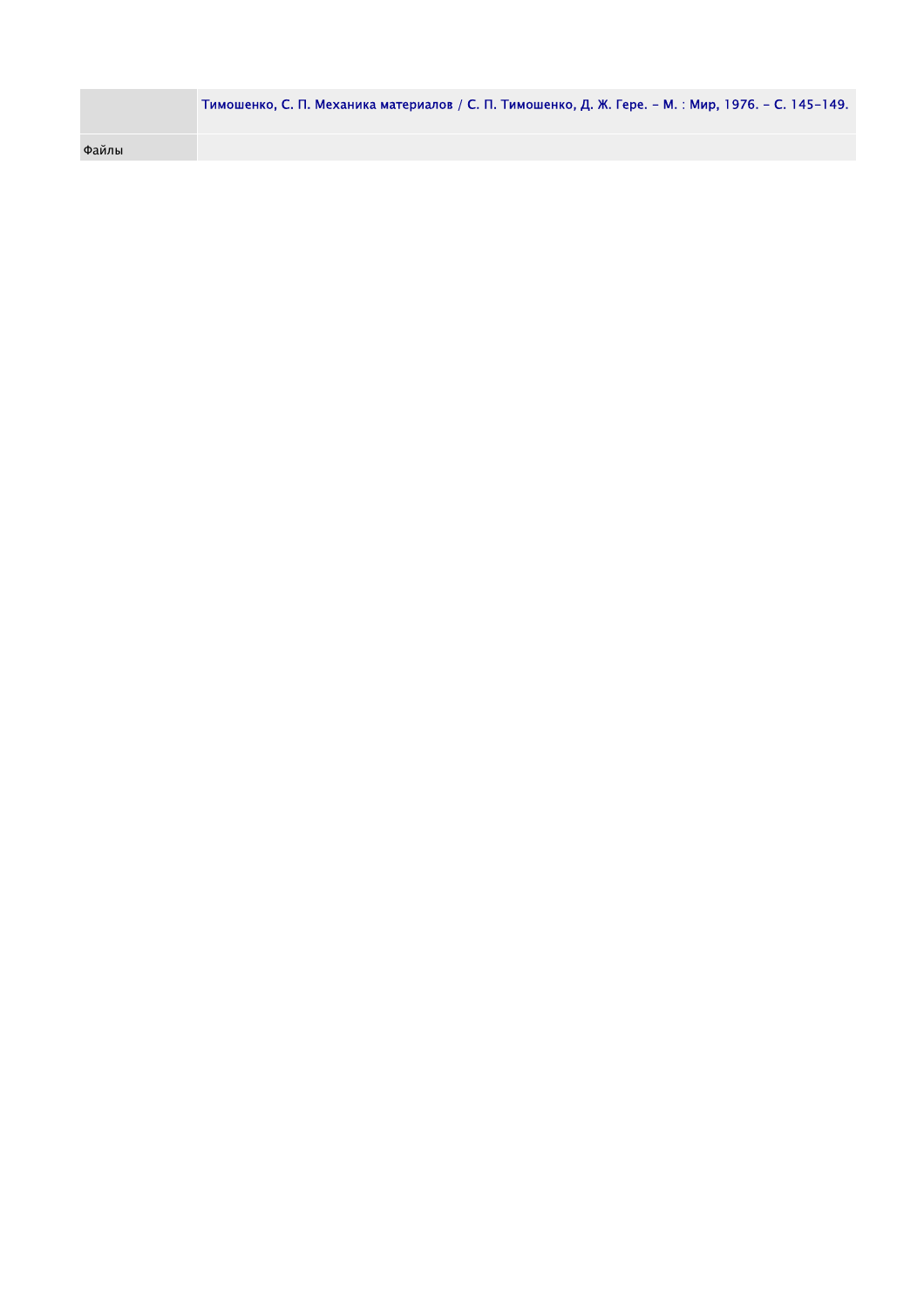|  | Тимошенко, С. П. Механика материалов / С. П. Тимошенко, Д. Ж. Гере. – М. : Мир, 1976. – С. 145-149. |
| --- | --- |
| Файлы |  |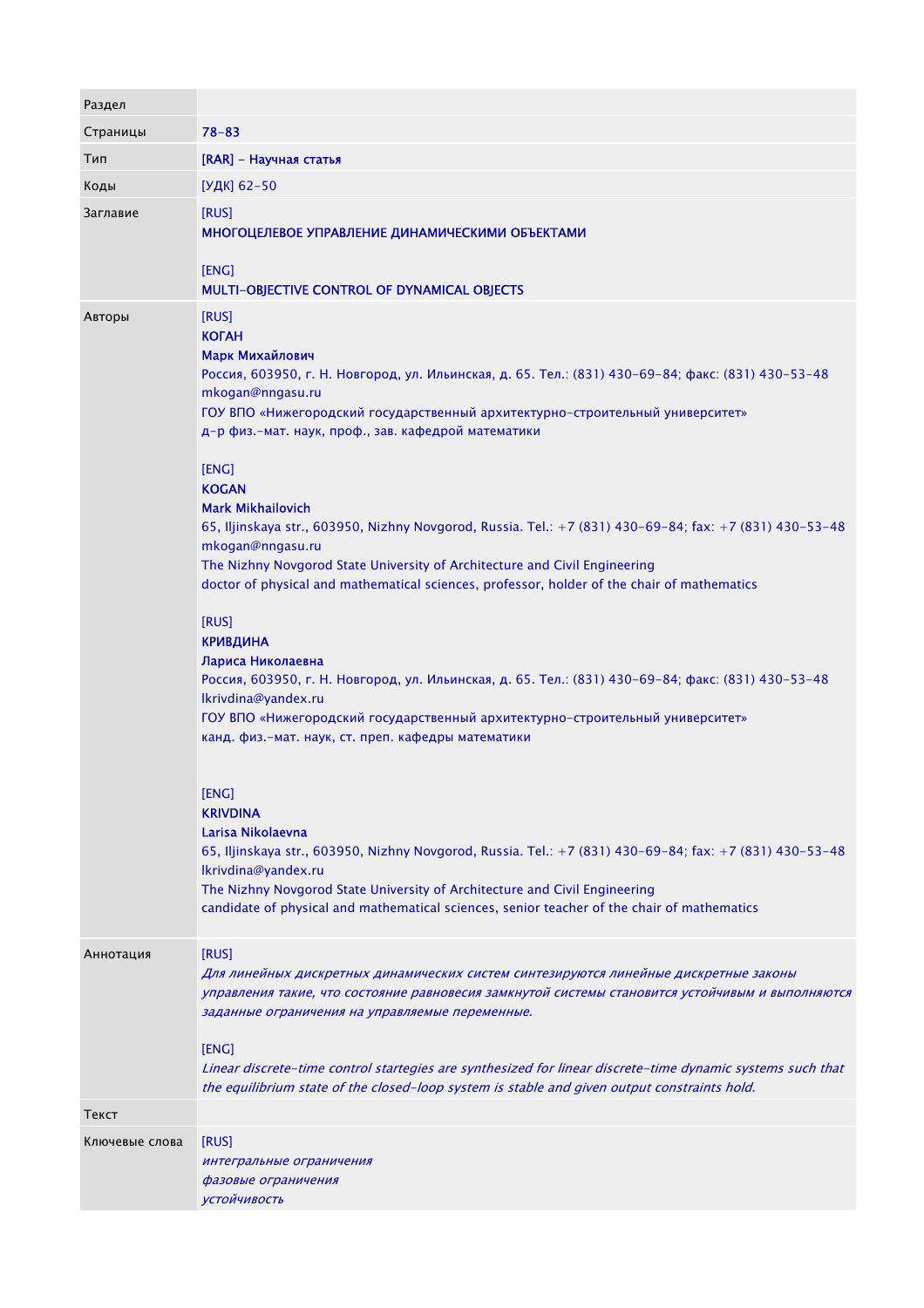| Раздел | |
|---|---|
| Страницы | 78-83 |
| Тип | [RAR] - Научная статья |
| Коды | [УДК] 62-50 |
| Заглавие | [RUS]<br>МНОГОЦЕЛЕВОЕ УПРАВЛЕНИЕ ДИНАМИЧЕСКИМИ ОБЪЕКТАМИ<br><br>[ENG]<br>MULTI-OBJECTIVE CONTROL OF DYNAMICAL OBJECTS |
| Авторы | [RUS]<br>КОГАН<br>Марк Михайлович<br>Россия, 603950, г. Н. Новгород, ул. Ильинская, д. 65. Тел.: (831) 430-69-84; факс: (831) 430-53-48<br>mkogan@nngasu.ru<br>ГОУ ВПО «Нижегородский государственный архитектурно-строительный университет»<br>д-р физ.-мат. наук, проф., зав. кафедрой математики<br><br>[ENG]<br>KOGAN<br>Mark Mikhailovich<br>65, Iljinskaya str., 603950, Nizhny Novgorod, Russia. Tel.: +7 (831) 430-69-84; fax: +7 (831) 430-53-48<br>mkogan@nngasu.ru<br>The Nizhny Novgorod State University of Architecture and Civil Engineering<br>doctor of physical and mathematical sciences, professor, holder of the chair of mathematics<br><br>[RUS]<br>КРИВДИНА<br>Лариса Николаевна<br>Россия, 603950, г. Н. Новгород, ул. Ильинская, д. 65. Тел.: (831) 430-69-84; факс: (831) 430-53-48<br>lkrivdina@yandex.ru<br>ГОУ ВПО «Нижегородский государственный архитектурно-строительный университет»<br>канд. физ.-мат. наук, ст. преп. кафедры математики<br><br>[ENG]<br>KRIVDINA<br>Larisa Nikolaevna<br>65, Iljinskaya str., 603950, Nizhny Novgorod, Russia. Tel.: +7 (831) 430-69-84; fax: +7 (831) 430-53-48<br>lkrivdina@yandex.ru<br>The Nizhny Novgorod State University of Architecture and Civil Engineering<br>candidate of physical and mathematical sciences, senior teacher of the chair of mathematics |
| Аннотация | [RUS]<br>*Для линейных дискретных динамических систем синтезируются линейные дискретные законы управления такие, что состояние равновесия замкнутой системы становится устойчивым и выполняются заданные ограничения на управляемые переменные.*<br><br>[ENG]<br>*Linear discrete-time control startegies are synthesized for linear discrete-time dynamic systems such that the equilibrium state of the closed-loop system is stable and given output constraints hold.* |
| Текст | |
| Ключевые слова | [RUS]<br>*интегральные ограничения*<br>*фазовые ограничения*<br>*устойчивость* |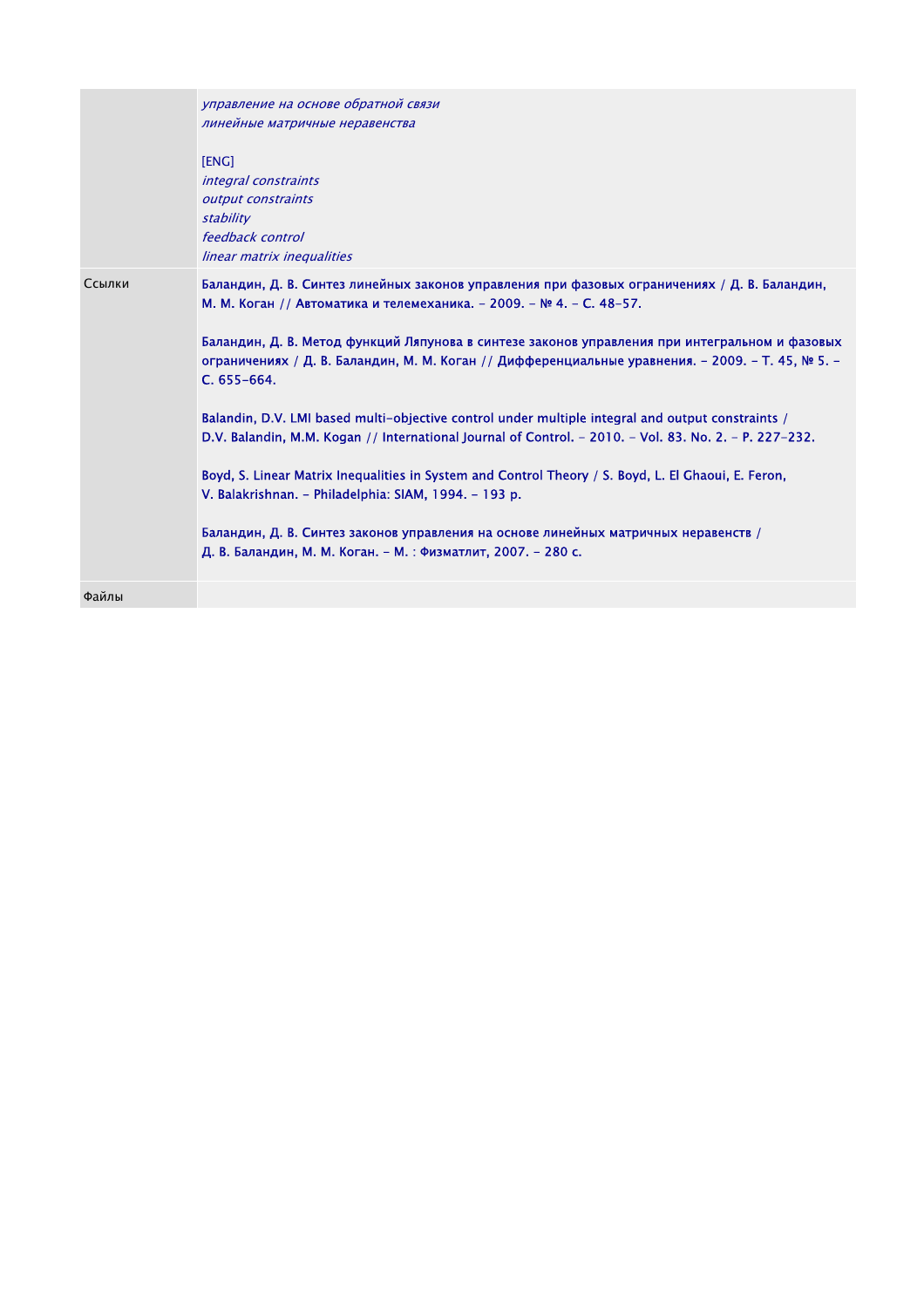| | |
|---|---|
| | *управление на основе обратной связи*<br>*линейные матричные неравенства*<br><br>[ENG]<br>*integral constraints*<br>*output constraints*<br>*stability*<br>*feedback control*<br>*linear matrix inequalities* |
| Ссылки | Баландин, Д. В. Синтез линейных законов управления при фазовых ограничениях / Д. В. Баландин, М. М. Коган // Автоматика и телемеханика. – 2009. – № 4. – С. 48–57.<br><br>Баландин, Д. В. Метод функций Ляпунова в синтезе законов управления при интегральном и фазовых ограничениях / Д. В. Баландин, М. М. Коган // Дифференциальные уравнения. – 2009. – Т. 45, № 5. – С. 655–664.<br><br>Balandin, D.V. LMI based multi-objective control under multiple integral and output constraints / D.V. Balandin, M.M. Kogan // International Journal of Control. – 2010. – Vol. 83. No. 2. – P. 227–232.<br><br>Boyd, S. Linear Matrix Inequalities in System and Control Theory / S. Boyd, L. El Ghaoui, E. Feron, V. Balakrishnan. – Philadelphia: SIAM, 1994. – 193 p.<br><br>Баландин, Д. В. Синтез законов управления на основе линейных матричных неравенств / Д. В. Баландин, М. М. Коган. – М. : Физматлит, 2007. – 280 с. |
| Файлы | |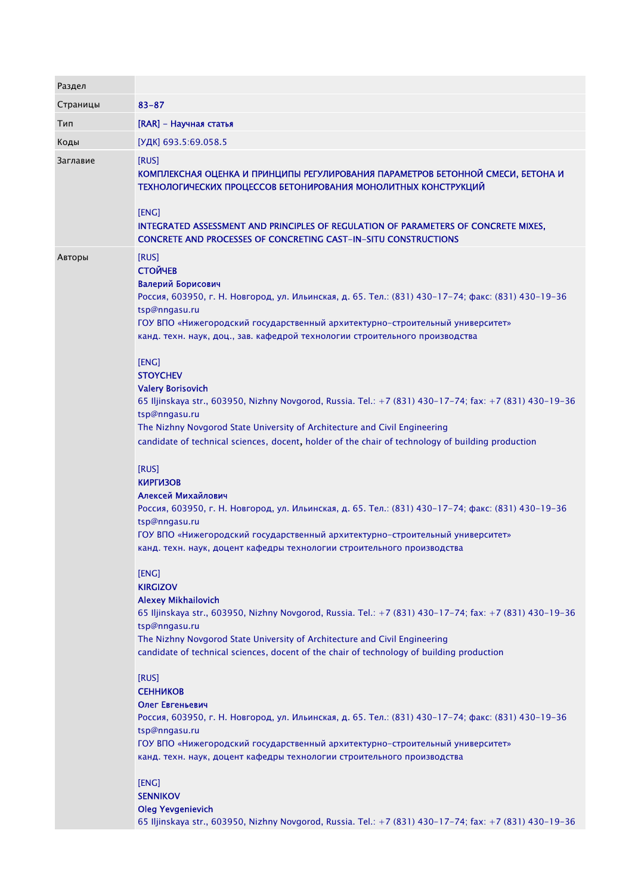| Раздел | |
|---|---|
| Страницы | 83-87 |
| Тип | [RAR] - Научная статья |
| Коды | [УДК] 693.5:69.058.5 |
| Заглавие | [RUS]<br>КОМПЛЕКСНАЯ ОЦЕНКА И ПРИНЦИПЫ РЕГУЛИРОВАНИЯ ПАРАМЕТРОВ БЕТОННОЙ СМЕСИ, БЕТОНА И ТЕХНОЛОГИЧЕСКИХ ПРОЦЕССОВ БЕТОНИРОВАНИЯ МОНОЛИТНЫХ КОНСТРУКЦИЙ<br><br>[ENG]<br>INTEGRATED ASSESSMENT AND PRINCIPLES OF REGULATION OF PARAMETERS OF CONCRETE MIXES, CONCRETE AND PROCESSES OF CONCRETING CAST-IN-SITU CONSTRUCTIONS |
| Авторы | [RUS]<br>**СТОЙЧЕВ**<br>**Валерий Борисович**<br>Россия, 603950, г. Н. Новгород, ул. Ильинская, д. 65. Тел.: (831) 430-17-74; факс: (831) 430-19-36<br>tsp@nngasu.ru<br>ГОУ ВПО «Нижегородский государственный архитектурно-строительный университет»<br>канд. техн. наук, доц., зав. кафедрой технологии строительного производства<br><br>[ENG]<br>**STOYCHEV**<br>**Valery Borisovich**<br>65 Iljinskaya str., 603950, Nizhny Novgorod, Russia. Tel.: +7 (831) 430-17-74; fax: +7 (831) 430-19-36<br>tsp@nngasu.ru<br>The Nizhny Novgorod State University of Architecture and Civil Engineering<br>candidate of technical sciences, docent, holder of the chair of technology of building production<br><br>[RUS]<br>**КИРГИЗОВ**<br>**Алексей Михайлович**<br>Россия, 603950, г. Н. Новгород, ул. Ильинская, д. 65. Тел.: (831) 430-17-74; факс: (831) 430-19-36<br>tsp@nngasu.ru<br>ГОУ ВПО «Нижегородский государственный архитектурно-строительный университет»<br>канд. техн. наук, доцент кафедры технологии строительного производства<br><br>[ENG]<br>**KIRGIZOV**<br>**Alexey Mikhailovich**<br>65 Iljinskaya str., 603950, Nizhny Novgorod, Russia. Tel.: +7 (831) 430-17-74; fax: +7 (831) 430-19-36<br>tsp@nngasu.ru<br>The Nizhny Novgorod State University of Architecture and Civil Engineering<br>candidate of technical sciences, docent of the chair of technology of building production<br><br>[RUS]<br>**СЕННИКОВ**<br>**Олег Евгеньевич**<br>Россия, 603950, г. Н. Новгород, ул. Ильинская, д. 65. Тел.: (831) 430-17-74; факс: (831) 430-19-36<br>tsp@nngasu.ru<br>ГОУ ВПО «Нижегородский государственный архитектурно-строительный университет»<br>канд. техн. наук, доцент кафедры технологии строительного производства<br><br>[ENG]<br>**SENNIKOV**<br>**Oleg Yevgenievich**<br>65 Iljinskaya str., 603950, Nizhny Novgorod, Russia. Tel.: +7 (831) 430-17-74; fax: +7 (831) 430-19-36 |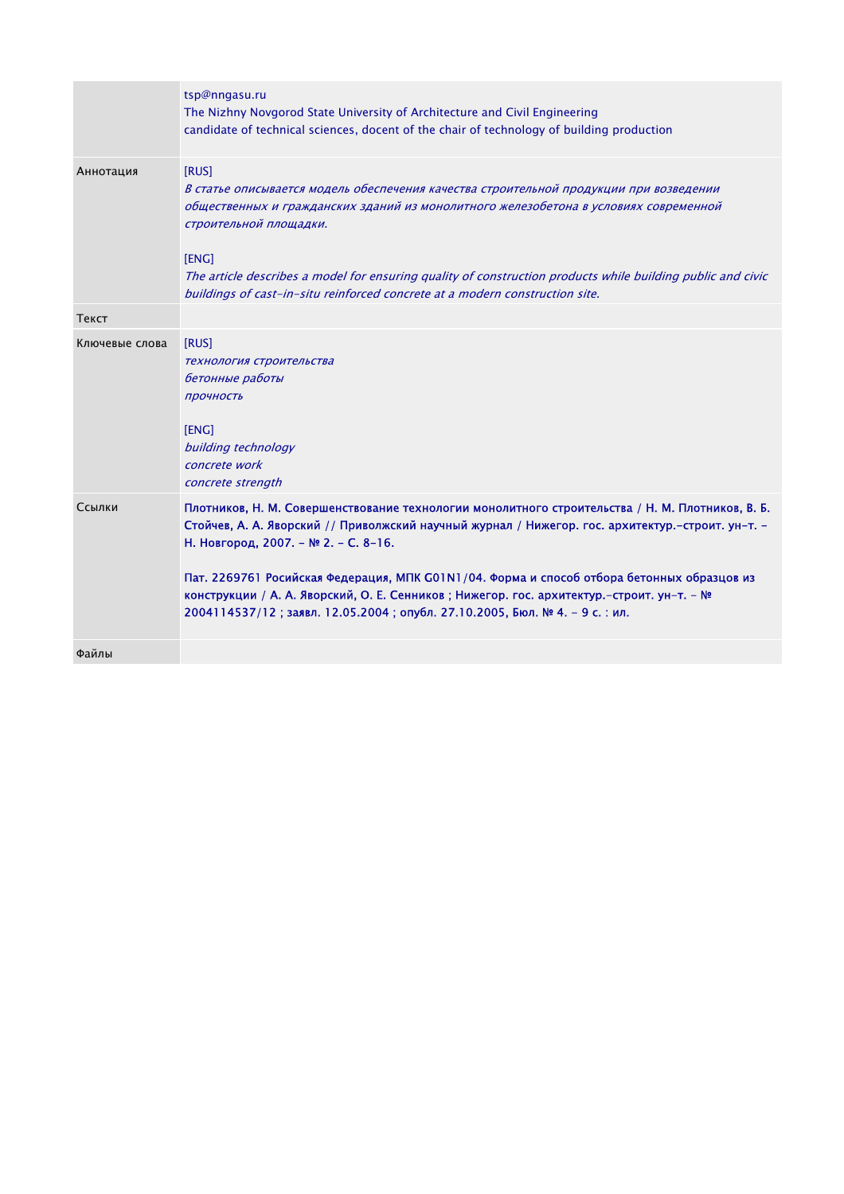| | |
|---|---|
| | tsp@nngasu.ru<br>The Nizhny Novgorod State University of Architecture and Civil Engineering<br>candidate of technical sciences, docent of the chair of technology of building production |
| Аннотация | [RUS]<br>*В статье описывается модель обеспечения качества строительной продукции при возведении общественных и гражданских зданий из монолитного железобетона в условиях современной строительной площадки.*<br><br>[ENG]<br>*The article describes a model for ensuring quality of construction products while building public and civic buildings of cast-in-situ reinforced concrete at a modern construction site.* |
| Текст | |
| Ключевые слова | [RUS]<br>*технология строительства*<br>*бетонные работы*<br>*прочность*<br><br>[ENG]<br>*building technology*<br>*concrete work*<br>*concrete strength* |
| Ссылки | **Плотников, Н. М. Совершенствование технологии монолитного строительства / Н. М. Плотников, В. Б. Стойчев, А. А. Яворский // Приволжский научный журнал / Нижегор. гос. архитектур.-строит. ун-т. – Н. Новгород, 2007. – № 2. – С. 8-16.**<br><br>**Пат. 2269761 Росийская Федерация, МПК G01N1/04. Форма и способ отбора бетонных образцов из конструкции / А. А. Яворский, О. Е. Сенников ; Нижегор. гос. архитектур.-строит. ун-т. – № 2004114537/12 ; заявл. 12.05.2004 ; опубл. 27.10.2005, Бюл. № 4. – 9 с. : ил.** |
| Файлы | |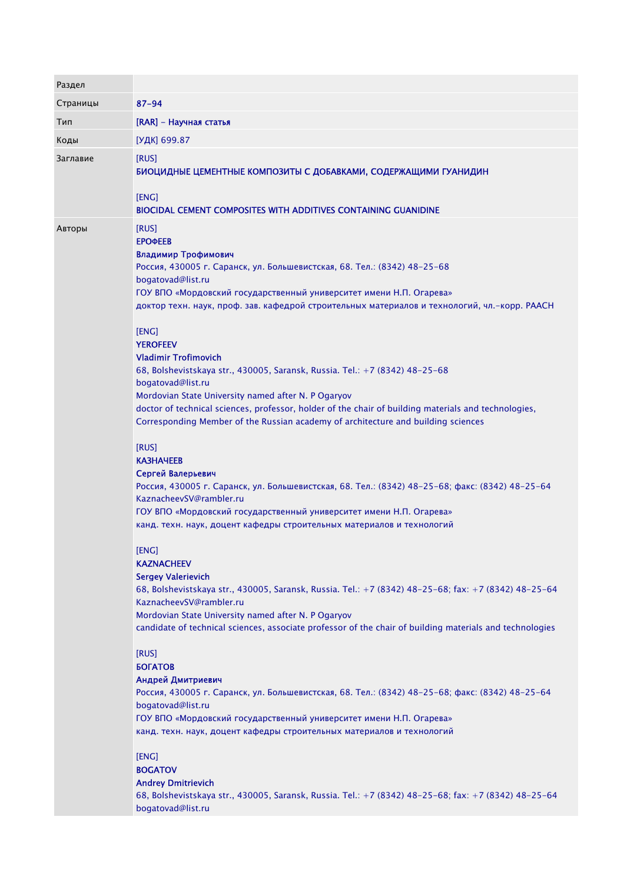| Раздел | |
|---|---|
| Страницы | 87-94 |
| Тип | [RAR] - Научная статья |
| Коды | [УДК] 699.87 |
| Заглавие | [RUS]<br>БИОЦИДНЫЕ ЦЕМЕНТНЫЕ КОМПОЗИТЫ С ДОБАВКАМИ, СОДЕРЖАЩИМИ ГУАНИДИН<br><br>[ENG]<br>BIOCIDAL CEMENT COMPOSITES WITH ADDITIVES CONTAINING GUANIDINE |
| Авторы | [RUS]<br>ЕРОФЕЕВ<br>Владимир Трофимович<br>Россия, 430005 г. Саранск, ул. Большевистская, 68. Тел.: (8342) 48-25-68<br>bogatovad@list.ru<br>ГОУ ВПО «Мордовский государственный университет имени Н.П. Огарева»<br>доктор техн. наук, проф. зав. кафедрой строительных материалов и технологий, чл.-корр. РААСН<br><br>[ENG]<br>YEROFEEV<br>Vladimir Trofimovich<br>68, Bolshevistskaya str., 430005, Saransk, Russia. Tel.: +7 (8342) 48-25-68<br>bogatovad@list.ru<br>Mordovian State University named after N. P Ogaryov<br>doctor of technical sciences, professor, holder of the chair of building materials and technologies, Corresponding Member of the Russian academy of architecture and building sciences<br><br>[RUS]<br>КАЗНАЧЕЕВ<br>Сергей Валерьевич<br>Россия, 430005 г. Саранск, ул. Большевистская, 68. Тел.: (8342) 48-25-68; факс: (8342) 48-25-64<br>KaznacheevSV@rambler.ru<br>ГОУ ВПО «Мордовский государственный университет имени Н.П. Огарева»<br>канд. техн. наук, доцент кафедры строительных материалов и технологий<br><br>[ENG]<br>KAZNACHEEV<br>Sergey Valerievich<br>68, Bolshevistskaya str., 430005, Saransk, Russia. Tel.: +7 (8342) 48-25-68; fax: +7 (8342) 48-25-64<br>KaznacheevSV@rambler.ru<br>Mordovian State University named after N. P Ogaryov<br>candidate of technical sciences, associate professor of the chair of building materials and technologies<br><br>[RUS]<br>БОГАТОВ<br>Андрей Дмитриевич<br>Россия, 430005 г. Саранск, ул. Большевистская, 68. Тел.: (8342) 48-25-68; факс: (8342) 48-25-64<br>bogatovad@list.ru<br>ГОУ ВПО «Мордовский государственный университет имени Н.П. Огарева»<br>канд. техн. наук, доцент кафедры строительных материалов и технологий<br><br>[ENG]<br>BOGATOV<br>Andrey Dmitrievich<br>68, Bolshevistskaya str., 430005, Saransk, Russia. Tel.: +7 (8342) 48-25-68; fax: +7 (8342) 48-25-64<br>bogatovad@list.ru |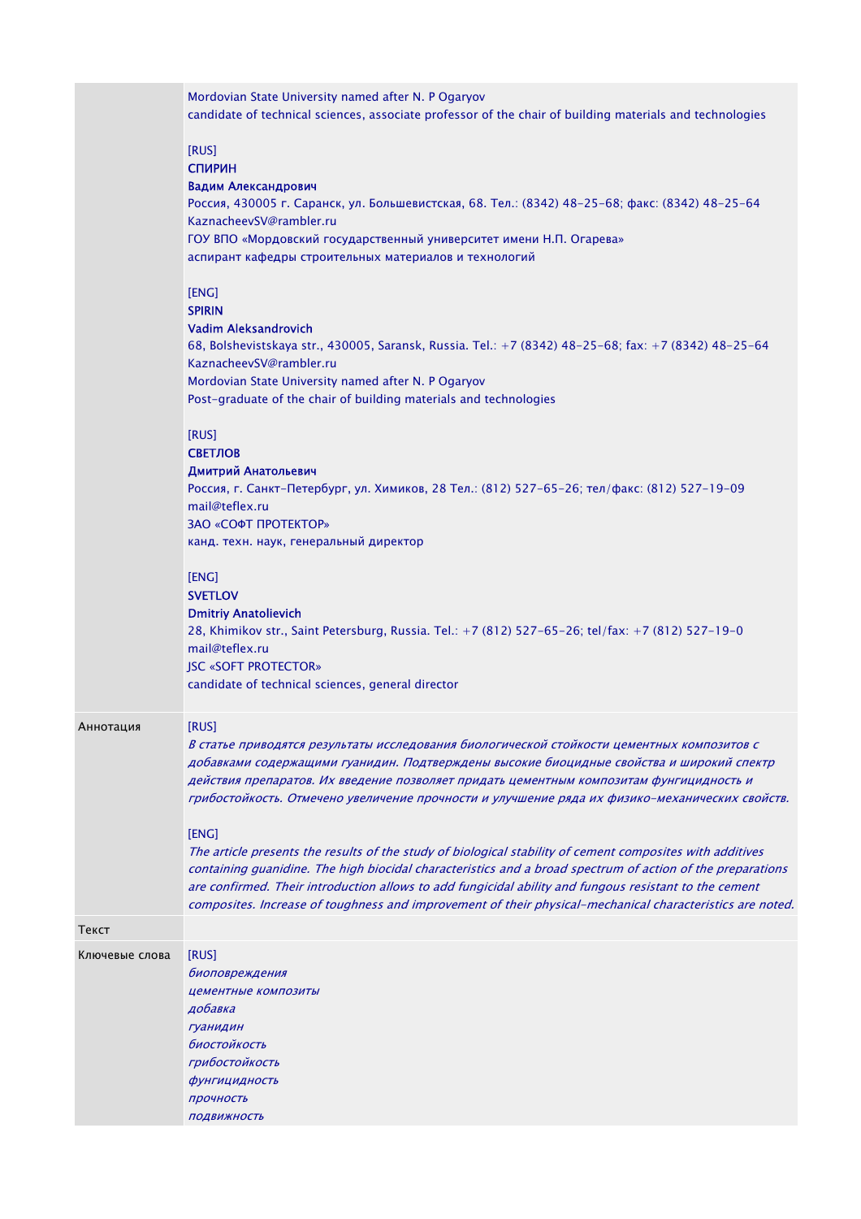| | |
|---|---|
| | Mordovian State University named after N. P Ogaryov<br>candidate of technical sciences, associate professor of the chair of building materials and technologies<br><br>[RUS]<br>**СПИРИН**<br>**Вадим Александрович**<br>Россия, 430005 г. Саранск, ул. Большевистская, 68. Тел.: (8342) 48-25-68; факс: (8342) 48-25-64<br>KaznacheevSV@rambler.ru<br>ГОУ ВПО «Мордовский государственный университет имени Н.П. Огарева»<br>аспирант кафедры строительных материалов и технологий<br><br>[ENG]<br>**SPIRIN**<br>**Vadim Aleksandrovich**<br>68, Bolshevistskaya str., 430005, Saransk, Russia. Tel.: +7 (8342) 48-25-68; fax: +7 (8342) 48-25-64<br>KaznacheevSV@rambler.ru<br>Mordovian State University named after N. P Ogaryov<br>Post-graduate of the chair of building materials and technologies<br><br>[RUS]<br>**СВЕТЛОВ**<br>**Дмитрий Анатольевич**<br>Россия, г. Санкт-Петербург, ул. Химиков, 28 Тел.: (812) 527-65-26; тел/факс: (812) 527-19-09<br>mail@teflex.ru<br>ЗАО «СОФТ ПРОТЕКТОР»<br>канд. техн. наук, генеральный директор<br><br>[ENG]<br>**SVETLOV**<br>**Dmitriy Anatolievich**<br>28, Khimikov str., Saint Petersburg, Russia. Tel.: +7 (812) 527-65-26; tel/fax: +7 (812) 527-19-0<br>mail@teflex.ru<br>JSC «SOFT PROTECTOR»<br>candidate of technical sciences, general director |
| Аннотация | [RUS]<br>*В статье приводятся результаты исследования биологической стойкости цементных композитов с добавками содержащими гуанидин. Подтверждены высокие биоцидные свойства и широкий спектр действия препаратов. Их введение позволяет придать цементным композитам фунгицидность и грибостойкость. Отмечено увеличение прочности и улучшение ряда их физико-механических свойств.*<br><br>[ENG]<br>*The article presents the results of the study of biological stability of cement composites with additives containing guanidine. The high biocidal characteristics and a broad spectrum of action of the preparations are confirmed. Their introduction allows to add fungicidal ability and fungous resistant to the cement composites. Increase of toughness and improvement of their physical-mechanical characteristics are noted.* |
| Текст | |
| Ключевые слова | [RUS]<br>*биоповреждения*<br>*цементные композиты*<br>*добавка*<br>*гуанидин*<br>*биостойкость*<br>*грибостойкость*<br>*фунгицидность*<br>*прочность*<br>*подвижность* |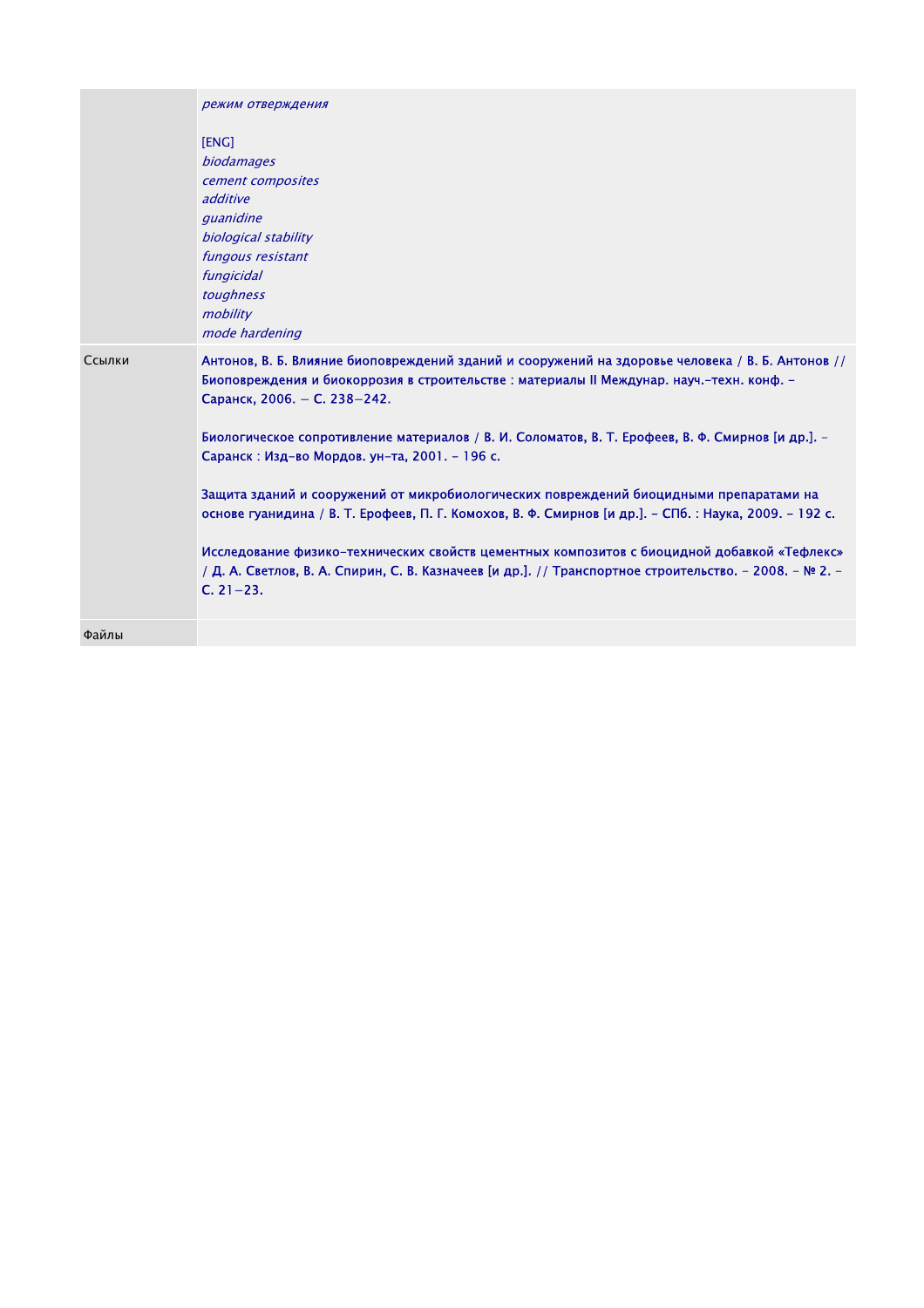| | |
|---|---|
| | *режим отверждения*<br><br>[ENG]<br>*biodamages*<br>*cement composites*<br>*additive*<br>*guanidine*<br>*biological stability*<br>*fungous resistant*<br>*fungicidal*<br>*toughness*<br>*mobility*<br>*mode hardening* |
| Ссылки | Антонов, В. Б. Влияние биоповреждений зданий и сооружений на здоровье человека / В. Б. Антонов // Биоповреждения и биокоррозия в строительстве : материалы II Междунар. науч.-техн. конф. – Саранск, 2006. – С. 238–242.<br><br>Биологическое сопротивление материалов / В. И. Соломатов, В. Т. Ерофеев, В. Ф. Смирнов [и др.]. – Саранск : Изд-во Мордов. ун-та, 2001. – 196 с.<br><br>Защита зданий и сооружений от микробиологических повреждений биоцидными препаратами на основе гуанидина / В. Т. Ерофеев, П. Г. Комохов, В. Ф. Смирнов [и др.]. – СПб. : Наука, 2009. – 192 с.<br><br>Исследование физико-технических свойств цементных композитов с биоцидной добавкой «Тефлекс» / Д. А. Светлов, В. А. Спирин, С. В. Казначеев [и др.]. // Транспортное строительство. – 2008. – № 2. – С. 21–23. |
| Файлы | |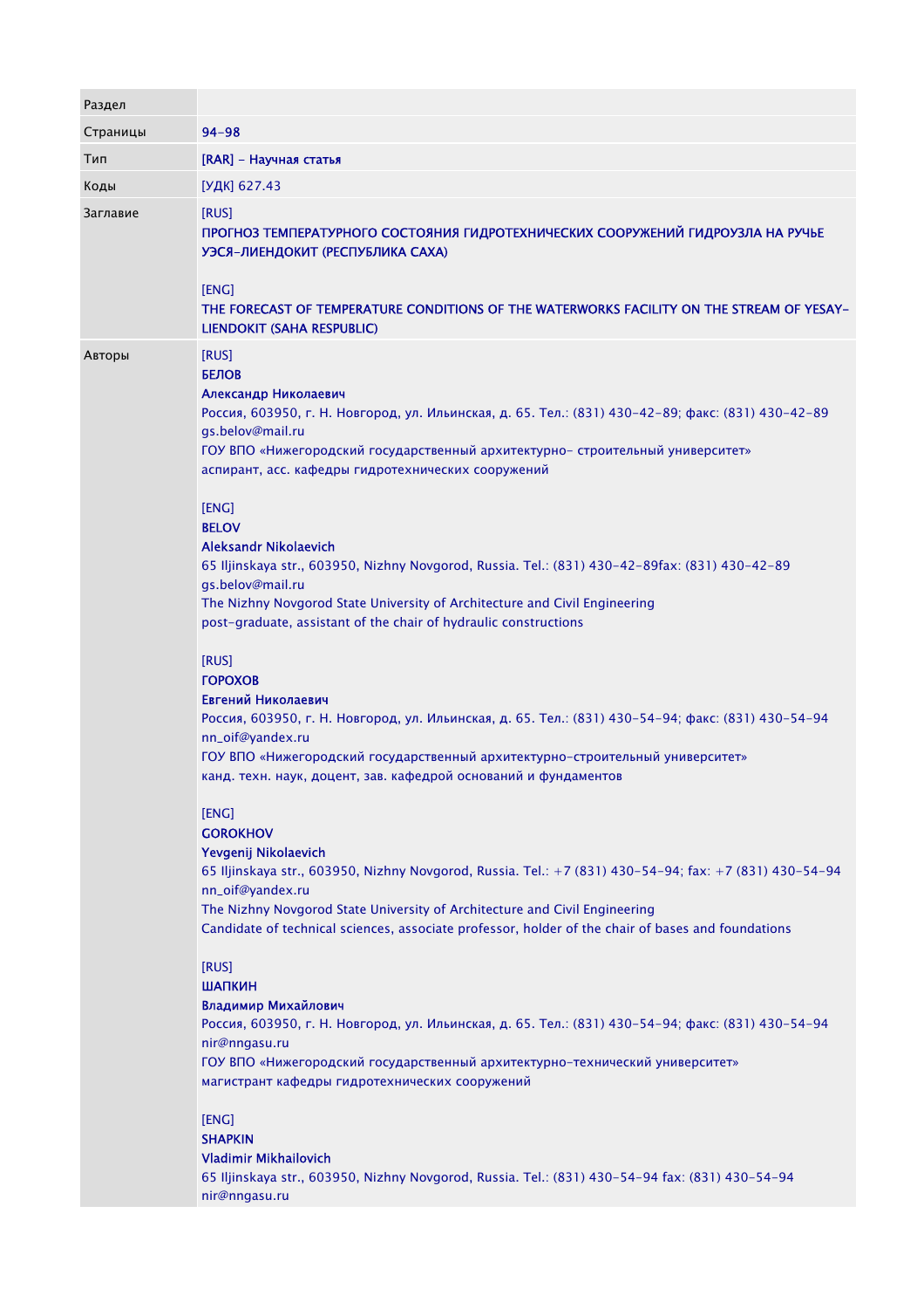| Раздел | |
|---|---|
| Страницы | 94-98 |
| Тип | [RAR] - Научная статья |
| Коды | [УДК] 627.43 |
| Заглавие | [RUS]<br>ПРОГНОЗ ТЕМПЕРАТУРНОГО СОСТОЯНИЯ ГИДРОТЕХНИЧЕСКИХ СООРУЖЕНИЙ ГИДРОУЗЛА НА РУЧЬЕ УЭСЯ-ЛИЕНДОКИТ (РЕСПУБЛИКА САХА)<br><br>[ENG]<br>THE FORECAST OF TEMPERATURE CONDITIONS OF THE WATERWORKS FACILITY ON THE STREAM OF YESAY-LIENDOKIT (SAHA RESPUBLIC) |
| Авторы | [RUS]<br>**БЕЛОВ**<br>**Александр Николаевич**<br>Россия, 603950, г. Н. Новгород, ул. Ильинская, д. 65. Тел.: (831) 430-42-89; факс: (831) 430-42-89<br>gs.belov@mail.ru<br>ГОУ ВПО «Нижегородский государственный архитектурно- строительный университет»<br>аспирант, асс. кафедры гидротехнических сооружений<br><br>[ENG]<br>**BELOV**<br>**Aleksandr Nikolaevich**<br>65 Iljinskaya str., 603950, Nizhny Novgorod, Russia. Tel.: (831) 430-42-89fax: (831) 430-42-89<br>gs.belov@mail.ru<br>The Nizhny Novgorod State University of Architecture and Civil Engineering<br>post-graduate, assistant of the chair of hydraulic constructions<br><br>[RUS]<br>**ГОРОХОВ**<br>**Евгений Николаевич**<br>Россия, 603950, г. Н. Новгород, ул. Ильинская, д. 65. Тел.: (831) 430-54-94; факс: (831) 430-54-94<br>nn_oif@yandex.ru<br>ГОУ ВПО «Нижегородский государственный архитектурно-строительный университет»<br>канд. техн. наук, доцент, зав. кафедрой оснований и фундаментов<br><br>[ENG]<br>**GOROKHOV**<br>**Yevgenij Nikolaevich**<br>65 Iljinskaya str., 603950, Nizhny Novgorod, Russia. Tel.: +7 (831) 430-54-94; fax: +7 (831) 430-54-94<br>nn_oif@yandex.ru<br>The Nizhny Novgorod State University of Architecture and Civil Engineering<br>Candidate of technical sciences, associate professor, holder of the chair of bases and foundations<br><br>[RUS]<br>**ШАПКИН**<br>**Владимир Михайлович**<br>Россия, 603950, г. Н. Новгород, ул. Ильинская, д. 65. Тел.: (831) 430-54-94; факс: (831) 430-54-94<br>nir@nngasu.ru<br>ГОУ ВПО «Нижегородский государственный архитектурно-технический университет»<br>магистрант кафедры гидротехнических сооружений<br><br>[ENG]<br>**SHAPKIN**<br>**Vladimir Mikhailovich**<br>65 Iljinskaya str., 603950, Nizhny Novgorod, Russia. Tel.: (831) 430-54-94 fax: (831) 430-54-94<br>nir@nngasu.ru |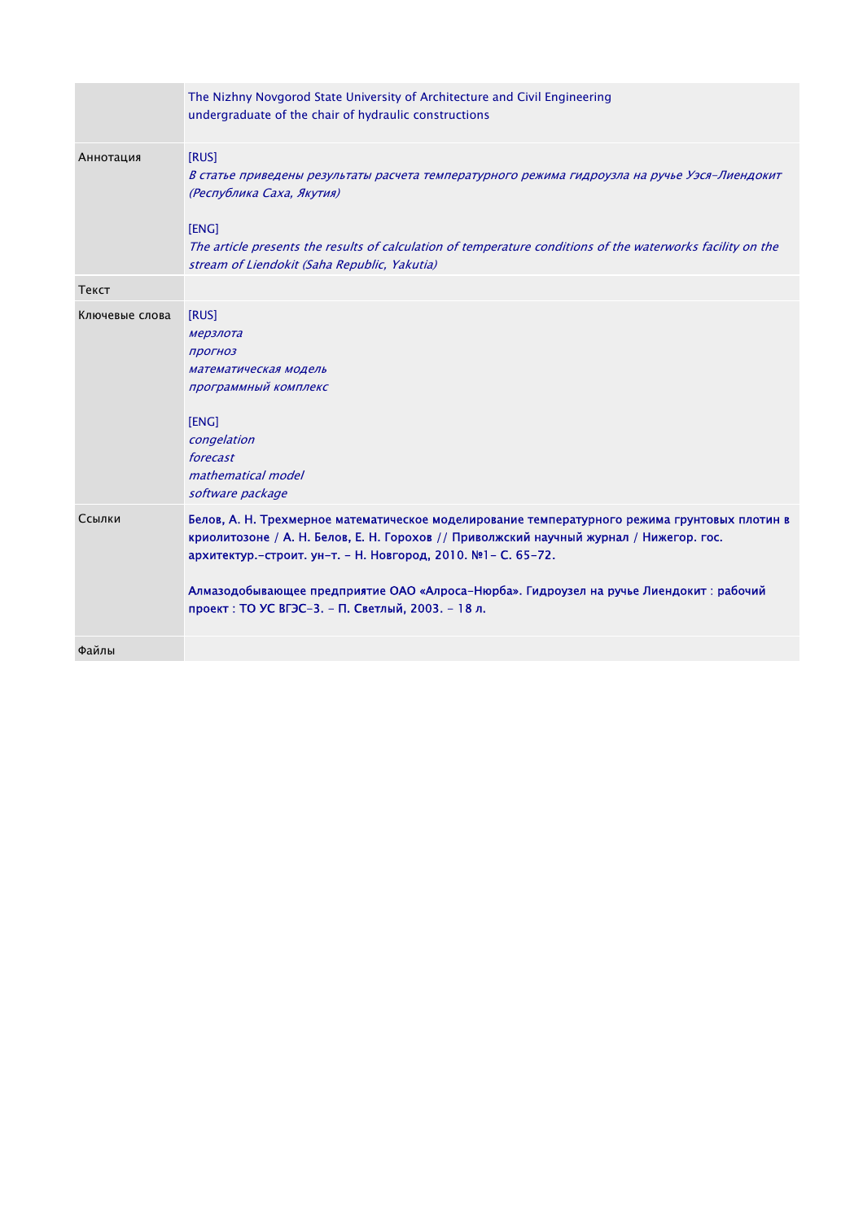|  |  |
|---|---|
|  | The Nizhny Novgorod State University of Architecture and Civil Engineering<br>undergraduate of the chair of hydraulic constructions |
| Аннотация | [RUS]<br>*В статье приведены результаты расчета температурного режима гидроузла на ручье Уэся-Лиендокит (Республика Саха, Якутия)*<br><br>[ENG]<br>*The article presents the results of calculation of temperature conditions of the waterworks facility on the stream of Liendokit (Saha Republic, Yakutia)* |
| Текст |  |
| Ключевые слова | [RUS]<br>*мерзлота*<br>*прогноз*<br>*математическая модель*<br>*программный комплекс*<br><br>[ENG]<br>*congelation*<br>*forecast*<br>*mathematical model*<br>*software package* |
| Ссылки | **Белов, А. Н. Трехмерное математическое моделирование температурного режима грунтовых плотин в криолитозоне / А. Н. Белов, Е. Н. Горохов // Приволжский научный журнал / Нижегор. гос. архитектур.-строит. ун-т. – Н. Новгород, 2010. №1– С. 65-72.**<br><br>**Алмазодобывающее предприятие ОАО «Алроса-Нюрба». Гидроузел на ручье Лиендокит : рабочий проект : ТО УС ВГЭС-3. – П. Светлый, 2003. – 18 л.** |
| Файлы |  |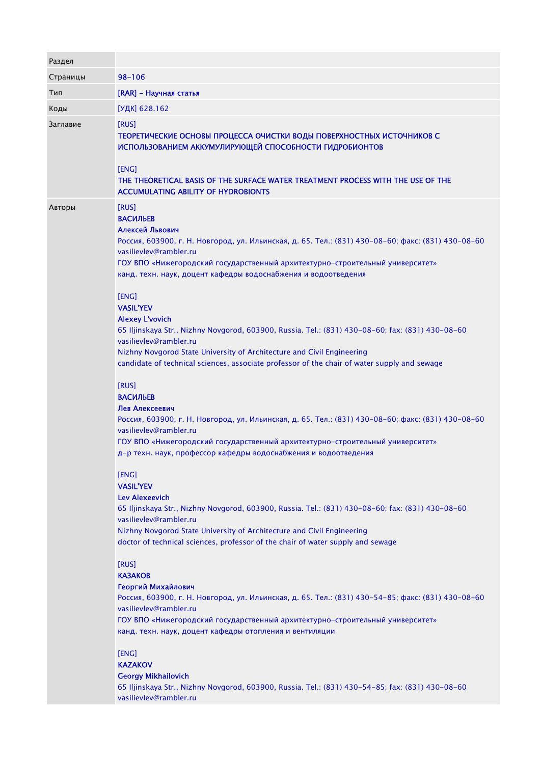| Раздел | |
|---|---|
| Страницы | 98–106 |
| Тип | [RAR] – Научная статья |
| Коды | [УДК] 628.162 |
| Заглавие | [RUS]<br>ТЕОРЕТИЧЕСКИЕ ОСНОВЫ ПРОЦЕССА ОЧИСТКИ ВОДЫ ПОВЕРХНОСТНЫХ ИСТОЧНИКОВ С ИСПОЛЬЗОВАНИЕМ АККУМУЛИРУЮЩЕЙ СПОСОБНОСТИ ГИДРОБИОНТОВ<br><br>[ENG]<br>THE THEORETICAL BASIS OF THE SURFACE WATER TREATMENT PROCESS WITH THE USE OF THE ACCUMULATING ABILITY OF HYDROBIONTS |
| Авторы | [RUS]<br>**ВАСИЛЬЕВ**<br>**Алексей Львович**<br>Россия, 603900, г. Н. Новгород, ул. Ильинская, д. 65. Тел.: (831) 430-08-60; факс: (831) 430-08-60<br>vasilievlev@rambler.ru<br>ГОУ ВПО «Нижегородский государственный архитектурно-строительный университет»<br>канд. техн. наук, доцент кафедры водоснабжения и водоотведения<br><br>[ENG]<br>**VASIL'YEV**<br>**Alexey L'vovich**<br>65 Iljinskaya Str., Nizhny Novgorod, 603900, Russia. Tel.: (831) 430-08-60; fax: (831) 430-08-60<br>vasilievlev@rambler.ru<br>Nizhny Novgorod State University of Architecture and Civil Engineering<br>candidate of technical sciences, associate professor of the chair of water supply and sewage<br><br>[RUS]<br>**ВАСИЛЬЕВ**<br>**Лев Алексеевич**<br>Россия, 603900, г. Н. Новгород, ул. Ильинская, д. 65. Тел.: (831) 430-08-60; факс: (831) 430-08-60<br>vasilievlev@rambler.ru<br>ГОУ ВПО «Нижегородский государственный архитектурно-строительный университет»<br>д-р техн. наук, профессор кафедры водоснабжения и водоотведения<br><br>[ENG]<br>**VASIL'YEV**<br>**Lev Alexeevich**<br>65 Iljinskaya Str., Nizhny Novgorod, 603900, Russia. Tel.: (831) 430-08-60; fax: (831) 430-08-60<br>vasilievlev@rambler.ru<br>Nizhny Novgorod State University of Architecture and Civil Engineering<br>doctor of technical sciences, professor of the chair of water supply and sewage<br><br>[RUS]<br>**КАЗАКОВ**<br>**Георгий Михайлович**<br>Россия, 603900, г. Н. Новгород, ул. Ильинская, д. 65. Тел.: (831) 430-54-85; факс: (831) 430-08-60<br>vasilievlev@rambler.ru<br>ГОУ ВПО «Нижегородский государственный архитектурно-строительный университет»<br>канд. техн. наук, доцент кафедры отопления и вентиляции<br><br>[ENG]<br>**KAZAKOV**<br>**Georgy Mikhailovich**<br>65 Iljinskaya Str., Nizhny Novgorod, 603900, Russia. Tel.: (831) 430-54-85; fax: (831) 430-08-60<br>vasilievlev@rambler.ru |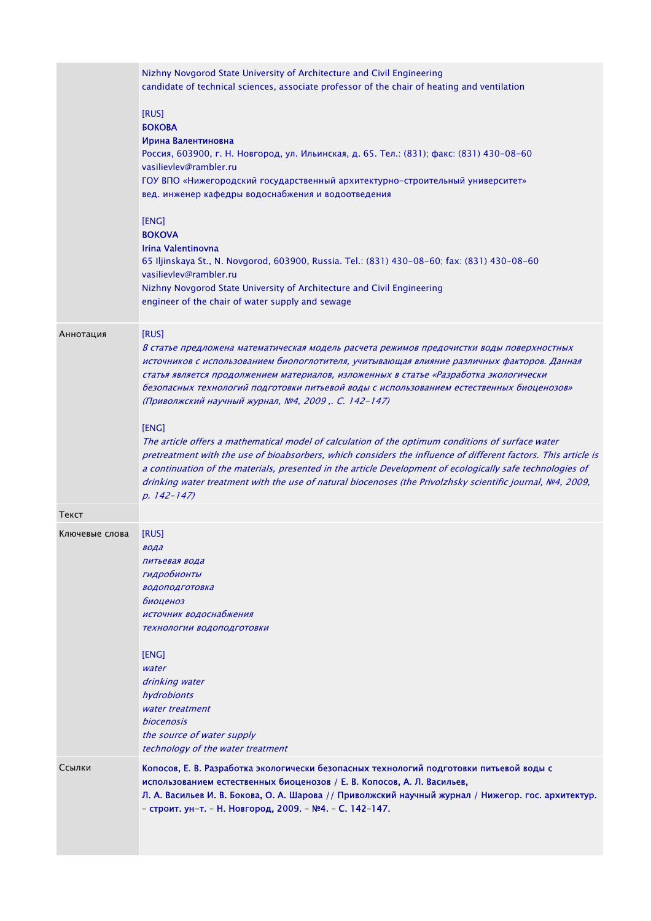| | |
|---|---|
| | Nizhny Novgorod State University of Architecture and Civil Engineering<br>candidate of technical sciences, associate professor of the chair of heating and ventilation<br><br>[RUS]<br>**БОКОВА**<br>**Ирина Валентиновна**<br>Россия, 603900, г. Н. Новгород, ул. Ильинская, д. 65. Тел.: (831); факс: (831) 430-08-60<br>vasilievlev@rambler.ru<br>ГОУ ВПО «Нижегородский государственный архитектурно-строительный университет»<br>вед. инженер кафедры водоснабжения и водоотведения<br><br>[ENG]<br>**BOKOVA**<br>**Irina Valentinovna**<br>65 Iljinskaya St., N. Novgorod, 603900, Russia. Tel.: (831) 430-08-60; fax: (831) 430-08-60<br>vasilievlev@rambler.ru<br>Nizhny Novgorod State University of Architecture and Civil Engineering<br>engineer of the chair of water supply and sewage |
| Аннотация | [RUS]<br>*В статье предложена математическая модель расчета режимов предочистки воды поверхностных источников с использованием биопоглотителя, учитывающая влияние различных факторов. Данная статья является продолжением материалов, изложенных в статье «Разработка экологически безопасных технологий подготовки питьевой воды с использованием естественных биоценозов» (Приволжский научный журнал, №4, 2009 ,. С. 142-147)*<br><br>[ENG]<br>*The article offers a mathematical model of calculation of the optimum conditions of surface water pretreatment with the use of bioabsorbers, which considers the influence of different factors. This article is a continuation of the materials, presented in the article Development of ecologically safe technologies of drinking water treatment with the use of natural biocenoses (the Privolzhsky scientific journal, №4, 2009, p. 142-147)* |
| Текст | |
| Ключевые слова | [RUS]<br>*вода*<br>*питьевая вода*<br>*гидробионты*<br>*водоподготовка*<br>*биоценоз*<br>*источник водоснабжения*<br>*технологии водоподготовки*<br><br>[ENG]<br>*water*<br>*drinking water*<br>*hydrobionts*<br>*water treatment*<br>*biocenosis*<br>*the source of water supply*<br>*technology of the water treatment* |
| Ссылки | **Копосов, Е. В. Разработка экологически безопасных технологий подготовки питьевой воды с использованием естественных биоценозов / Е. В. Копосов, А. Л. Васильев, Л. А. Васильев И. В. Бокова, О. А. Шарова // Приволжский научный журнал / Нижегор. гос. архитектур. - строит. ун-т. - Н. Новгород, 2009. - №4. - С. 142-147.** |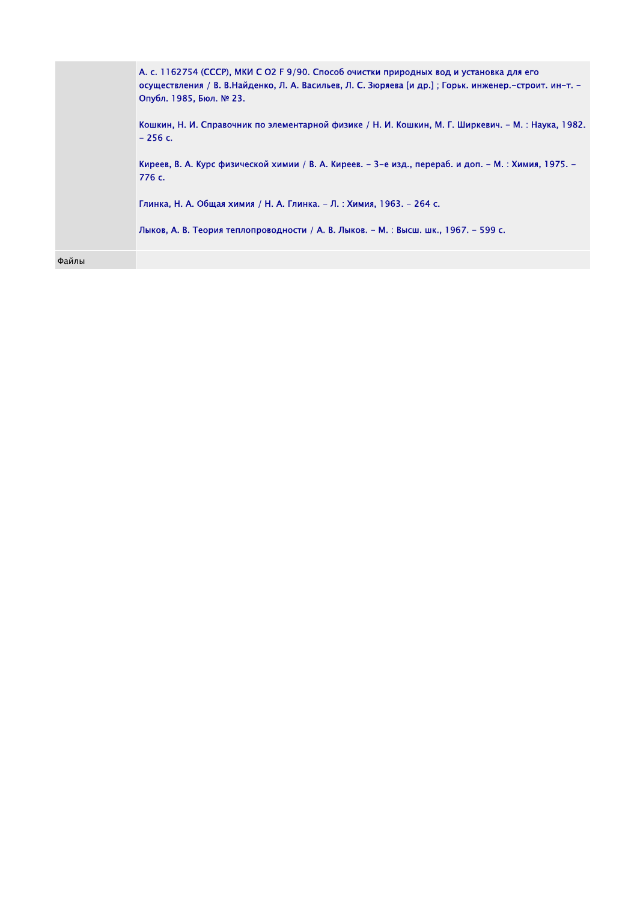|  |  |
|---|---|
|  | А. с. 1162754 (СССР), МКИ С О2 F 9/90. Способ очистки природных вод и установка для его осуществления / В. В.Найденко, Л. А. Васильев, Л. С. Зюряева [и др.] ; Горьк. инженер.-строит. ин-т. – Опубл. 1985, Бюл. № 23.<br><br>Кошкин, Н. И. Справочник по элементарной физике / Н. И. Кошкин, М. Г. Ширкевич. – М. : Наука, 1982. – 256 с.<br><br>Киреев, В. А. Курс физической химии / В. А. Киреев. – 3-е изд., перераб. и доп. – М. : Химия, 1975. – 776 с.<br><br>Глинка, Н. А. Общая химия / Н. А. Глинка. – Л. : Химия, 1963. – 264 с.<br><br>Лыков, А. В. Теория теплопроводности / А. В. Лыков. – М. : Высш. шк., 1967. – 599 с. |
| Файлы |  |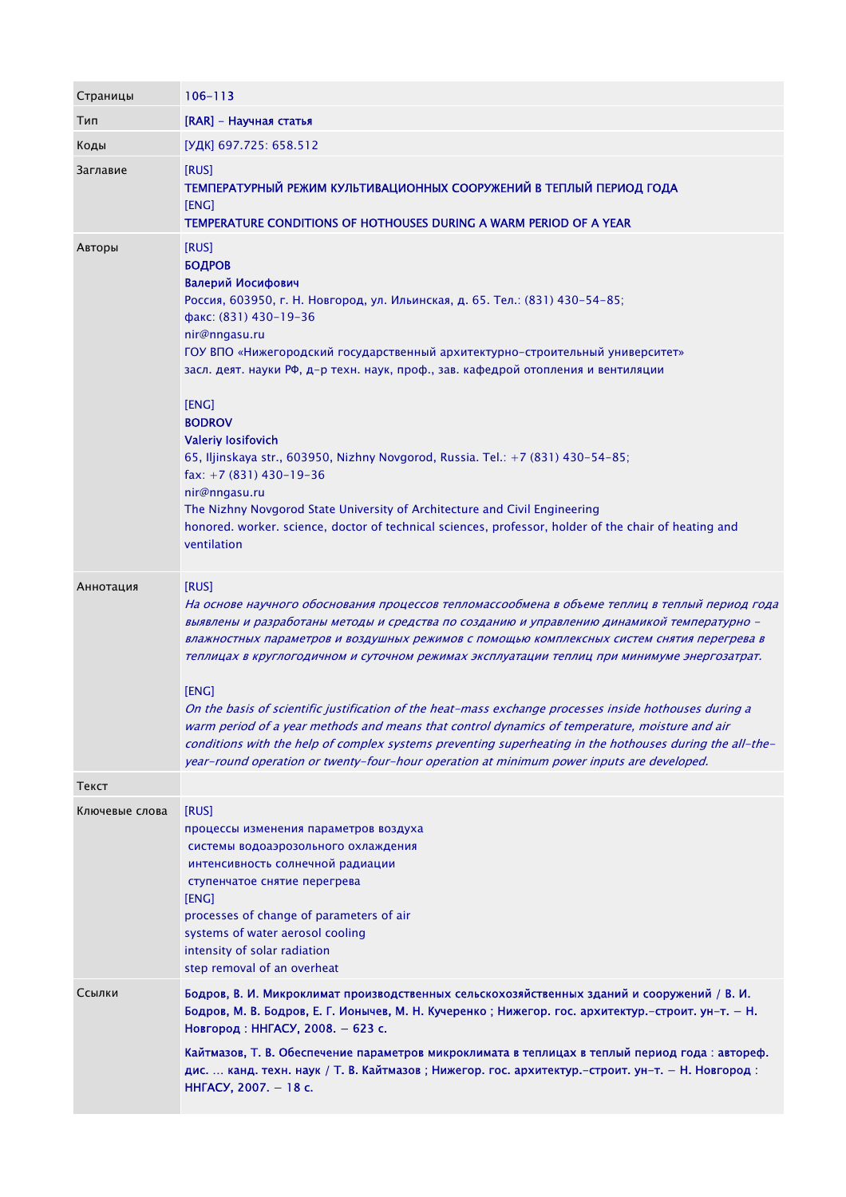| | |
|---|---|
| Страницы | 106-113 |
| Тип | [RAR] - Научная статья |
| Коды | [УДК] 697.725: 658.512 |
| Заглавие | [RUS]<br>ТЕМПЕРАТУРНЫЙ РЕЖИМ КУЛЬТИВАЦИОННЫХ СООРУЖЕНИЙ В ТЕПЛЫЙ ПЕРИОД ГОДА<br>[ENG]<br>TEMPERATURE CONDITIONS OF HOTHOUSES DURING A WARM PERIOD OF A YEAR |
| Авторы | [RUS]<br>**БОДРОВ**<br>**Валерий Иосифович**<br>Россия, 603950, г. Н. Новгород, ул. Ильинская, д. 65. Тел.: (831) 430-54-85;<br>факс: (831) 430-19-36<br>nir@nngasu.ru<br>ГОУ ВПО «Нижегородский государственный архитектурно-строительный университет»<br>засл. деят. науки РФ, д-р техн. наук, проф., зав. кафедрой отопления и вентиляции<br><br>[ENG]<br>**BODROV**<br>**Valeriy Iosifovich**<br>65, Iljinskaya str., 603950, Nizhny Novgorod, Russia. Tel.: +7 (831) 430-54-85;<br>fax: +7 (831) 430-19-36<br>nir@nngasu.ru<br>The Nizhny Novgorod State University of Architecture and Civil Engineering<br>honored. worker. science, doctor of technical sciences, professor, holder of the chair of heating and ventilation |
| Аннотация | [RUS]<br>*На основе научного обоснования процессов тепломассообмена в объеме теплиц в теплый период года выявлены и разработаны методы и средства по созданию и управлению динамикой температурно - влажностных параметров и воздушных режимов с помощью комплексных систем снятия перегрева в теплицах в круглогодичном и суточном режимах эксплуатации теплиц при минимуме энергозатрат.*<br><br>[ENG]<br>*On the basis of scientific justification of the heat-mass exchange processes inside hothouses during a warm period of a year methods and means that control dynamics of temperature, moisture and air conditions with the help of complex systems preventing superheating in the hothouses during the all-the-year-round operation or twenty-four-hour operation at minimum power inputs are developed.* |
| Текст | |
| Ключевые слова | [RUS]<br>процессы изменения параметров воздуха<br>системы водоаэрозольного охлаждения<br>интенсивность солнечной радиации<br>ступенчатое снятие перегрева<br>[ENG]<br>processes of change of parameters of air<br>systems of water aerosol cooling<br>intensity of solar radiation<br>step removal of an overheat |
| Ссылки | Бодров, В. И. Микроклимат производственных сельскохозяйственных зданий и сооружений / В. И. Бодров, М. В. Бодров, Е. Г. Ионычев, М. Н. Кучеренко ; Нижегор. гос. архитектур.-строит. ун-т. — Н. Новгород : ННГАСУ, 2008. — 623 с.<br><br>Кайтмазов, Т. В. Обеспечение параметров микроклимата в теплицах в теплый период года : автореф. дис. ... канд. техн. наук / Т. В. Кайтмазов ; Нижегор. гос. архитектур.-строит. ун-т. — Н. Новгород : ННГАСУ, 2007. — 18 с. |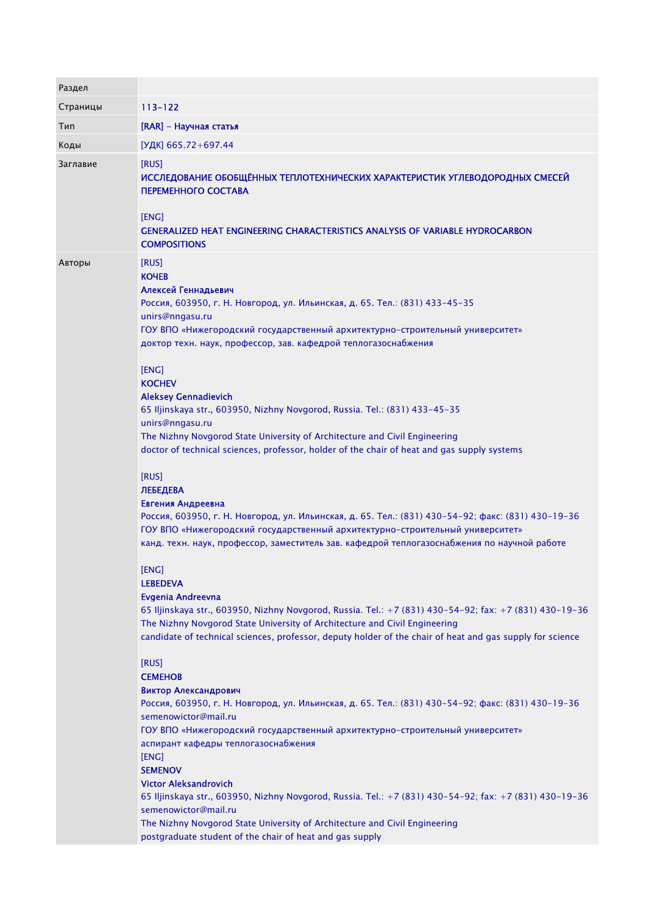| Раздел | |
|---|---|
| Страницы | 113-122 |
| Тип | [RAR] - Научная статья |
| Коды | [УДК] 665.72+697.44 |
| Заглавие | [RUS]<br>**ИССЛЕДОВАНИЕ ОБОБЩЁННЫХ ТЕПЛОТЕХНИЧЕСКИХ ХАРАКТЕРИСТИК УГЛЕВОДОРОДНЫХ СМЕСЕЙ ПЕРЕМЕННОГО СОСТАВА**<br><br>[ENG]<br>**GENERALIZED HEAT ENGINEERING CHARACTERISTICS ANALYSIS OF VARIABLE HYDROCARBON COMPOSITIONS** |
| Авторы | [RUS]<br>**КОЧЕВ**<br>**Алексей Геннадьевич**<br>Россия, 603950, г. Н. Новгород, ул. Ильинская, д. 65. Тел.: (831) 433-45-35<br>unirs@nngasu.ru<br>ГОУ ВПО «Нижегородский государственный архитектурно-строительный университет»<br>доктор техн. наук, профессор, зав. кафедрой теплогазоснабжения<br><br>[ENG]<br>**KOCHEV**<br>**Aleksey Gennadievich**<br>65 Iljinskaya str., 603950, Nizhny Novgorod, Russia. Tel.: (831) 433-45-35<br>unirs@nngasu.ru<br>The Nizhny Novgorod State University of Architecture and Civil Engineering<br>doctor of technical sciences, professor, holder of the chair of heat and gas supply systems<br><br>[RUS]<br>**ЛЕБЕДЕВА**<br>**Евгения Андреевна**<br>Россия, 603950, г. Н. Новгород, ул. Ильинская, д. 65. Тел.: (831) 430-54-92; факс: (831) 430-19-36<br>ГОУ ВПО «Нижегородский государственный архитектурно-строительный университет»<br>канд. техн. наук, профессор, заместитель зав. кафедрой теплогазоснабжения по научной работе<br><br>[ENG]<br>**LEBEDEVA**<br>**Evgenia Andreevna**<br>65 Iljinskaya str., 603950, Nizhny Novgorod, Russia. Tel.: +7 (831) 430-54-92; fax: +7 (831) 430-19-36<br>The Nizhny Novgorod State University of Architecture and Civil Engineering<br>candidate of technical sciences, professor, deputy holder of the chair of heat and gas supply for science<br><br>[RUS]<br>**СЕМЕНОВ**<br>**Виктор Александрович**<br>Россия, 603950, г. Н. Новгород, ул. Ильинская, д. 65. Тел.: (831) 430-54-92; факс: (831) 430-19-36<br>semenowictor@mail.ru<br>ГОУ ВПО «Нижегородский государственный архитектурно-строительный университет»<br>аспирант кафедры теплогазоснабжения<br>[ENG]<br>**SEMENOV**<br>**Victor Aleksandrovich**<br>65 Iljinskaya str., 603950, Nizhny Novgorod, Russia. Tel.: +7 (831) 430-54-92; fax: +7 (831) 430-19-36<br>semenowictor@mail.ru<br>The Nizhny Novgorod State University of Architecture and Civil Engineering<br>postgraduate student of the chair of heat and gas supply |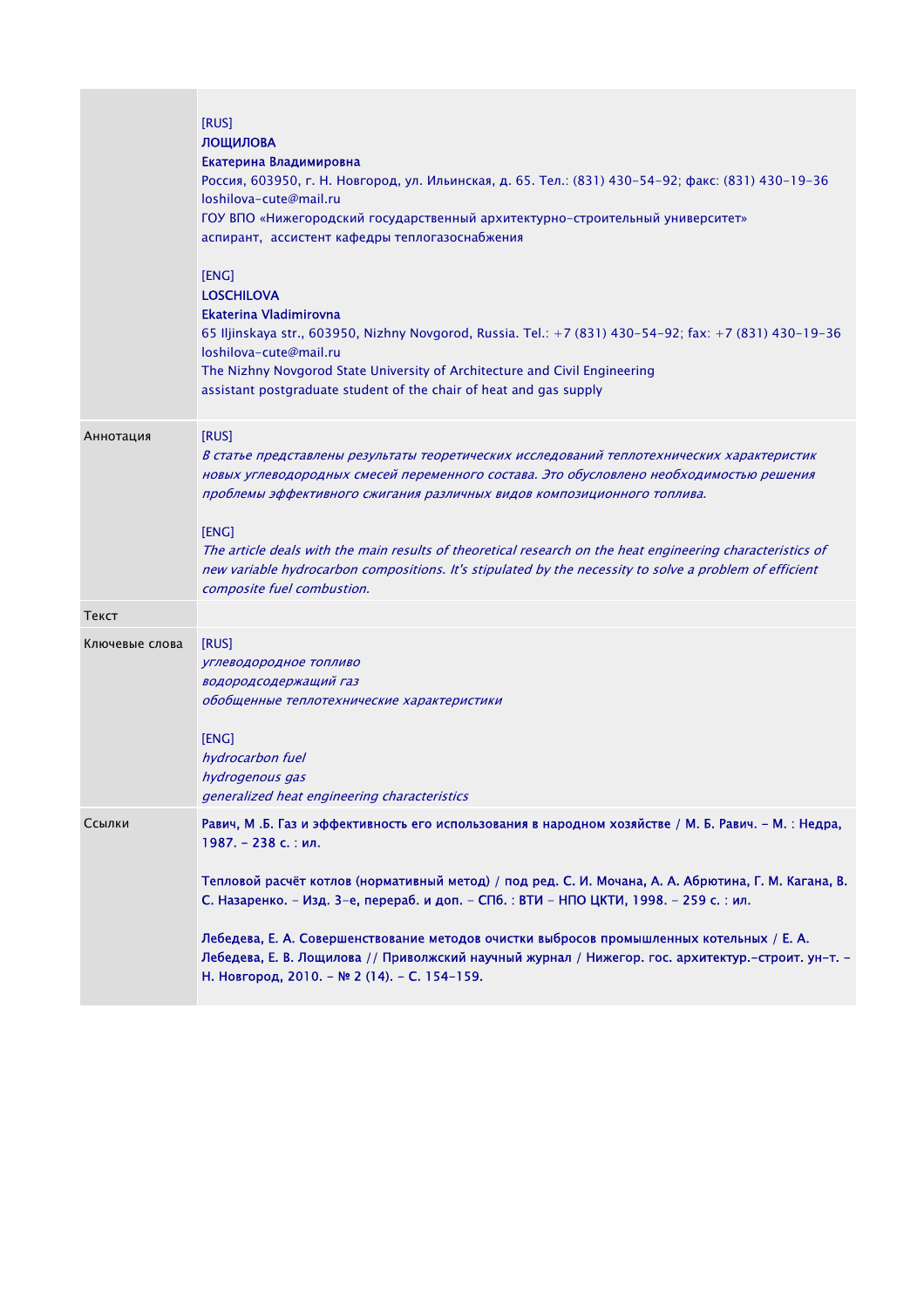| | |
|---|---|
| | [RUS]<br>**ЛОЩИЛОВА**<br>**Екатерина Владимировна**<br>Россия, 603950, г. Н. Новгород, ул. Ильинская, д. 65. Тел.: (831) 430-54-92; факс: (831) 430-19-36<br>loshilova-cute@mail.ru<br>ГОУ ВПО «Нижегородский государственный архитектурно-строительный университет»<br>аспирант, ассистент кафедры теплогазоснабжения<br><br>[ENG]<br>**LOSCHILOVA**<br>**Ekaterina Vladimirovna**<br>65 Iljinskaya str., 603950, Nizhny Novgorod, Russia. Tel.: +7 (831) 430-54-92; fax: +7 (831) 430-19-36<br>loshilova-cute@mail.ru<br>The Nizhny Novgorod State University of Architecture and Civil Engineering<br>assistant postgraduate student of the chair of heat and gas supply |
| Аннотация | [RUS]<br>*В статье представлены результаты теоретических исследований теплотехнических характеристик новых углеводородных смесей переменного состава. Это обусловлено необходимостью решения проблемы эффективного сжигания различных видов композиционного топлива.*<br><br>[ENG]<br>*The article deals with the main results of theoretical research on the heat engineering characteristics of new variable hydrocarbon compositions. It's stipulated by the necessity to solve a problem of efficient composite fuel combustion.* |
| Текст | |
| Ключевые слова | [RUS]<br>*углеводородное топливо*<br>*водородсодержащий газ*<br>*обобщенные теплотехнические характеристики*<br><br>[ENG]<br>*hydrocarbon fuel*<br>*hydrogenous gas*<br>*generalized heat engineering characteristics* |
| Ссылки | Равич, М .Б. Газ и эффективность его использования в народном хозяйстве / М. Б. Равич. – М. : Недра, 1987. – 238 с. : ил.<br><br>Тепловой расчёт котлов (нормативный метод) / под ред. С. И. Мочана, А. А. Абрютина, Г. М. Кагана, В. С. Назаренко. – Изд. 3-е, перераб. и доп. – СПб. : ВТИ – НПО ЦКТИ, 1998. – 259 с. : ил.<br><br>Лебедева, Е. А. Совершенствование методов очистки выбросов промышленных котельных / Е. А. Лебедева, Е. В. Лощилова // Приволжский научный журнал / Нижегор. гос. архитектур.-строит. ун-т. – Н. Новгород, 2010. – № 2 (14). – С. 154-159. |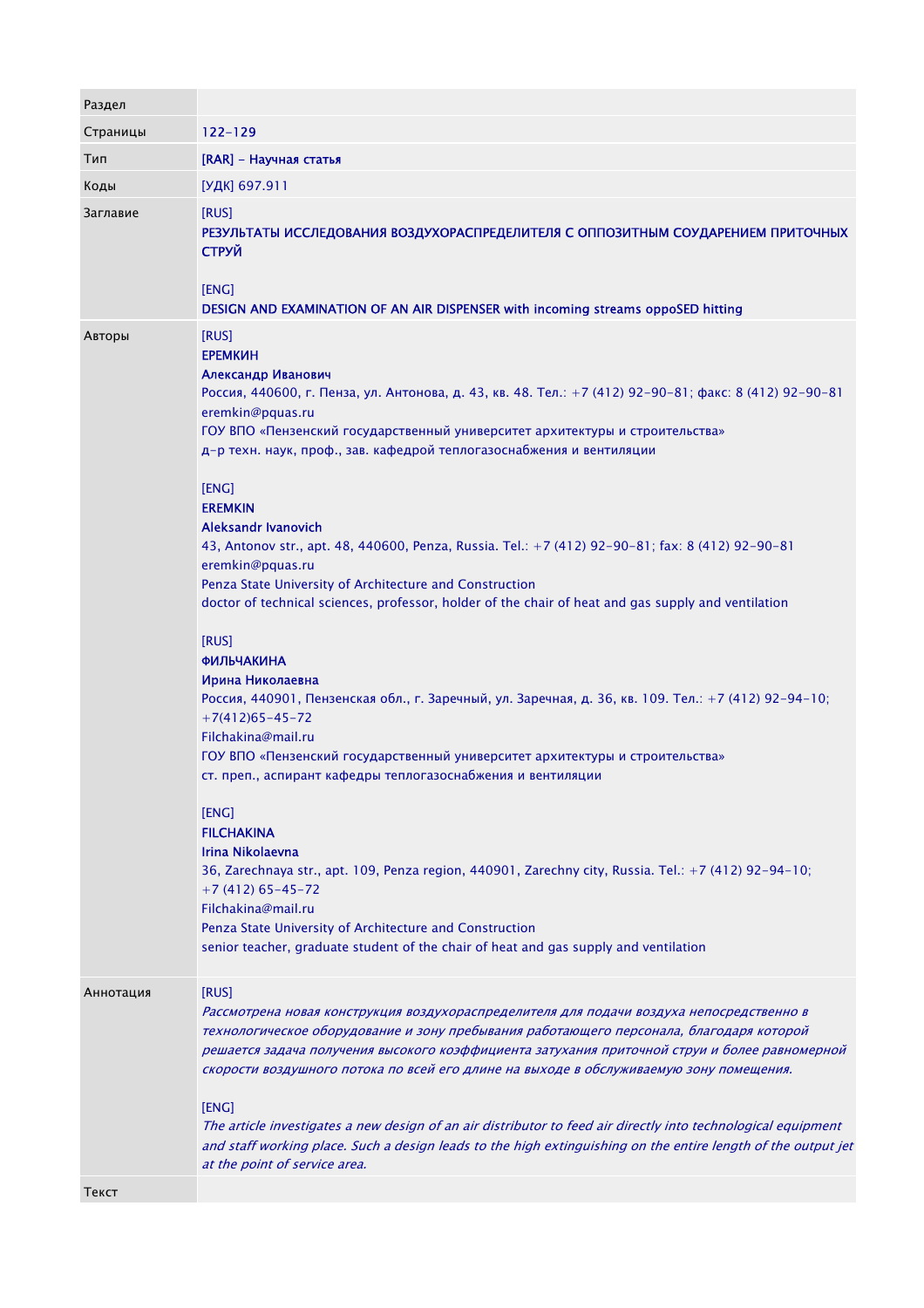| Раздел | |
|---|---|
| Страницы | 122-129 |
| Тип | [RAR] - **Научная статья** |
| Коды | [УДК] 697.911 |
| Заглавие | [RUS]<br>**РЕЗУЛЬТАТЫ ИССЛЕДОВАНИЯ ВОЗДУХОРАСПРЕДЕЛИТЕЛЯ С ОППОЗИТНЫМ СОУДАРЕНИЕМ ПРИТОЧНЫХ СТРУЙ**<br><br>[ENG]<br>**DESIGN AND EXAMINATION OF AN AIR DISPENSER with incoming streams oppoSED hitting** |
| Авторы | [RUS]<br>**ЕРЕМКИН**<br>**Александр Иванович**<br>Россия, 440600, г. Пенза, ул. Антонова, д. 43, кв. 48. Тел.: +7 (412) 92-90-81; факс: 8 (412) 92-90-81<br>eremkin@pquas.ru<br>ГОУ ВПО «Пензенский государственный университет архитектуры и строительства»<br>д-р техн. наук, проф., зав. кафедрой теплогазоснабжения и вентиляции<br><br>[ENG]<br>**EREMKIN**<br>**Aleksandr Ivanovich**<br>43, Antonov str., apt. 48, 440600, Penza, Russia. Tel.: +7 (412) 92-90-81; fax: 8 (412) 92-90-81<br>eremkin@pquas.ru<br>Penza State University of Architecture and Construction<br>doctor of technical sciences, professor, holder of the chair of heat and gas supply and ventilation<br><br>[RUS]<br>**ФИЛЬЧАКИНА**<br>**Ирина Николаевна**<br>Россия, 440901, Пензенская обл., г. Заречный, ул. Заречная, д. 36, кв. 109. Тел.: +7 (412) 92-94-10; +7(412)65-45-72<br>Filchakina@mail.ru<br>ГОУ ВПО «Пензенский государственный университет архитектуры и строительства»<br>ст. преп., аспирант кафедры теплогазоснабжения и вентиляции<br><br>[ENG]<br>**FILCHAKINA**<br>**Irina Nikolaevna**<br>36, Zarechnaya str., apt. 109, Penza region, 440901, Zarechny city, Russia. Tel.: +7 (412) 92-94-10; +7 (412) 65-45-72<br>Filchakina@mail.ru<br>Penza State University of Architecture and Construction<br>senior teacher, graduate student of the chair of heat and gas supply and ventilation |
| Аннотация | [RUS]<br>*Рассмотрена новая конструкция воздухораспределителя для подачи воздуха непосредственно в технологическое оборудование и зону пребывания работающего персонала, благодаря которой решается задача получения высокого коэффициента затухания приточной струи и более равномерной скорости воздушного потока по всей его длине на выходе в обслуживаемую зону помещения.*<br><br>[ENG]<br>*The article investigates a new design of an air distributor to feed air directly into technological equipment and staff working place. Such a design leads to the high extinguishing on the entire length of the output jet at the point of service area.* |
| Текст | |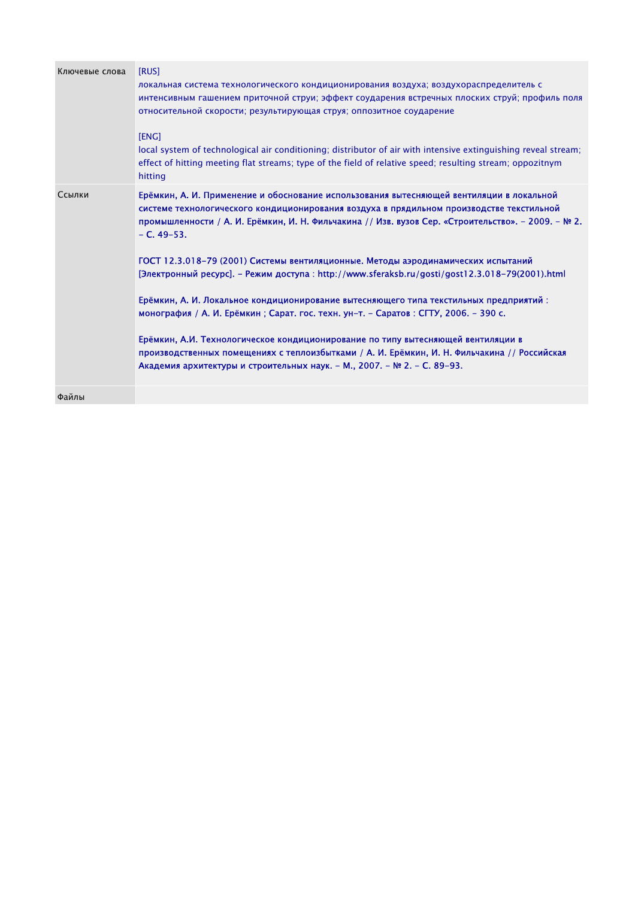| | |
|---|---|
| Ключевые слова | [RUS]<br>локальная система технологического кондиционирования воздуха; воздухораспределитель с интенсивным гашением приточной струи; эффект соударения встречных плоских струй; профиль поля относительной скорости; результирующая струя; оппозитное соударение<br><br>[ENG]<br>local system of technological air conditioning; distributor of air with intensive extinguishing reveal stream; effect of hitting meeting flat streams; type of the field of relative speed; resulting stream; oppozitnym hitting |
| Ссылки | Ерёмкин, А. И. Применение и обоснование использования вытесняющей вентиляции в локальной системе технологического кондиционирования воздуха в прядильном производстве текстильной промышленности / А. И. Ерёмкин, И. Н. Фильчакина // Изв. вузов Сер. «Строительство». – 2009. – № 2. – С. 49-53.<br><br>ГОСТ 12.3.018-79 (2001) Системы вентиляционные. Методы аэродинамических испытаний [Электронный ресурс]. – Режим доступа : http://www.sferaksb.ru/gosti/gost12.3.018-79(2001).html<br><br>Ерёмкин, А. И. Локальное кондиционирование вытесняющего типа текстильных предприятий : монография / А. И. Ерёмкин ; Сарат. гос. техн. ун-т. – Саратов : СГТУ, 2006. – 390 с.<br><br>Ерёмкин, А.И. Технологическое кондиционирование по типу вытесняющей вентиляции в производственных помещениях с теплоизбытками / А. И. Ерёмкин, И. Н. Фильчакина // Российская Академия архитектуры и строительных наук. – М., 2007. – № 2. – С. 89-93. |
| Файлы | |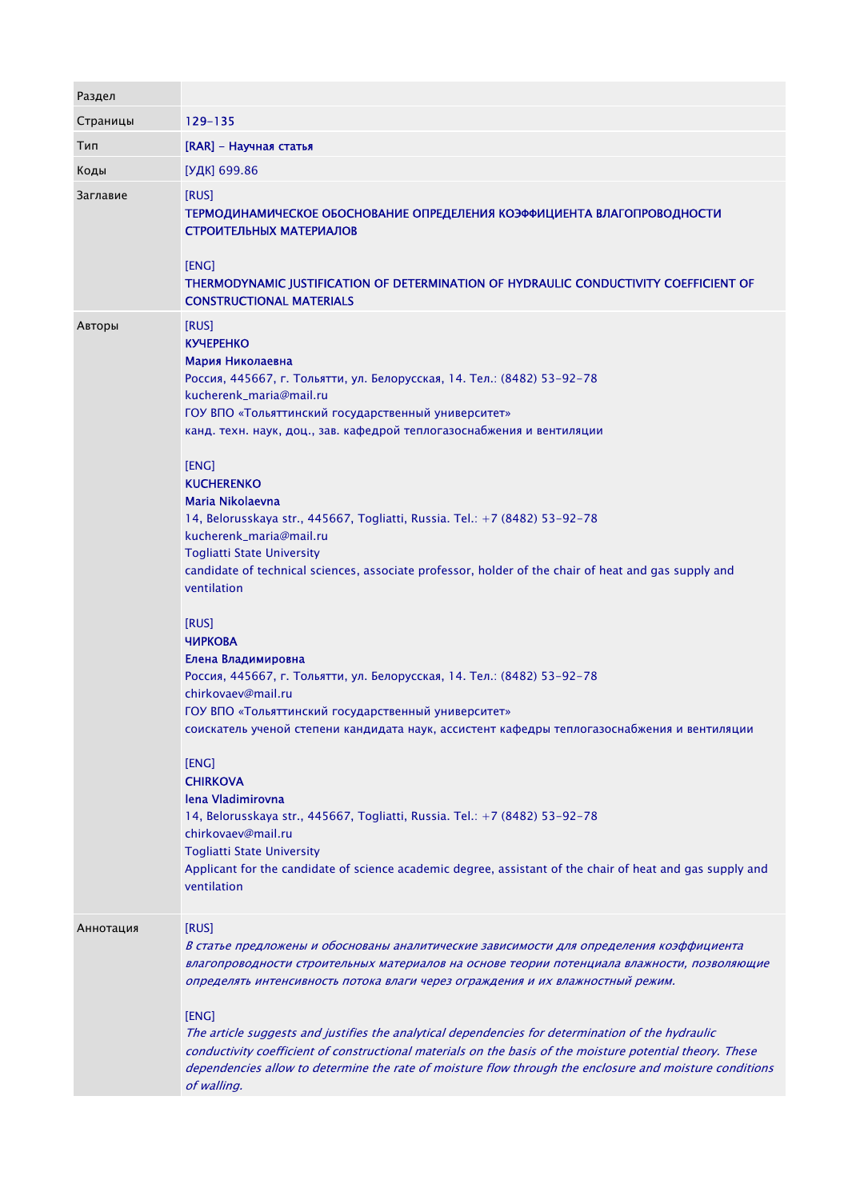| Раздел | |
|---|---|
| Страницы | 129-135 |
| Тип | [RAR] - Научная статья |
| Коды | [УДК] 699.86 |
| Заглавие | [RUS]<br>**ТЕРМОДИНАМИЧЕСКОЕ ОБОСНОВАНИЕ ОПРЕДЕЛЕНИЯ КОЭФФИЦИЕНТА ВЛАГОПРОВОДНОСТИ СТРОИТЕЛЬНЫХ МАТЕРИАЛОВ**<br><br>[ENG]<br>**THERMODYNAMIC JUSTIFICATION OF DETERMINATION OF HYDRAULIC CONDUCTIVITY COEFFICIENT OF CONSTRUCTIONAL MATERIALS** |
| Авторы | [RUS]<br>**КУЧЕРЕНКО**<br>**Мария Николаевна**<br>Россия, 445667, г. Тольятти, ул. Белорусская, 14. Тел.: (8482) 53-92-78<br>kucherenk_maria@mail.ru<br>ГОУ ВПО «Тольяттинский государственный университет»<br>канд. техн. наук, доц., зав. кафедрой теплогазоснабжения и вентиляции<br><br>[ENG]<br>**KUCHERENKO**<br>**Maria Nikolaevna**<br>14, Belorusskaya str., 445667, Togliatti, Russia. Tel.: +7 (8482) 53-92-78<br>kucherenk_maria@mail.ru<br>Togliatti State University<br>candidate of technical sciences, associate professor, holder of the chair of heat and gas supply and ventilation<br><br>[RUS]<br>**ЧИРКОВА**<br>**Елена Владимировна**<br>Россия, 445667, г. Тольятти, ул. Белорусская, 14. Тел.: (8482) 53-92-78<br>chirkovaev@mail.ru<br>ГОУ ВПО «Тольяттинский государственный университет»<br>соискатель ученой степени кандидата наук, ассистент кафедры теплогазоснабжения и вентиляции<br><br>[ENG]<br>**CHIRKOVA**<br>**lena Vladimirovna**<br>14, Belorusskaya str., 445667, Togliatti, Russia. Tel.: +7 (8482) 53-92-78<br>chirkovaev@mail.ru<br>Togliatti State University<br>Applicant for the candidate of science academic degree, assistant of the chair of heat and gas supply and ventilation |
| Аннотация | [RUS]<br>*В статье предложены и обоснованы аналитические зависимости для определения коэффициента влагопроводности строительных материалов на основе теории потенциала влажности, позволяющие определять интенсивность потока влаги через ограждения и их влажностный режим.*<br><br>[ENG]<br>*The article suggests and justifies the analytical dependencies for determination of the hydraulic conductivity coefficient of constructional materials on the basis of the moisture potential theory. These dependencies allow to determine the rate of moisture flow through the enclosure and moisture conditions of walling.* |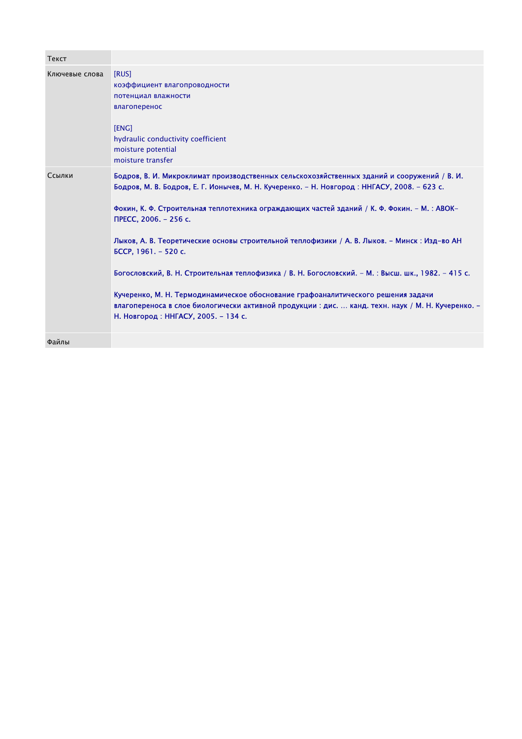| Текст | |
|---|---|
| Ключевые слова | [RUS]<br>коэффициент влагопроводности<br>потенциал влажности<br>влагоперенос<br><br>[ENG]<br>hydraulic conductivity coefficient<br>moisture potential<br>moisture transfer |
| Ссылки | Бодров, В. И. Микроклимат производственных сельскохозяйственных зданий и сооружений / В. И. Бодров, М. В. Бодров, Е. Г. Ионычев, М. Н. Кучеренко. – Н. Новгород : ННГАСУ, 2008. – 623 с.<br><br>Фокин, К. Ф. Строительная теплотехника ограждающих частей зданий / К. Ф. Фокин. – М. : АВОК-ПРЕСС, 2006. – 256 с.<br><br>Лыков, А. В. Теоретические основы строительной теплофизики / А. В. Лыков. – Минск : Изд-во АН БССР, 1961. – 520 с.<br><br>Богословский, В. Н. Строительная теплофизика / В. Н. Богословский. – М. : Высш. шк., 1982. – 415 с.<br><br>Кучеренко, М. Н. Термодинамическое обоснование графоаналитического решения задачи влагопереноса в слое биологически активной продукции : дис. … канд. техн. наук / М. Н. Кучеренко. – Н. Новгород : ННГАСУ, 2005. – 134 с. |
| Файлы | |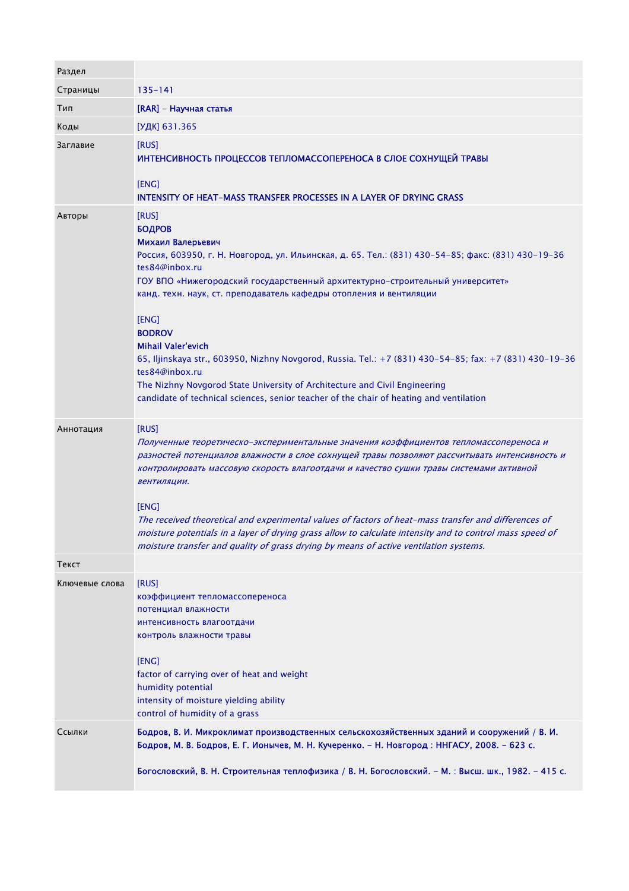| Раздел | |
|---|---|
| Страницы | 135-141 |
| Тип | [RAR] - Научная статья |
| Коды | [УДК] 631.365 |
| Заглавие | [RUS]<br>**ИНТЕНСИВНОСТЬ ПРОЦЕССОВ ТЕПЛОМАССОПЕРЕНОСА В СЛОЕ СОХНУЩЕЙ ТРАВЫ**<br><br>[ENG]<br>**INTENSITY OF HEAT-MASS TRANSFER PROCESSES IN A LAYER OF DRYING GRASS** |
| Авторы | [RUS]<br>**БОДРОВ**<br>**Михаил Валерьевич**<br>Россия, 603950, г. Н. Новгород, ул. Ильинская, д. 65. Тел.: (831) 430-54-85; факс: (831) 430-19-36<br>tes84@inbox.ru<br>ГОУ ВПО «Нижегородский государственный архитектурно-строительный университет»<br>канд. техн. наук, ст. преподаватель кафедры отопления и вентиляции<br><br>[ENG]<br>**BODROV**<br>**Mihail Valer'evich**<br>65, Iljinskaya str., 603950, Nizhny Novgorod, Russia. Tel.: +7 (831) 430-54-85; fax: +7 (831) 430-19-36<br>tes84@inbox.ru<br>The Nizhny Novgorod State University of Architecture and Civil Engineering<br>candidate of technical sciences, senior teacher of the chair of heating and ventilation |
| Аннотация | [RUS]<br>*Полученные теоретическо-экспериментальные значения коэффициентов тепломассопереноса и разностей потенциалов влажности в слое сохнущей травы позволяют рассчитывать интенсивность и контролировать массовую скорость влагоотдачи и качество сушки травы системами активной вентиляции.*<br><br>[ENG]<br>*The received theoretical and experimental values of factors of heat-mass transfer and differences of moisture potentials in a layer of drying grass allow to calculate intensity and to control mass speed of moisture transfer and quality of grass drying by means of active ventilation systems.* |
| Текст | |
| Ключевые слова | [RUS]<br>коэффициент тепломассопереноса<br>потенциал влажности<br>интенсивность влагоотдачи<br>контроль влажности травы<br><br>[ENG]<br>factor of carrying over of heat and weight<br>humidity potential<br>intensity of moisture yielding ability<br>control of humidity of a grass |
| Ссылки | **Бодров, В. И. Микроклимат производственных сельскохозяйственных зданий и сооружений / В. И. Бодров, М. В. Бодров, Е. Г. Ионычев, М. Н. Кучеренко. - Н. Новгород : ННГАСУ, 2008. - 623 с.**<br><br>**Богословский, В. Н. Строительная теплофизика / В. Н. Богословский. - М. : Высш. шк., 1982. - 415 с.** |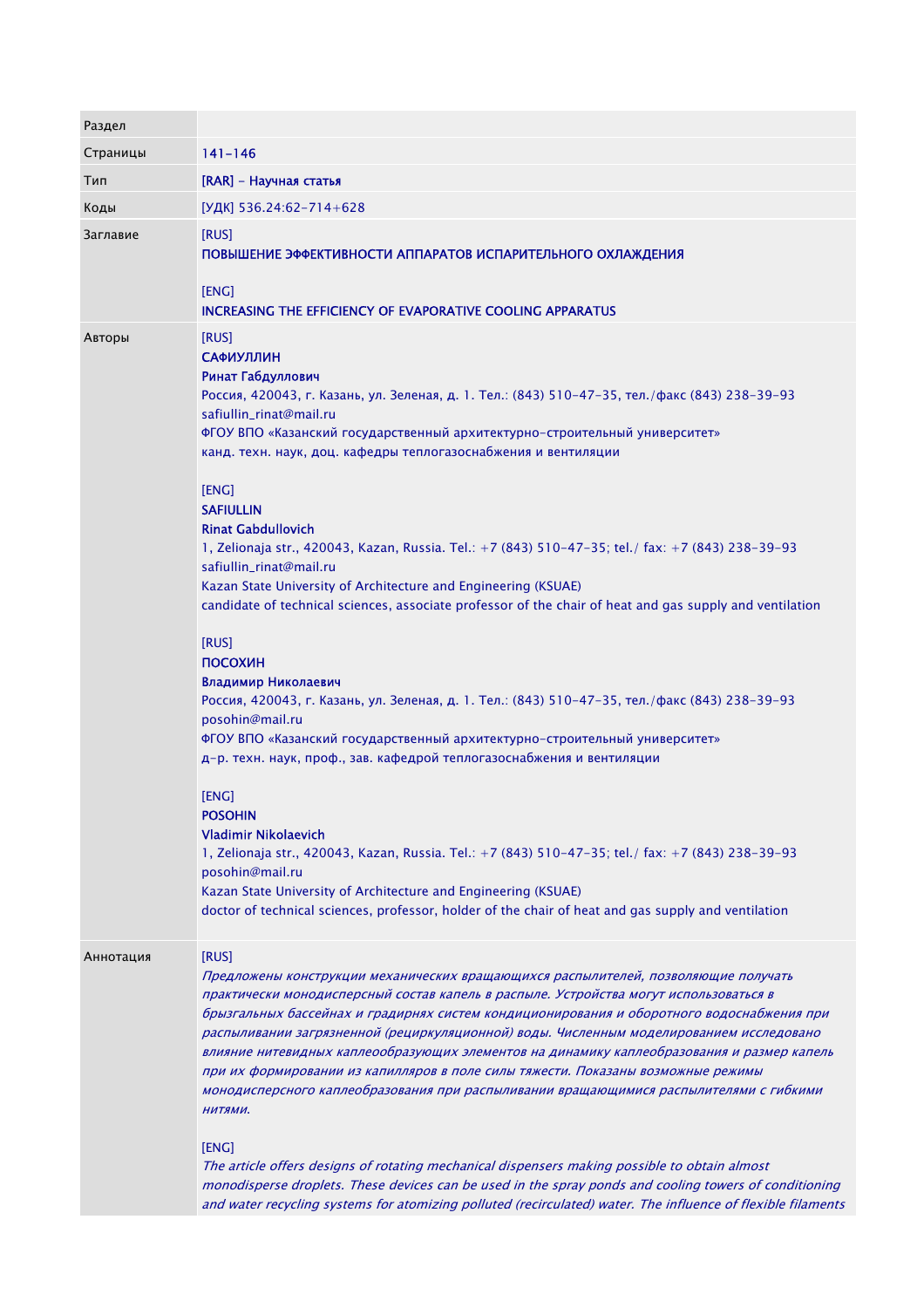| Раздел | |
|---|---|
| Страницы | 141-146 |
| Тип | [RAR] - Научная статья |
| Коды | [УДК] 536.24:62-714+628 |
| Заглавие | [RUS]<br>**ПОВЫШЕНИЕ ЭФФЕКТИВНОСТИ АППАРАТОВ ИСПАРИТЕЛЬНОГО ОХЛАЖДЕНИЯ**<br><br>[ENG]<br>**INCREASING THE EFFICIENCY OF EVAPORATIVE COOLING APPARATUS** |
| Авторы | [RUS]<br>**САФИУЛЛИН**<br>**Ринат Габдуллович**<br>Россия, 420043, г. Казань, ул. Зеленая, д. 1. Тел.: (843) 510-47-35, тел./факс (843) 238-39-93<br>safiullin_rinat@mail.ru<br>ФГОУ ВПО «Казанский государственный архитектурно-строительный университет»<br>канд. техн. наук, доц. кафедры теплогазоснабжения и вентиляции<br><br>[ENG]<br>**SAFIULLIN**<br>**Rinat Gabdullovich**<br>1, Zelionaja str., 420043, Kazan, Russia. Tel.: +7 (843) 510-47-35; tel./ fax: +7 (843) 238-39-93<br>safiullin_rinat@mail.ru<br>Kazan State University of Architecture and Engineering (KSUAE)<br>candidate of technical sciences, associate professor of the chair of heat and gas supply and ventilation<br><br>[RUS]<br>**ПОСОХИН**<br>**Владимир Николаевич**<br>Россия, 420043, г. Казань, ул. Зеленая, д. 1. Тел.: (843) 510-47-35, тел./факс (843) 238-39-93<br>posohin@mail.ru<br>ФГОУ ВПО «Казанский государственный архитектурно-строительный университет»<br>д-р. техн. наук, проф., зав. кафедрой теплогазоснабжения и вентиляции<br><br>[ENG]<br>**POSOHIN**<br>**Vladimir Nikolaevich**<br>1, Zelionaja str., 420043, Kazan, Russia. Tel.: +7 (843) 510-47-35; tel./ fax: +7 (843) 238-39-93<br>posohin@mail.ru<br>Kazan State University of Architecture and Engineering (KSUAE)<br>doctor of technical sciences, professor, holder of the chair of heat and gas supply and ventilation |
| Аннотация | [RUS]<br>*Предложены конструкции механических вращающихся распылителей, позволяющие получать практически монодисперсный состав капель в распыле. Устройства могут использоваться в брызгальных бассейнах и градирнях систем кондиционирования и оборотного водоснабжения при распыливании загрязненной (рециркуляционной) воды. Численным моделированием исследовано влияние нитевидных каплеобразующих элементов на динамику каплеобразования и размер капель при их формировании из капилляров в поле силы тяжести. Показаны возможные режимы монодисперсного каплеобразования при распыливании вращающимися распылителями с гибкими нитями.*<br><br>[ENG]<br>*The article offers designs of rotating mechanical dispensers making possible to obtain almost monodisperse droplets. These devices can be used in the spray ponds and cooling towers of conditioning and water recycling systems for atomizing polluted (recirculated) water. The influence of flexible filaments* |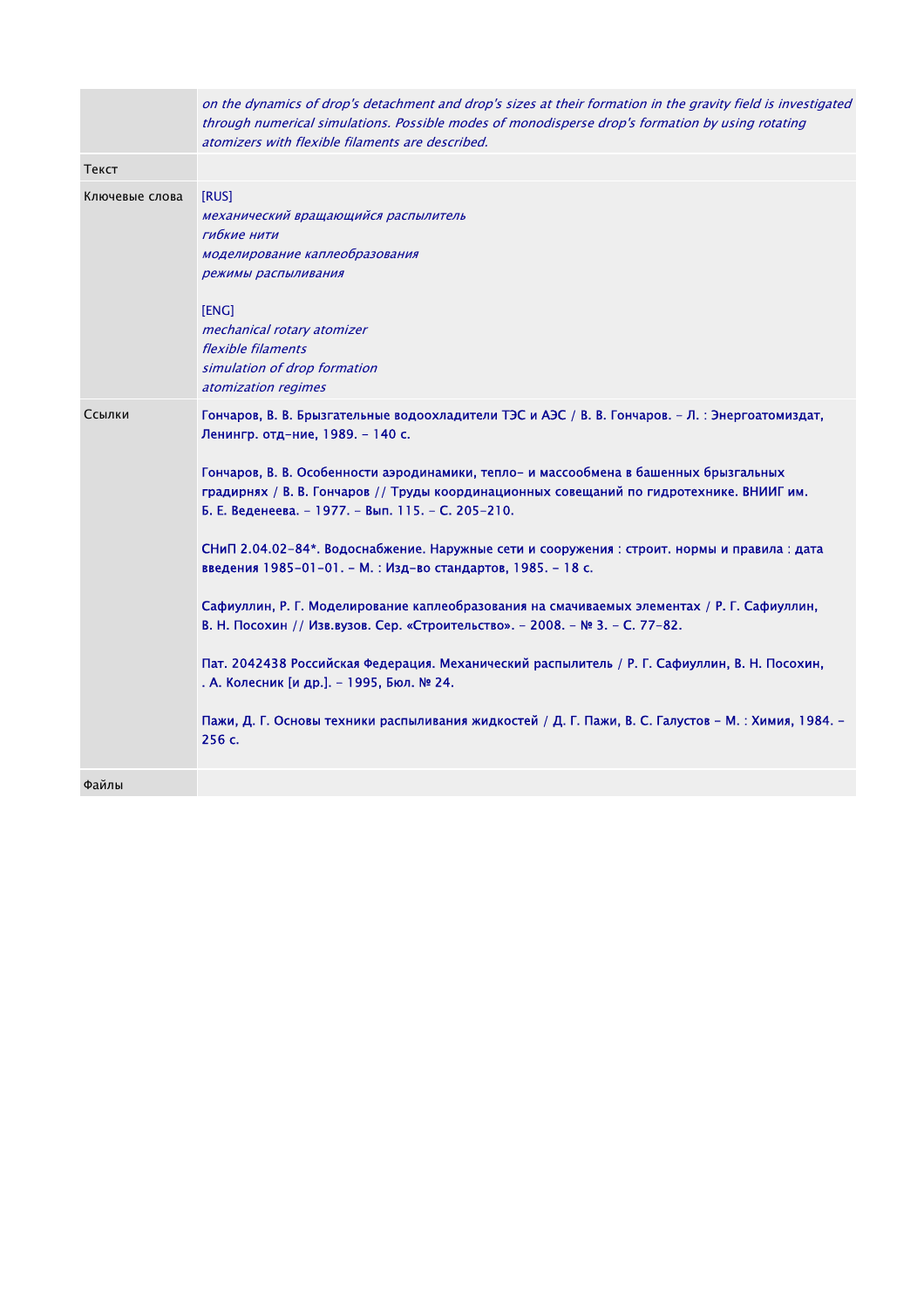| | |
|---|---|
| | *on the dynamics of drop's detachment and drop's sizes at their formation in the gravity field is investigated through numerical simulations. Possible modes of monodisperse drop's formation by using rotating atomizers with flexible filaments are described.* |
| Текст | |
| Ключевые слова | [RUS]<br>*механический вращающийся распылитель*<br>*гибкие нити*<br>*моделирование каплеобразования*<br>*режимы распыливания*<br><br>[ENG]<br>*mechanical rotary atomizer*<br>*flexible filaments*<br>*simulation of drop formation*<br>*atomization regimes* |
| Ссылки | Гончаров, В. В. Брызгательные водоохладители ТЭС и АЭС / В. В. Гончаров. – Л. : Энергоатомиздат, Ленингр. отд-ние, 1989. – 140 с.<br><br>Гончаров, В. В. Особенности аэродинамики, тепло- и массообмена в башенных брызгальных градирнях / В. В. Гончаров // Труды координационных совещаний по гидротехнике. ВНИИГ им. Б. Е. Веденеева. – 1977. – Вып. 115. – С. 205-210.<br><br>СНиП 2.04.02-84*. Водоснабжение. Наружные сети и сооружения : строит. нормы и правила : дата введения 1985-01-01. – М. : Изд-во стандартов, 1985. – 18 с.<br><br>Сафиуллин, Р. Г. Моделирование каплеобразования на смачиваемых элементах / Р. Г. Сафиуллин, В. Н. Посохин // Изв.вузов. Сер. «Строительство». – 2008. – № 3. – С. 77-82.<br><br>Пат. 2042438 Российская Федерация. Механический распылитель / Р. Г. Сафиуллин, В. Н. Посохин, . А. Колесник [и др.]. – 1995, Бюл. № 24.<br><br>Пажи, Д. Г. Основы техники распыливания жидкостей / Д. Г. Пажи, В. С. Галустов – М. : Химия, 1984. – 256 с. |
| Файлы | |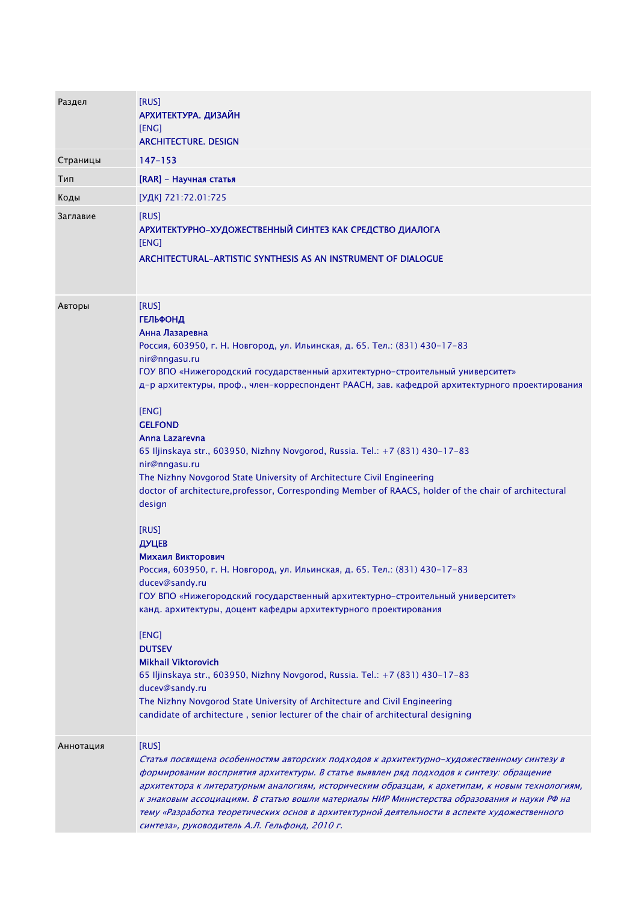| | |
|---|---|
| Раздел | [RUS]<br>**АРХИТЕКТУРА. ДИЗАЙН**<br>[ENG]<br>**ARCHITECTURE. DESIGN** |
| Страницы | 147-153 |
| Тип | [RAR] - **Научная статья** |
| Коды | [УДК] 721:72.01:725 |
| Заглавие | [RUS]<br>**АРХИТЕКТУРНО-ХУДОЖЕСТВЕННЫЙ СИНТЕЗ КАК СРЕДСТВО ДИАЛОГА**<br>[ENG]<br>**ARCHITECTURAL-ARTISTIC SYNTHESIS AS AN INSTRUMENT OF DIALOGUE** |
| Авторы | [RUS]<br>**ГЕЛЬФОНД**<br>**Анна Лазаревна**<br>Россия, 603950, г. Н. Новгород, ул. Ильинская, д. 65. Тел.: (831) 430-17-83<br>nir@nngasu.ru<br>ГОУ ВПО «Нижегородский государственный архитектурно-строительный университет»<br>д-р архитектуры, проф., член-корреспондент РААСН, зав. кафедрой архитектурного проектирования<br><br>[ENG]<br>**GELFOND**<br>**Anna Lazarevna**<br>65 Iljinskaya str., 603950, Nizhny Novgorod, Russia. Tel.: +7 (831) 430-17-83<br>nir@nngasu.ru<br>The Nizhny Novgorod State University of Architecture Civil Engineering<br>doctor of architecture,professor, Corresponding Member of RAACS, holder of the chair of architectural design<br><br>[RUS]<br>**ДУЦЕВ**<br>**Михаил Викторович**<br>Россия, 603950, г. Н. Новгород, ул. Ильинская, д. 65. Тел.: (831) 430-17-83<br>ducev@sandy.ru<br>ГОУ ВПО «Нижегородский государственный архитектурно-строительный университет»<br>канд. архитектуры, доцент кафедры архитектурного проектирования<br><br>[ENG]<br>**DUTSEV**<br>**Mikhail Viktorovich**<br>65 Iljinskaya str., 603950, Nizhny Novgorod, Russia. Tel.: +7 (831) 430-17-83<br>ducev@sandy.ru<br>The Nizhny Novgorod State University of Architecture and Civil Engineering<br>candidate of architecture , senior lecturer of the chair of architectural designing |
| Аннотация | [RUS]<br>*Статья посвящена особенностям авторских подходов к архитектурно-художественному синтезу в формировании восприятия архитектуры. В статье выявлен ряд подходов к синтезу: обращение архитектора к литературным аналогиям, историческим образцам, к архетипам, к новым технологиям, к знаковым ассоциациям. В статью вошли материалы НИР Министерства образования и науки РФ на тему «Разработка теоретических основ в архитектурной деятельности в аспекте художественного синтеза», руководитель А.Л. Гельфонд, 2010 г.* |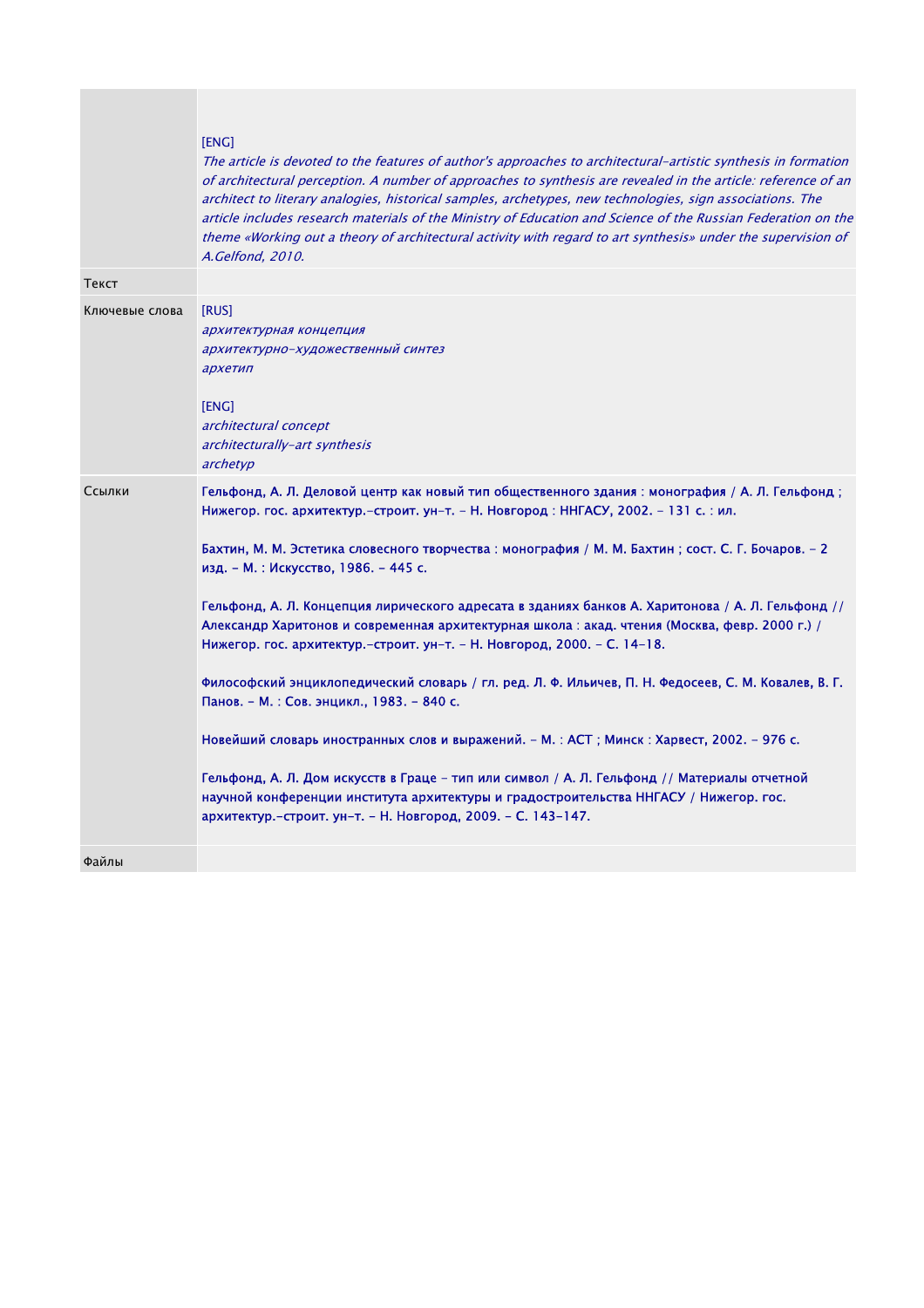| | |
|---|---|
| | [ENG]<br>*The article is devoted to the features of author's approaches to architectural-artistic synthesis in formation of architectural perception. A number of approaches to synthesis are revealed in the article: reference of an architect to literary analogies, historical samples, archetypes, new technologies, sign associations. The article includes research materials of the Ministry of Education and Science of the Russian Federation on the theme «Working out a theory of architectural activity with regard to art synthesis» under the supervision of A.Gelfond, 2010.* |
| Текст | |
| Ключевые слова | [RUS]<br>*архитектурная концепция*<br>*архитектурно-художественный синтез*<br>*архетип*<br><br>[ENG]<br>*architectural concept*<br>*architecturally-art synthesis*<br>*archetyp* |
| Ссылки | Гельфонд, А. Л. Деловой центр как новый тип общественного здания : монография / А. Л. Гельфонд ; Нижегор. гос. архитектур.-строит. ун-т. – Н. Новгород : ННГАСУ, 2002. – 131 с. : ил.<br><br>Бахтин, М. М. Эстетика словесного творчества : монография / М. М. Бахтин ; сост. С. Г. Бочаров. – 2 изд. – М. : Искусство, 1986. – 445 с.<br><br>Гельфонд, А. Л. Концепция лирического адресата в зданиях банков А. Харитонова / А. Л. Гельфонд // Александр Харитонов и современная архитектурная школа : акад. чтения (Москва, февр. 2000 г.) / Нижегор. гос. архитектур.-строит. ун-т. – Н. Новгород, 2000. – С. 14-18.<br><br>Философский энциклопедический словарь / гл. ред. Л. Ф. Ильичев, П. Н. Федосеев, С. М. Ковалев, В. Г. Панов. – М. : Сов. энцикл., 1983. – 840 с.<br><br>Новейший словарь иностранных слов и выражений. – М. : АСТ ; Минск : Харвест, 2002. – 976 с.<br><br>Гельфонд, А. Л. Дом искусств в Граце – тип или символ / А. Л. Гельфонд // Материалы отчетной научной конференции института архитектуры и градостроительства ННГАСУ / Нижегор. гос. архитектур.-строит. ун-т. – Н. Новгород, 2009. – С. 143-147. |
| Файлы | |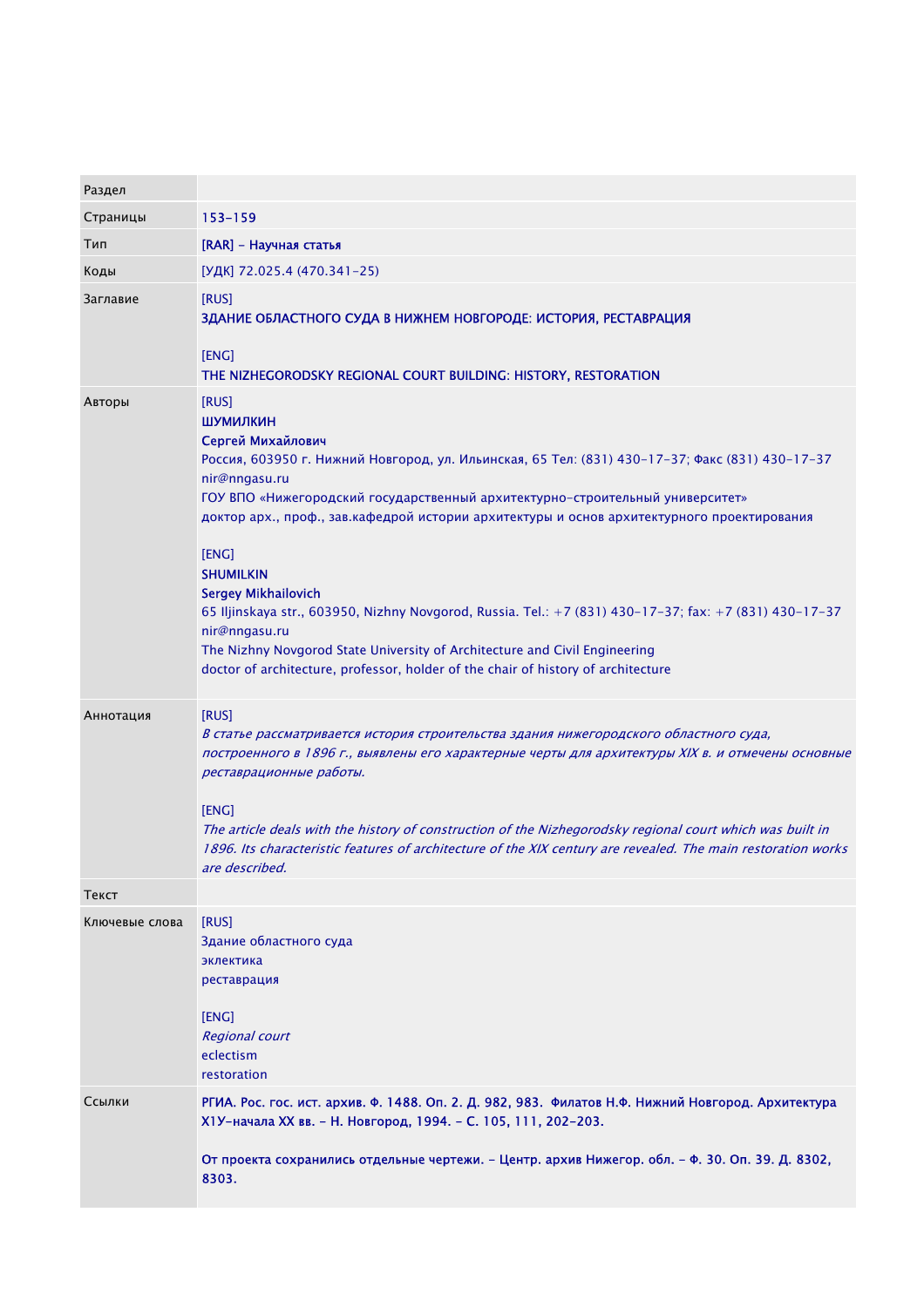| Раздел | |
|---|---|
| Страницы | 153-159 |
| Тип | [RAR] - Научная статья |
| Коды | [УДК] 72.025.4 (470.341-25) |
| Заглавие | [RUS]<br>**ЗДАНИЕ ОБЛАСТНОГО СУДА В НИЖНЕМ НОВГОРОДЕ: ИСТОРИЯ, РЕСТАВРАЦИЯ**<br><br>[ENG]<br>**THE NIZHEGORODSKY REGIONAL COURT BUILDING: HISTORY, RESTORATION** |
| Авторы | [RUS]<br>**ШУМИЛКИН**<br>**Сергей Михайлович**<br>Россия, 603950 г. Нижний Новгород, ул. Ильинская, 65 Тел: (831) 430-17-37; Факс (831) 430-17-37<br>nir@nngasu.ru<br>ГОУ ВПО «Нижегородский государственный архитектурно-строительный университет»<br>доктор арх., проф., зав.кафедрой истории архитектуры и основ архитектурного проектирования<br><br>[ENG]<br>**SHUMILKIN**<br>**Sergey Mikhailovich**<br>65 Iljinskaya str., 603950, Nizhny Novgorod, Russia. Tel.: +7 (831) 430-17-37; fax: +7 (831) 430-17-37<br>nir@nngasu.ru<br>The Nizhny Novgorod State University of Architecture and Civil Engineering<br>doctor of architecture, professor, holder of the chair of history of architecture |
| Аннотация | [RUS]<br>*В статье рассматривается история строительства здания нижегородского областного суда, построенного в 1896 г., выявлены его характерные черты для архитектуры XIX в. и отмечены основные реставрационные работы.*<br><br>[ENG]<br>*The article deals with the history of construction of the Nizhegorodsky regional court which was built in 1896. Its characteristic features of architecture of the XIX century are revealed. The main restoration works are described.* |
| Текст | |
| Ключевые слова | [RUS]<br>Здание областного суда<br>эклектика<br>реставрация<br><br>[ENG]<br>*Regional court*<br>eclectism<br>restoration |
| Ссылки | **РГИА. Рос. гос. ист. архив. Ф. 1488. Оп. 2. Д. 982, 983. Филатов Н.Ф. Нижний Новгород. Архитектура Х1У-начала XX вв. - Н. Новгород, 1994. - С. 105, 111, 202-203.**<br><br>**От проекта сохранились отдельные чертежи. - Центр. архив Нижегор. обл. - Ф. 30. Оп. 39. Д. 8302, 8303.** |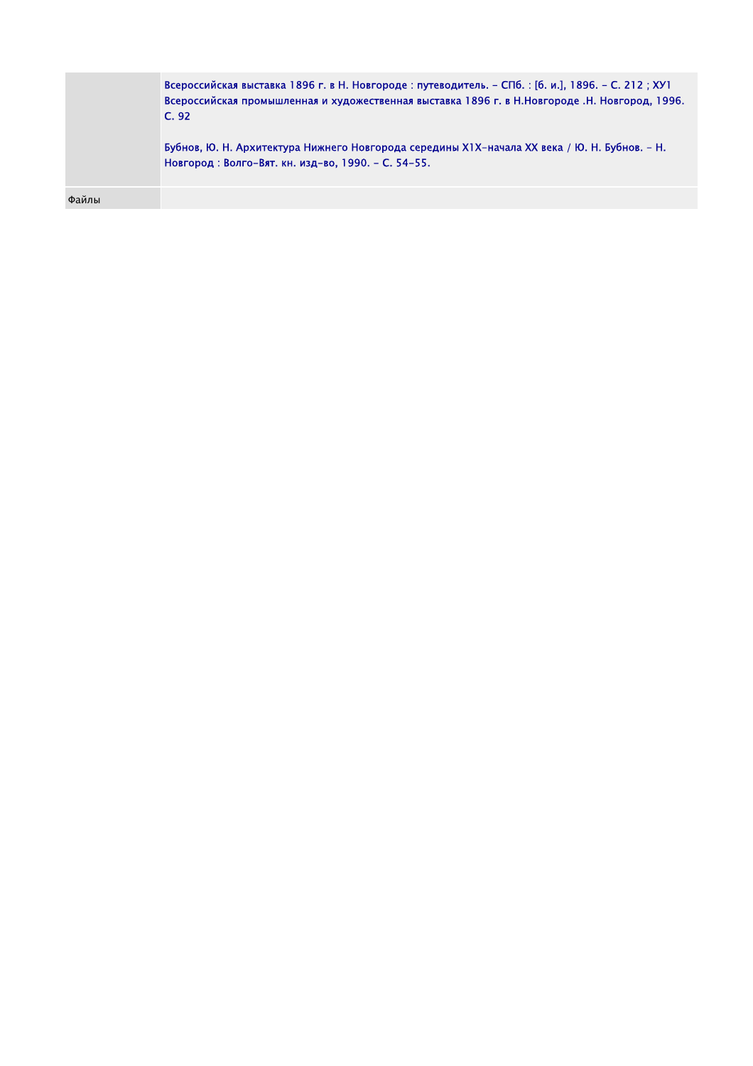| | |
|---|---|
| | Всероссийская выставка 1896 г. в Н. Новгороде : путеводитель. - СПб. : [б. и.], 1896. - С. 212 ; ХУ1 Всероссийская промышленная и художественная выставка 1896 г. в Н.Новгороде .Н. Новгород, 1996. С. 92<br><br>Бубнов, Ю. Н. Архитектура Нижнего Новгорода середины Х1Х-начала ХХ века / Ю. Н. Бубнов. - Н. Новгород : Волго-Вят. кн. изд-во, 1990. - С. 54-55. |
| Файлы | |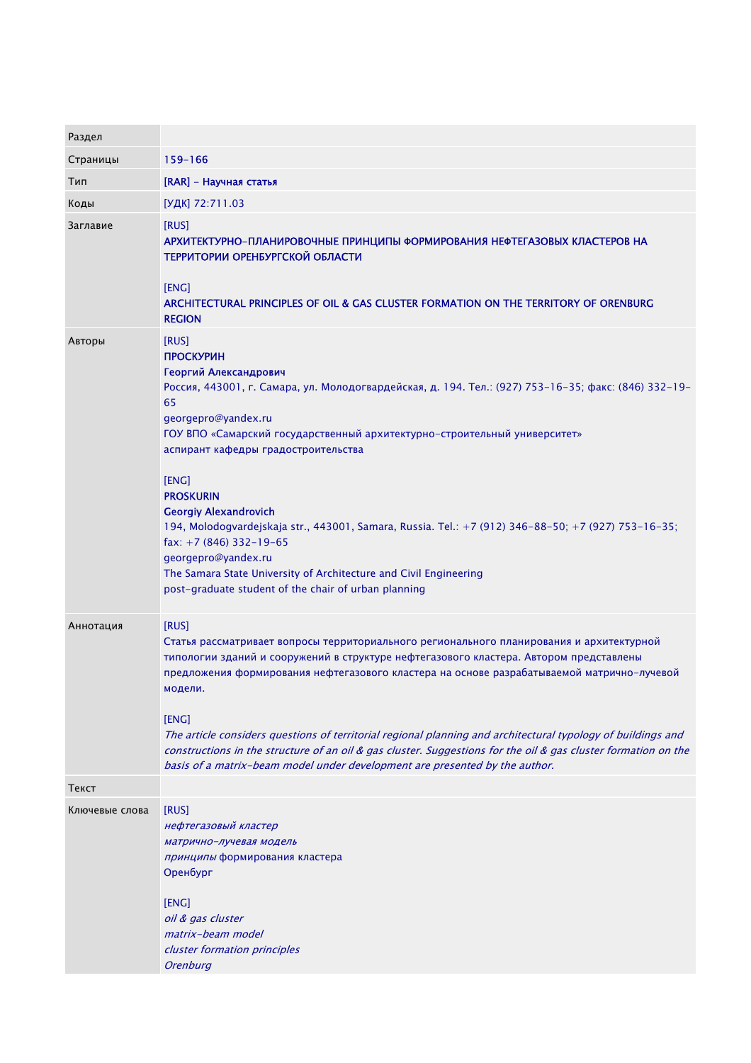| Раздел | |
| --- | --- |
| Страницы | 159-166 |
| Тип | [RAR] - **Научная статья** |
| Коды | [УДК] 72:711.03 |
| Заглавие | [RUS]<br>**АРХИТЕКТУРНО-ПЛАНИРОВОЧНЫЕ ПРИНЦИПЫ ФОРМИРОВАНИЯ НЕФТЕГАЗОВЫХ КЛАСТЕРОВ НА ТЕРРИТОРИИ ОРЕНБУРГСКОЙ ОБЛАСТИ**<br><br>[ENG]<br>**ARCHITECTURAL PRINCIPLES OF OIL & GAS CLUSTER FORMATION ON THE TERRITORY OF ORENBURG REGION** |
| Авторы | [RUS]<br>**ПРОСКУРИН**<br>**Георгий Александрович**<br>Россия, 443001, г. Самара, ул. Молодогвардейская, д. 194. Тел.: (927) 753-16-35; факс: (846) 332-19-65<br>georgepro@yandex.ru<br>ГОУ ВПО «Самарский государственный архитектурно-строительный университет»<br>аспирант кафедры градостроительства<br><br>[ENG]<br>**PROSKURIN**<br>**Georgiy Alexandrovich**<br>194, Molodogvardejskaja str., 443001, Samara, Russia. Tel.: +7 (912) 346-88-50; +7 (927) 753-16-35; fax: +7 (846) 332-19-65<br>georgepro@yandex.ru<br>The Samara State University of Architecture and Civil Engineering<br>post-graduate student of the chair of urban planning |
| Аннотация | [RUS]<br>Статья рассматривает вопросы территориального регионального планирования и архитектурной типологии зданий и сооружений в структуре нефтегазового кластера. Автором представлены предложения формирования нефтегазового кластера на основе разрабатываемой матрично-лучевой модели.<br><br>[ENG]<br>*The article considers questions of territorial regional planning and architectural typology of buildings and constructions in the structure of an oil & gas cluster. Suggestions for the oil & gas cluster formation on the basis of a matrix-beam model under development are presented by the author.* |
| Текст | |
| Ключевые слова | [RUS]<br>*нефтегазовый кластер*<br>*матрично-лучевая модель*<br>*принципы* формирования кластера<br>Оренбург<br><br>[ENG]<br>*oil & gas cluster*<br>*matrix-beam model*<br>*cluster formation principles*<br>*Orenburg* |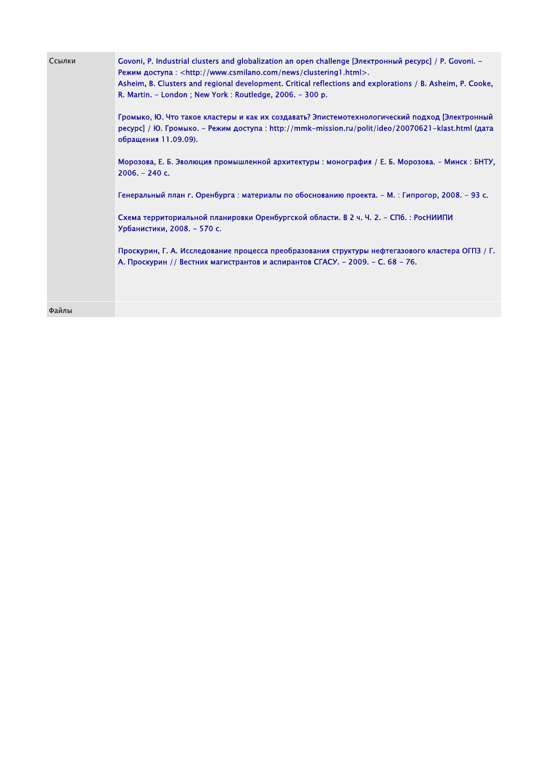| Ссылки | Govoni, P. Industrial clusters and globalization an open challenge [Электронный ресурс] / P. Govoni. – Режим доступа : <http://www.csmilano.com/news/clustering1.html>.<br>Asheim, B. Clusters and regional development. Critical reflections and explorations / B. Asheim, P. Cooke, R. Martin. – London ; New York : Routledge, 2006. – 300 p.<br><br>Громыко, Ю. Что такое кластеры и как их создавать? Эпистемотехнологический подход [Электронный ресурс] / Ю. Громыко. – Режим доступа : http://mmk-mission.ru/polit/ideo/20070621-klast.html (дата обращения 11.09.09).<br><br>Морозова, Е. Б. Эволюция промышленной архитектуры : монография / Е. Б. Морозова. – Минск : БНТУ, 2006. – 240 с.<br><br>Генеральный план г. Оренбурга : материалы по обоснованию проекта. – М. : Гипрогор, 2008. – 93 с.<br><br>Схема территориальной планировки Оренбургской области. В 2 ч. Ч. 2. – СПб. : РосНИИПИ Урбанистики, 2008. – 570 с.<br><br>Проскурин, Г. А. Исследование процесса преобразования структуры нефтегазового кластера ОГПЗ / Г. А. Проскурин // Вестник магистрантов и аспирантов СГАСУ. – 2009. – С. 68 – 76. |
| --- | --- |
| Файлы | |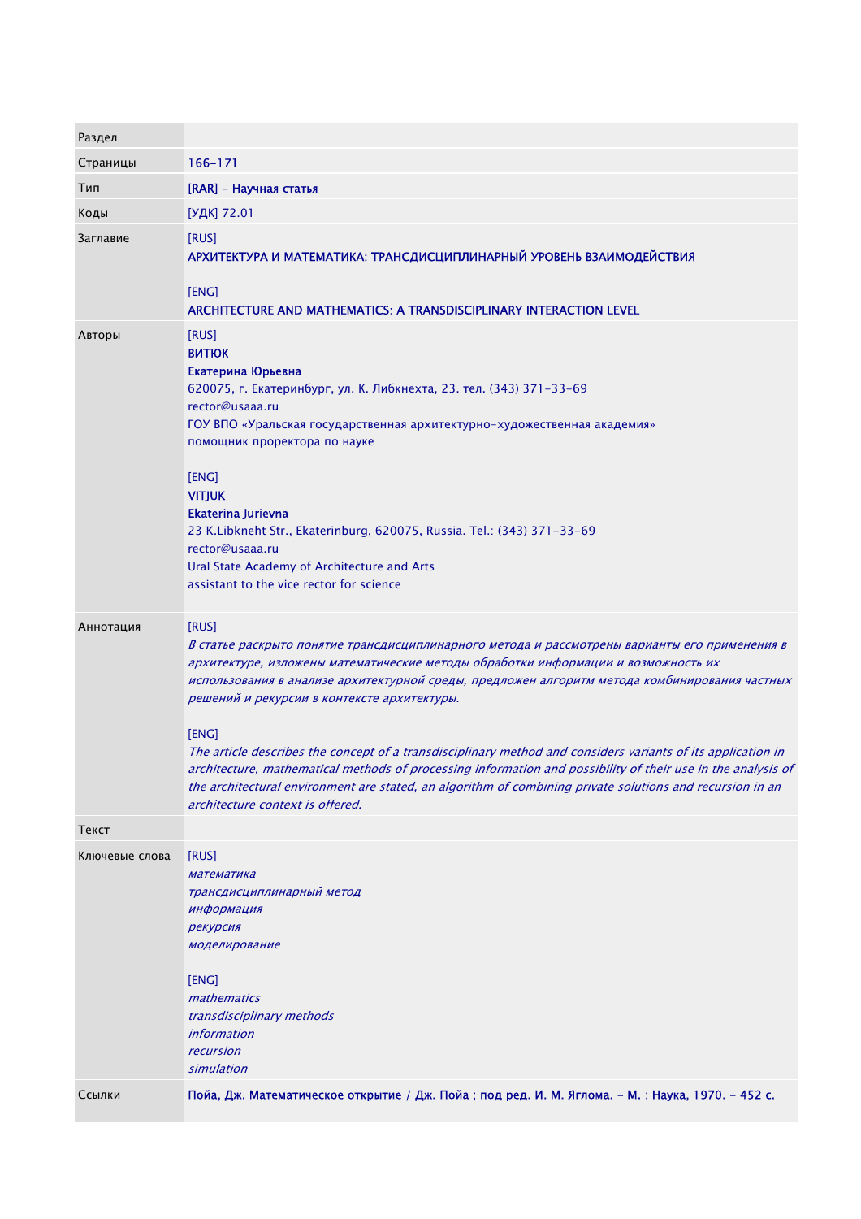| Раздел | |
|---|---|
| Страницы | 166-171 |
| Тип | [RAR] - Научная статья |
| Коды | [УДК] 72.01 |
| Заглавие | [RUS]<br>АРХИТЕКТУРА И МАТЕМАТИКА: ТРАНСДИСЦИПЛИНАРНЫЙ УРОВЕНЬ ВЗАИМОДЕЙСТВИЯ<br><br>[ENG]<br>ARCHITECTURE AND MATHEMATICS: A TRANSDISCIPLINARY INTERACTION LEVEL |
| Авторы | [RUS]<br>**ВИТЮК**<br>**Екатерина Юрьевна**<br>620075, г. Екатеринбург, ул. К. Либкнехта, 23. тел. (343) 371-33-69<br>rector@usaaa.ru<br>ГОУ ВПО «Уральская государственная архитектурно-художественная академия»<br>помощник проректора по науке<br><br>[ENG]<br>**VITJUK**<br>**Ekaterina Jurievna**<br>23 K.Libkneht Str., Ekaterinburg, 620075, Russia. Tel.: (343) 371-33-69<br>rector@usaaa.ru<br>Ural State Academy of Architecture and Arts<br>assistant to the vice rector for science |
| Аннотация | [RUS]<br>*В статье раскрыто понятие трансдисциплинарного метода и рассмотрены варианты его применения в архитектуре, изложены математические методы обработки информации и возможность их использования в анализе архитектурной среды, предложен алгоритм метода комбинирования частных решений и рекурсии в контексте архитектуры.*<br><br>[ENG]<br>*The article describes the concept of a transdisciplinary method and considers variants of its application in architecture, mathematical methods of processing information and possibility of their use in the analysis of the architectural environment are stated, an algorithm of combining private solutions and recursion in an architecture context is offered.* |
| Текст | |
| Ключевые слова | [RUS]<br>*математика*<br>*трансдисциплинарный метод*<br>*информация*<br>*рекурсия*<br>*моделирование*<br><br>[ENG]<br>*mathematics*<br>*transdisciplinary methods*<br>*information*<br>*recursion*<br>*simulation* |
| Ссылки | Пойа, Дж. Математическое открытие / Дж. Пойа ; под ред. И. М. Яглома. - М. : Наука, 1970. - 452 с. |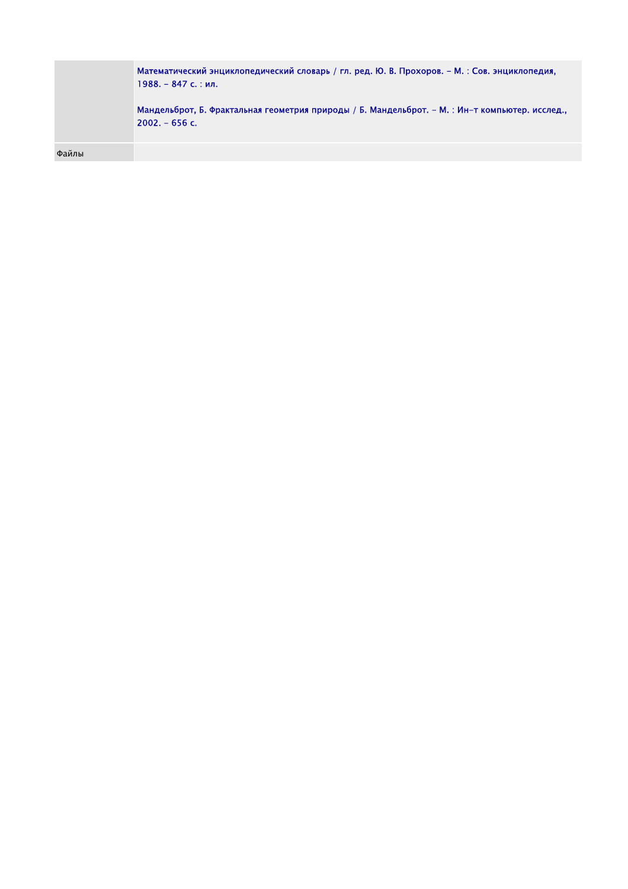| | |
|---|---|
| | Математический энциклопедический словарь / гл. ред. Ю. В. Прохоров. – М. : Сов. энциклопедия, 1988. – 847 с. : ил.<br><br>Мандельброт, Б. Фрактальная геометрия природы / Б. Мандельброт. – М. : Ин-т компьютер. исслед., 2002. – 656 с. |
| Файлы | |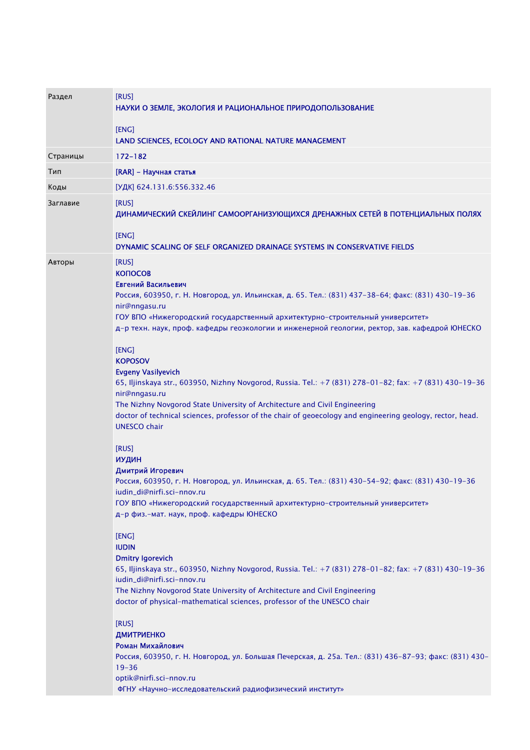| | |
|---|---|
| Раздел | [RUS]<br>НАУКИ О ЗЕМЛЕ, ЭКОЛОГИЯ И РАЦИОНАЛЬНОЕ ПРИРОДОПОЛЬЗОВАНИЕ<br><br>[ENG]<br>LAND SCIENCES, ECOLOGY AND RATIONAL NATURE MANAGEMENT |
| Страницы | 172-182 |
| Тип | [RAR] - Научная статья |
| Коды | [УДК] 624.131.6:556.332.46 |
| Заглавие | [RUS]<br>ДИНАМИЧЕСКИЙ СКЕЙЛИНГ САМООРГАНИЗУЮЩИХСЯ ДРЕНАЖНЫХ СЕТЕЙ В ПОТЕНЦИАЛЬНЫХ ПОЛЯХ<br><br>[ENG]<br>DYNAMIC SCALING OF SELF ORGANIZED DRAINAGE SYSTEMS IN CONSERVATIVE FIELDS |
| Авторы | [RUS]<br>КОПОСОВ<br>Евгений Васильевич<br>Россия, 603950, г. Н. Новгород, ул. Ильинская, д. 65. Тел.: (831) 437-38-64; факс: (831) 430-19-36<br>nir@nngasu.ru<br>ГОУ ВПО «Нижегородский государственный архитектурно-строительный университет»<br>д-р техн. наук, проф. кафедры геоэкологии и инженерной геологии, ректор, зав. кафедрой ЮНЕСКО<br><br>[ENG]<br>KOPOSOV<br>Evgeny Vasilyevich<br>65, Iljinskaya str., 603950, Nizhny Novgorod, Russia. Tel.: +7 (831) 278-01-82; fax: +7 (831) 430-19-36<br>nir@nngasu.ru<br>The Nizhny Novgorod State University of Architecture and Civil Engineering<br>doctor of technical sciences, professor of the chair of geoecology and engineering geology, rector, head. UNESCO chair<br><br>[RUS]<br>ИУДИН<br>Дмитрий Игоревич<br>Россия, 603950, г. Н. Новгород, ул. Ильинская, д. 65. Тел.: (831) 430-54-92; факс: (831) 430-19-36<br>iudin_di@nirfi.sci-nnov.ru<br>ГОУ ВПО «Нижегородский государственный архитектурно-строительный университет»<br>д-р физ.-мат. наук, проф. кафедры ЮНЕСКО<br><br>[ENG]<br>IUDIN<br>Dmitry Igorevich<br>65, Iljinskaya str., 603950, Nizhny Novgorod, Russia. Tel.: +7 (831) 278-01-82; fax: +7 (831) 430-19-36<br>iudin_di@nirfi.sci-nnov.ru<br>The Nizhny Novgorod State University of Architecture and Civil Engineering<br>doctor of physical-mathematical sciences, professor of the UNESCO chair<br><br>[RUS]<br>ДМИТРИЕНКО<br>Роман Михайлович<br>Россия, 603950, г. Н. Новгород, ул. Большая Печерская, д. 25а. Тел.: (831) 436-87-93; факс: (831) 430-19-36<br>optik@nirfi.sci-nnov.ru<br>ФГНУ «Научно-исследовательский радиофизический институт» |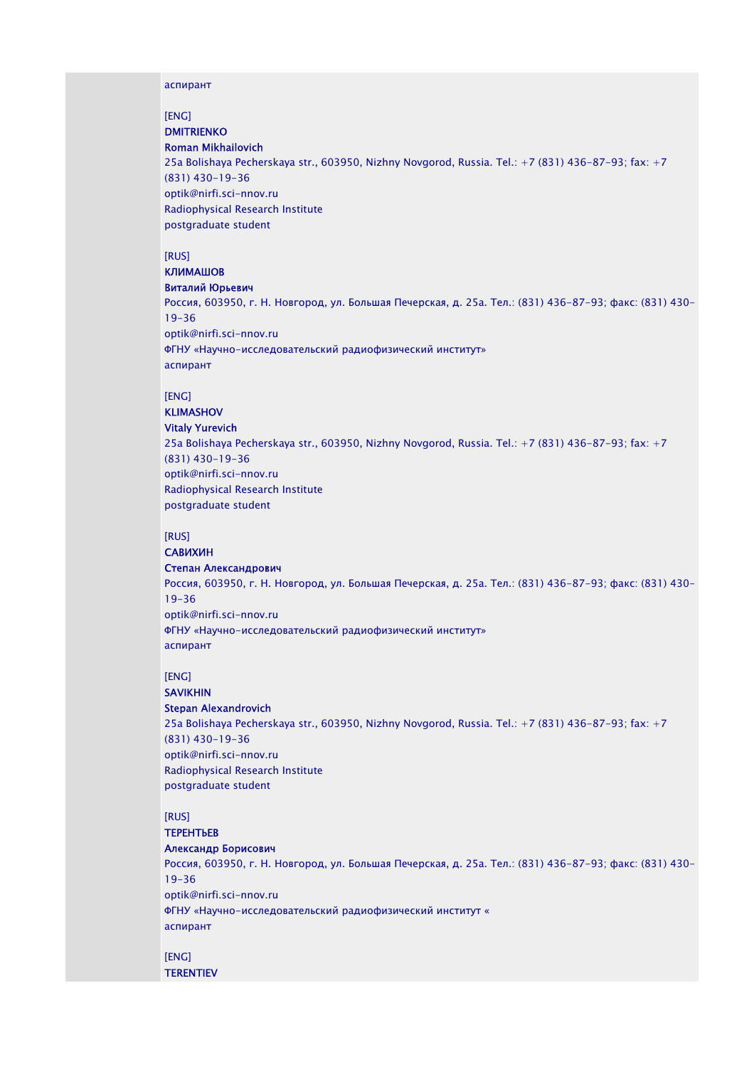аспирант

[ENG]
**DMITRIENKO**
**Roman Mikhailovich**
25a Bolishaya Pecherskaya str., 603950, Nizhny Novgorod, Russia. Tel.: +7 (831) 436-87-93; fax: +7 (831) 430-19-36
optik@nirfi.sci-nnov.ru
Radiophysical Research Institute
postgraduate student

[RUS]
**КЛИМАШОВ**
**Виталий Юрьевич**
Россия, 603950, г. Н. Новгород, ул. Большая Печерская, д. 25а. Тел.: (831) 436-87-93; факс: (831) 430-19-36
optik@nirfi.sci-nnov.ru
ФГНУ «Научно-исследовательский радиофизический институт»
аспирант

[ENG]
**KLIMASHOV**
**Vitaly Yurevich**
25a Bolishaya Pecherskaya str., 603950, Nizhny Novgorod, Russia. Tel.: +7 (831) 436-87-93; fax: +7 (831) 430-19-36
optik@nirfi.sci-nnov.ru
Radiophysical Research Institute
postgraduate student

[RUS]
**САВИХИН**
**Степан Александрович**
Россия, 603950, г. Н. Новгород, ул. Большая Печерская, д. 25а. Тел.: (831) 436-87-93; факс: (831) 430-19-36
optik@nirfi.sci-nnov.ru
ФГНУ «Научно-исследовательский радиофизический институт»
аспирант

[ENG]
**SAVIKHIN**
**Stepan Alexandrovich**
25a Bolishaya Pecherskaya str., 603950, Nizhny Novgorod, Russia. Tel.: +7 (831) 436-87-93; fax: +7 (831) 430-19-36
optik@nirfi.sci-nnov.ru
Radiophysical Research Institute
postgraduate student

[RUS]
**ТЕРЕНТЬЕВ**
**Александр Борисович**
Россия, 603950, г. Н. Новгород, ул. Большая Печерская, д. 25а. Тел.: (831) 436-87-93; факс: (831) 430-19-36
optik@nirfi.sci-nnov.ru
ФГНУ «Научно-исследовательский радиофизический институт «
аспирант

[ENG]
**TERENTIEV**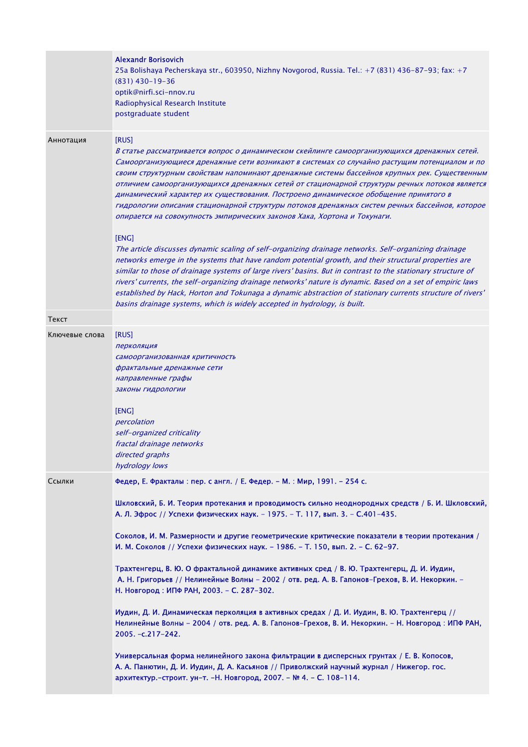| | |
|---|---|
| | **Alexandr Borisovich**<br>25a Bolishaya Pecherskaya str., 603950, Nizhny Novgorod, Russia. Tel.: +7 (831) 436-87-93; fax: +7 (831) 430-19-36<br>optik@nirfi.sci-nnov.ru<br>Radiophysical Research Institute<br>postgraduate student |
| Аннотация | [RUS]<br>*В статье рассматривается вопрос о динамическом скейлинге самоорганизующихся дренажных сетей. Самоорганизующиеся дренажные сети возникают в системах со случайно растущим потенциалом и по своим структурным свойствам напоминают дренажные системы бассейнов крупных рек. Существенным отличием самоорганизующихся дренажных сетей от стационарной структуры речных потоков является динамический характер их существования. Построено динамическое обобщение принятого в гидрологии описания стационарной структуры потоков дренажных систем речных бассейнов, которое опирается на совокупность эмпирических законов Хака, Хортона и Токунаги.*<br><br>[ENG]<br>*The article discusses dynamic scaling of self-organizing drainage networks. Self-organizing drainage networks emerge in the systems that have random potential growth, and their structural properties are similar to those of drainage systems of large rivers' basins. But in contrast to the stationary structure of rivers' currents, the self-organizing drainage networks' nature is dynamic. Based on a set of empiric laws established by Hack, Horton and Tokunaga a dynamic abstraction of stationary currents structure of rivers' basins drainage systems, which is widely accepted in hydrology, is built.* |
| Текст | |
| Ключевые слова | [RUS]<br>*перколяция*<br>*самоорганизованная критичность*<br>*фрактальные дренажные сети*<br>*направленные графы*<br>*законы гидрологии*<br><br>[ENG]<br>*percolation*<br>*self-organized criticality*<br>*fractal drainage networks*<br>*directed graphs*<br>*hydrology lows* |
| Ссылки | Федер, Е. Фракталы : пер. с англ. / Е. Федер. – М. : Мир, 1991. – 254 с.<br><br>Шкловский, Б. И. Теория протекания и проводимость сильно неоднородных средств / Б. И. Шкловский, А. Л. Эфрос // Успехи физических наук. – 1975. – Т. 117, вып. 3. – С.401-435.<br><br>Соколов, И. М. Размерности и другие геометрические критические показатели в теории протекания / И. М. Соколов // Успехи физических наук. – 1986. – Т. 150, вып. 2. – С. 62-97.<br><br>Трахтенгерц, В. Ю. О фрактальной динамике активных сред / В. Ю. Трахтенгерц, Д. И. Иудин, А. Н. Григорьев // Нелинейные Волны – 2002 / отв. ред. А. В. Гапонов-Грехов, В. И. Некоркин. – Н. Новгород : ИПФ РАН, 2003. – С. 287-302.<br><br>Иудин, Д. И. Динамическая перколяция в активных средах / Д. И. Иудин, В. Ю. Трахтенгерц // Нелинейные Волны – 2004 / отв. ред. А. В. Гапонов-Грехов, В. И. Некоркин. – Н. Новгород : ИПФ РАН, 2005. –с.217-242.<br><br>Универсальная форма нелинейного закона фильтрации в дисперсных грунтах / Е. В. Копосов, А. А. Панютин, Д. И. Иудин, Д. А. Касьянов // Приволжский научный журнал / Нижегор. гос. архитектур.-строит. ун-т. –Н. Новгород, 2007. – № 4. – С. 108-114. |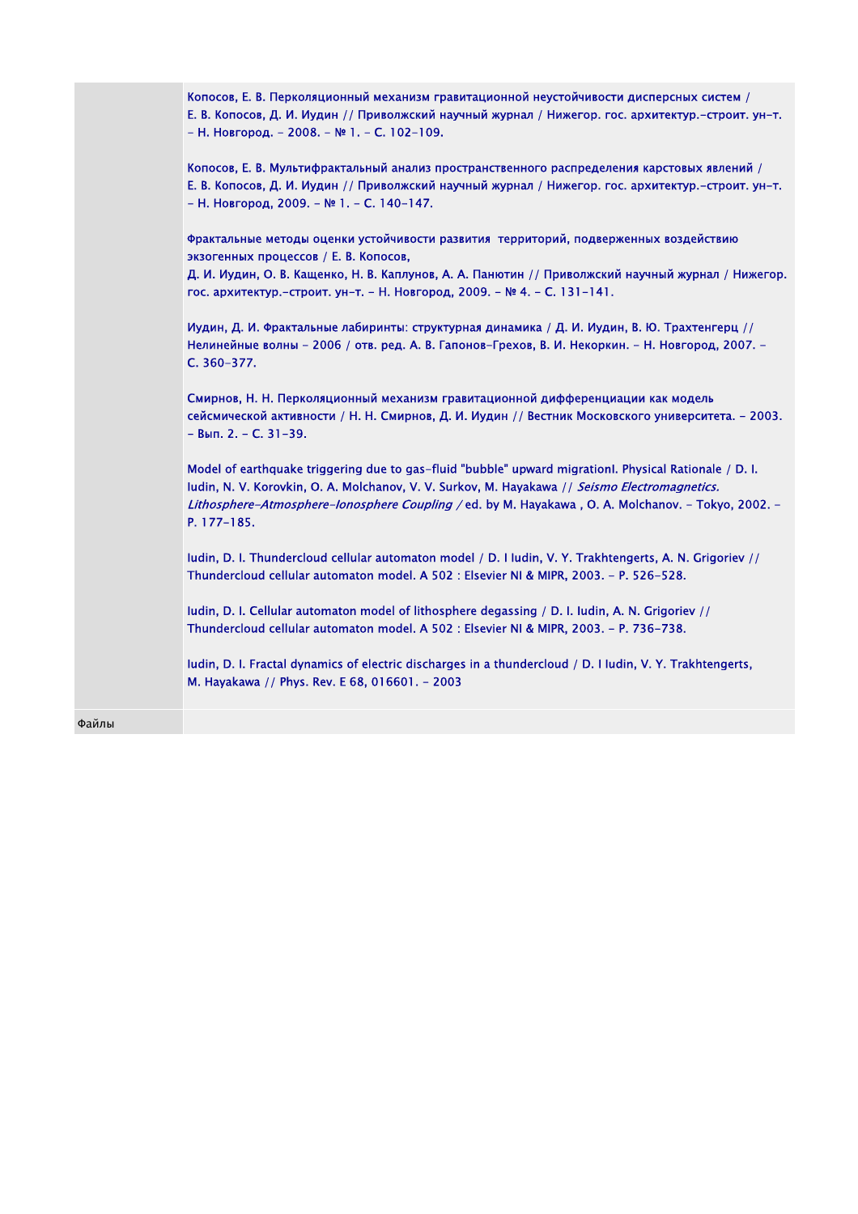| | |
|---|---|
| | Копосов, Е. В. Перколяционный механизм гравитационной неустойчивости дисперсных систем / Е. В. Копосов, Д. И. Иудин // Приволжский научный журнал / Нижегор. гос. архитектур.-строит. ун-т. – Н. Новгород. – 2008. – № 1. – С. 102-109.<br><br>Копосов, Е. В. Мультифрактальный анализ пространственного распределения карстовых явлений / Е. В. Копосов, Д. И. Иудин // Приволжский научный журнал / Нижегор. гос. архитектур.-строит. ун-т. – Н. Новгород, 2009. – № 1. – С. 140-147.<br><br>Фрактальные методы оценки устойчивости развития территорий, подверженных воздействию экзогенных процессов / Е. В. Копосов, Д. И. Иудин, О. В. Кащенко, Н. В. Каплунов, А. А. Панютин // Приволжский научный журнал / Нижегор. гос. архитектур.-строит. ун-т. – Н. Новгород, 2009. – № 4. – С. 131-141.<br><br>Иудин, Д. И. Фрактальные лабиринты: структурная динамика / Д. И. Иудин, В. Ю. Трахтенгерц // Нелинейные волны – 2006 / отв. ред. А. В. Гапонов-Грехов, В. И. Некоркин. – Н. Новгород, 2007. – С. 360-377.<br><br>Смирнов, Н. Н. Перколяционный механизм гравитационной дифференциации как модель сейсмической активности / Н. Н. Смирнов, Д. И. Иудин // Вестник Московского университета. – 2003. – Вып. 2. – С. 31-39.<br><br>Model of earthquake triggering due to gas-fluid "bubble" upward migrationI. Physical Rationale / D. I. Iudin, N. V. Korovkin, O. A. Molchanov, V. V. Surkov, M. Hayakawa // *Seismo Electromagnetics. Lithosphere-Atmosphere-Ionosphere Coupling /* ed. by M. Hayakawa , O. A. Molchanov. – Tokyo, 2002. – P. 177-185.<br><br>Iudin, D. I. Thundercloud cellular automaton model / D. I Iudin, V. Y. Trakhtengerts, A. N. Grigoriev // Thundercloud cellular automaton model. A 502 : Elsevier NI & MIPR, 2003. – P. 526-528.<br><br>Iudin, D. I. Cellular automaton model of lithosphere degassing / D. I. Iudin, A. N. Grigoriev // Thundercloud cellular automaton model. A 502 : Elsevier NI & MIPR, 2003. – P. 736-738.<br><br>Iudin, D. I. Fractal dynamics of electric discharges in a thundercloud / D. I Iudin, V. Y. Trakhtengerts, M. Hayakawa // Phys. Rev. E 68, 016601. – 2003 |
| Файлы | |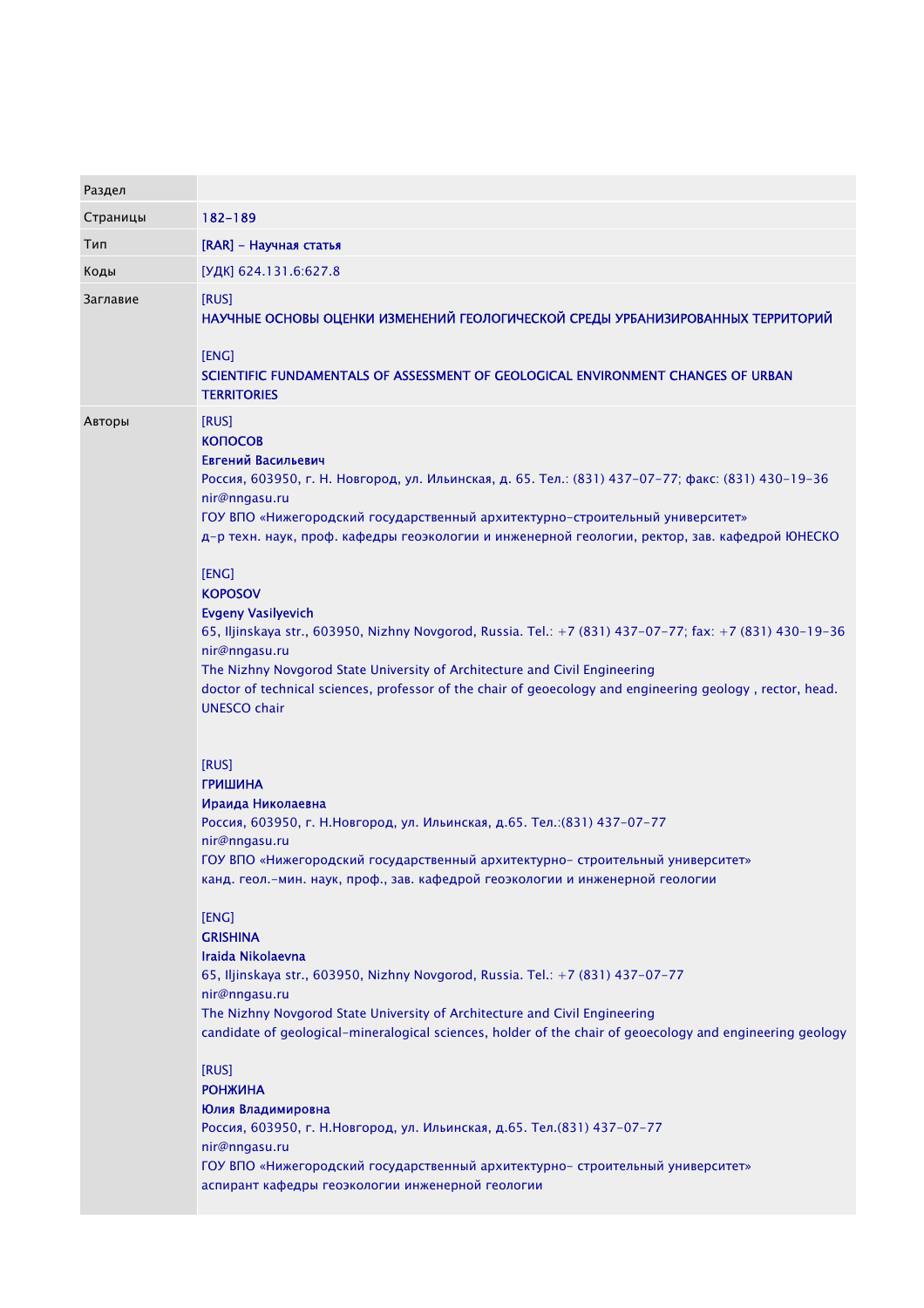| Раздел | |
|---|---|
| Страницы | 182-189 |
| Тип | [RAR] - Научная статья |
| Коды | [УДК] 624.131.6:627.8 |
| Заглавие | [RUS]<br>НАУЧНЫЕ ОСНОВЫ ОЦЕНКИ ИЗМЕНЕНИЙ ГЕОЛОГИЧЕСКОЙ СРЕДЫ УРБАНИЗИРОВАННЫХ ТЕРРИТОРИЙ<br><br>[ENG]<br>SCIENTIFIC FUNDAMENTALS OF ASSESSMENT OF GEOLOGICAL ENVIRONMENT CHANGES OF URBAN TERRITORIES |
| Авторы | [RUS]<br>**КОПОСОВ**<br>**Евгений Васильевич**<br>Россия, 603950, г. Н. Новгород, ул. Ильинская, д. 65. Тел.: (831) 437-07-77; факс: (831) 430-19-36<br>nir@nngasu.ru<br>ГОУ ВПО «Нижегородский государственный архитектурно-строительный университет»<br>д-р техн. наук, проф. кафедры геоэкологии и инженерной геологии, ректор, зав. кафедрой ЮНЕСКО<br><br>[ENG]<br>**KOPOSOV**<br>**Evgeny Vasilyevich**<br>65, Iljinskaya str., 603950, Nizhny Novgorod, Russia. Tel.: +7 (831) 437-07-77; fax: +7 (831) 430-19-36<br>nir@nngasu.ru<br>The Nizhny Novgorod State University of Architecture and Civil Engineering<br>doctor of technical sciences, professor of the chair of geoecology and engineering geology , rector, head. UNESCO chair<br><br>[RUS]<br>**ГРИШИНА**<br>**Ираида Николаевна**<br>Россия, 603950, г. Н.Новгород, ул. Ильинская, д.65. Тел.:(831) 437-07-77<br>nir@nngasu.ru<br>ГОУ ВПО «Нижегородский государственный архитектурно- строительный университет»<br>канд. геол.-мин. наук, проф., зав. кафедрой геоэкологии и инженерной геологии<br><br>[ENG]<br>**GRISHINA**<br>**Iraida Nikolaevna**<br>65, Iljinskaya str., 603950, Nizhny Novgorod, Russia. Tel.: +7 (831) 437-07-77<br>nir@nngasu.ru<br>The Nizhny Novgorod State University of Architecture and Civil Engineering<br>candidate of geological-mineralogical sciences, holder of the chair of geoecology and engineering geology<br><br>[RUS]<br>**РОНЖИНА**<br>**Юлия Владимировна**<br>Россия, 603950, г. Н.Новгород, ул. Ильинская, д.65. Тел.(831) 437-07-77<br>nir@nngasu.ru<br>ГОУ ВПО «Нижегородский государственный архитектурно- строительный университет»<br>аспирант кафедры геоэкологии инженерной геологии |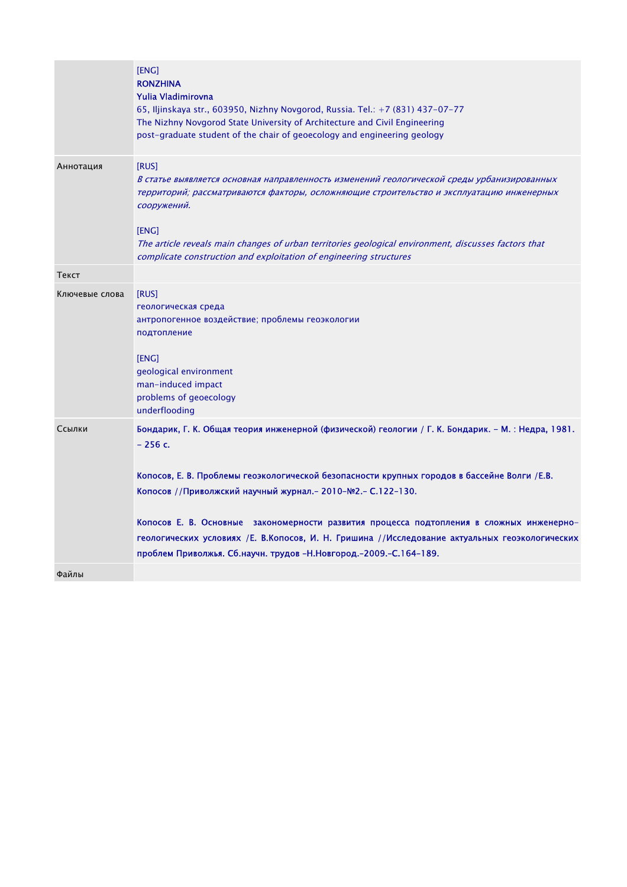| | |
|---|---|
| | [ENG]<br>**RONZHINA**<br>**Yulia Vladimirovna**<br>65, Iljinskaya str., 603950, Nizhny Novgorod, Russia. Tel.: +7 (831) 437-07-77<br>The Nizhny Novgorod State University of Architecture and Civil Engineering<br>post-graduate student of the chair of geoecology and engineering geology |
| Аннотация | [RUS]<br>*В статье выявляется основная направленность изменений геологической среды урбанизированных территорий; рассматриваются факторы, осложняющие строительство и эксплуатацию инженерных сооружений.*<br><br>[ENG]<br>*The article reveals main changes of urban territories geological environment, discusses factors that complicate construction and exploitation of engineering structures* |
| Текст | |
| Ключевые слова | [RUS]<br>геологическая среда<br>антропогенное воздействие; проблемы геоэкологии<br>подтопление<br><br>[ENG]<br>geological environment<br>man-induced impact<br>problems of geoecology<br>underflooding |
| Ссылки | **Бондарик, Г. К. Общая теория инженерной (физической) геологии / Г. К. Бондарик. – М. : Недра, 1981. – 256 с.**<br><br>**Копосов, Е. В. Проблемы геоэкологической безопасности крупных городов в бассейне Волги /Е.В. Копосов //Приволжский научный журнал.– 2010-№2.– С.122-130.**<br><br>**Копосов Е. В. Основные закономерности развития процесса подтопления в сложных инженерно-геологических условиях /Е. В.Копосов, И. Н. Гришина //Исследование актуальных геоэкологических проблем Приволжья. Сб.научн. трудов –Н.Новгород.-2009.–С.164-189.** |
| Файлы | |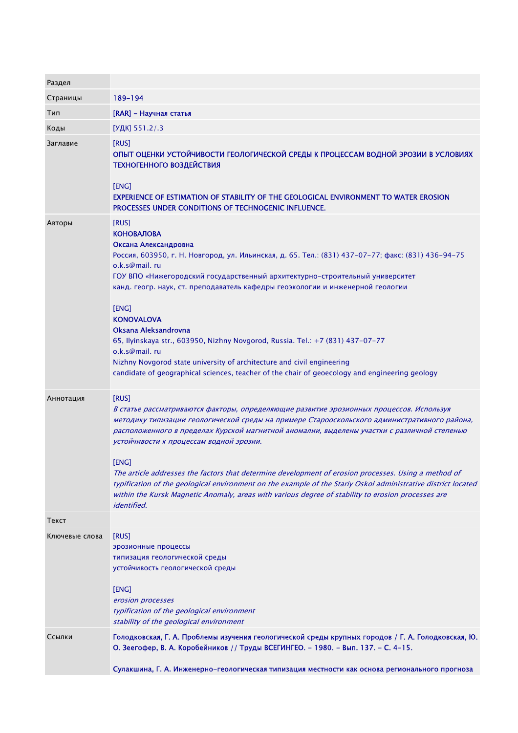| Раздел | |
|---|---|
| Страницы | 189-194 |
| Тип | [RAR] - Научная статья |
| Коды | [УДК] 551.2/.3 |
| Заглавие | [RUS]<br>**ОПЫТ ОЦЕНКИ УСТОЙЧИВОСТИ ГЕОЛОГИЧЕСКОЙ СРЕДЫ К ПРОЦЕССАМ ВОДНОЙ ЭРОЗИИ В УСЛОВИЯХ ТЕХНОГЕННОГО ВОЗДЕЙСТВИЯ**<br><br>[ENG]<br>**EXPERIENCE OF ESTIMATION OF STABILITY OF THE GEOLOGICAL ENVIRONMENT TO WATER EROSION PROCESSES UNDER CONDITIONS OF TECHNOGENIC INFLUENCE.** |
| Авторы | [RUS]<br>**КОНОВАЛОВА**<br>**Оксана Александровна**<br>Россия, 603950, г. Н. Новгород, ул. Ильинская, д. 65. Тел.: (831) 437-07-77; факс: (831) 436-94-75<br>o.k.s@mail. ru<br>ГОУ ВПО «Нижегородский государственный архитектурно-строительный университет<br>канд. геогр. наук, ст. преподаватель кафедры геоэкологии и инженерной геологии<br><br>[ENG]<br>**KONOVALOVA**<br>**Oksana Aleksandrovna**<br>65, Ilyinskaya str., 603950, Nizhny Novgorod, Russia. Tel.: +7 (831) 437-07-77<br>o.k.s@mail. ru<br>Nizhny Novgorod state university of architecture and civil engineering<br>candidate of geographical sciences, teacher of the chair of geoecology and engineering geology |
| Аннотация | [RUS]<br>*В статье рассматриваются факторы, определяющие развитие эрозионных процессов. Используя методику типизации геологической среды на примере Старооскольского административного района, расположенного в пределах Курской магнитной аномалии, выделены участки с различной степенью устойчивости к процессам водной эрозии.*<br><br>[ENG]<br>*The article addresses the factors that determine development of erosion processes. Using a method of typification of the geological environment on the example of the Stariy Oskol administrative district located within the Kursk Magnetic Anomaly, areas with various degree of stability to erosion processes are identified.* |
| Текст | |
| Ключевые слова | [RUS]<br>эрозионные процессы<br>типизация геологической среды<br>устойчивость геологической среды<br><br>[ENG]<br>*erosion processes*<br>*typification of the geological environment*<br>*stability of the geological environment* |
| Ссылки | **Голодковская, Г. А. Проблемы изучения геологической среды крупных городов / Г. А. Голодковская, Ю. О. Зеегофер, В. А. Коробейников // Труды ВСЕГИНГЕО. - 1980. - Вып. 137. - С. 4-15.**<br><br>**Сулакшина, Г. А. Инженерно-геологическая типизация местности как основа регионального прогноза** |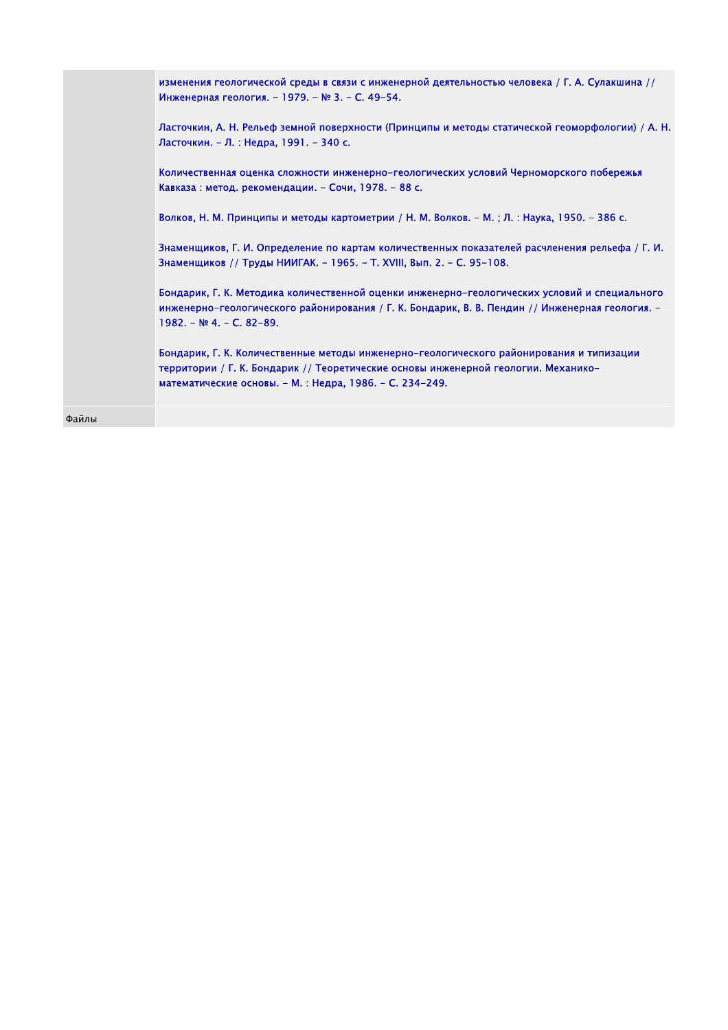| | |
|---|---|
| | изменения геологической среды в связи с инженерной деятельностью человека / Г. А. Сулакшина // Инженерная геология. – 1979. – № 3. – С. 49–54.<br><br>Ласточкин, А. Н. Рельеф земной поверхности (Принципы и методы статической геоморфологии) / А. Н. Ласточкин. – Л. : Недра, 1991. – 340 с.<br><br>Количественная оценка сложности инженерно-геологических условий Черноморского побережья Кавказа : метод. рекомендации. – Сочи, 1978. – 88 с.<br><br>Волков, Н. М. Принципы и методы картометрии / Н. М. Волков. – М. ; Л. : Наука, 1950. – 386 с.<br><br>Знаменщиков, Г. И. Определение по картам количественных показателей расчленения рельефа / Г. И. Знаменщиков // Труды НИИГАК. – 1965. – Т. XVIII, Вып. 2. – С. 95–108.<br><br>Бондарик, Г. К. Методика количественной оценки инженерно-геологических условий и специального инженерно-геологического районирования / Г. К. Бондарик, В. В. Пендин // Инженерная геология. – 1982. – № 4. – С. 82–89.<br><br>Бондарик, Г. К. Количественные методы инженерно-геологического районирования и типизации территории / Г. К. Бондарик // Теоретические основы инженерной геологии. Механико-математические основы. – М. : Недра, 1986. – С. 234–249. |
| Файлы | |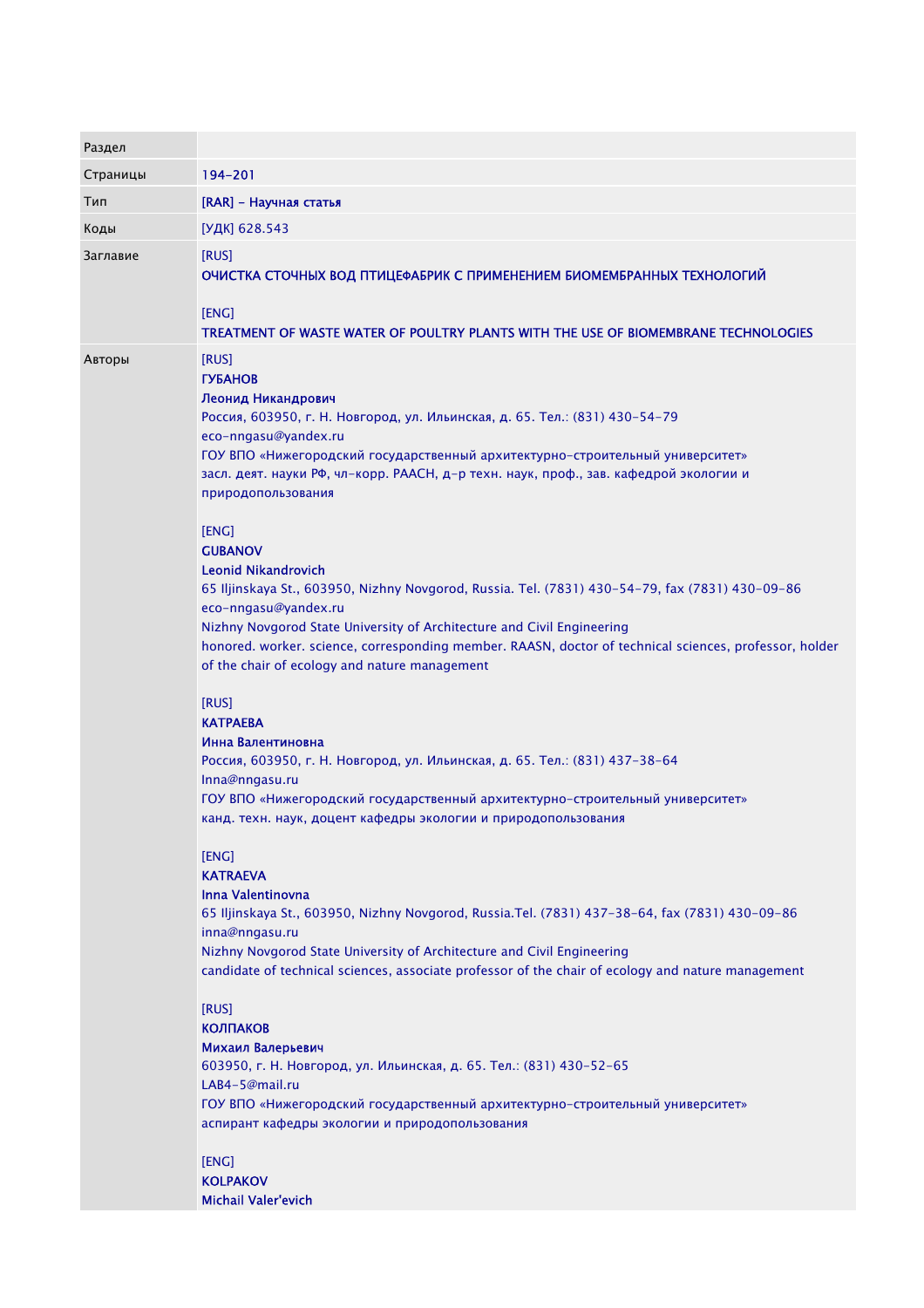| Раздел | |
|---|---|
| Страницы | 194-201 |
| Тип | [RAR] - Научная статья |
| Коды | [УДК] 628.543 |
| Заглавие | [RUS]<br>ОЧИСТКА СТОЧНЫХ ВОД ПТИЦЕФАБРИК С ПРИМЕНЕНИЕМ БИОМЕМБРАННЫХ ТЕХНОЛОГИЙ<br><br>[ENG]<br>TREATMENT OF WASTE WATER OF POULTRY PLANTS WITH THE USE OF BIOMEMBRANE TECHNOLOGIES |
| Авторы | [RUS]<br>ГУБАНОВ<br>Леонид Никандрович<br>Россия, 603950, г. Н. Новгород, ул. Ильинская, д. 65. Тел.: (831) 430-54-79<br>eco-nngasu@yandex.ru<br>ГОУ ВПО «Нижегородский государственный архитектурно-строительный университет»<br>засл. деят. науки РФ, чл-корр. РААСН, д-р техн. наук, проф., зав. кафедрой экологии и природопользования<br><br>[ENG]<br>GUBANOV<br>Leonid Nikandrovich<br>65 Iljinskaya St., 603950, Nizhny Novgorod, Russia. Tel. (7831) 430-54-79, fax (7831) 430-09-86<br>eco-nngasu@yandex.ru<br>Nizhny Novgorod State University of Architecture and Civil Engineering<br>honored. worker. science, corresponding member. RAASN, doctor of technical sciences, professor, holder of the chair of ecology and nature management<br><br>[RUS]<br>КАТРАЕВА<br>Инна Валентиновна<br>Россия, 603950, г. Н. Новгород, ул. Ильинская, д. 65. Тел.: (831) 437-38-64<br>Inna@nngasu.ru<br>ГОУ ВПО «Нижегородский государственный архитектурно-строительный университет»<br>канд. техн. наук, доцент кафедры экологии и природопользования<br><br>[ENG]<br>KATRAEVA<br>Inna Valentinovna<br>65 Iljinskaya St., 603950, Nizhny Novgorod, Russia.Tel. (7831) 437-38-64, fax (7831) 430-09-86<br>inna@nngasu.ru<br>Nizhny Novgorod State University of Architecture and Civil Engineering<br>candidate of technical sciences, associate professor of the chair of ecology and nature management<br><br>[RUS]<br>КОЛПАКОВ<br>Михаил Валерьевич<br>603950, г. Н. Новгород, ул. Ильинская, д. 65. Тел.: (831) 430-52-65<br>LAB4-5@mail.ru<br>ГОУ ВПО «Нижегородский государственный архитектурно-строительный университет»<br>аспирант кафедры экологии и природопользования<br><br>[ENG]<br>KOLPAKOV<br>Michail Valer'evich |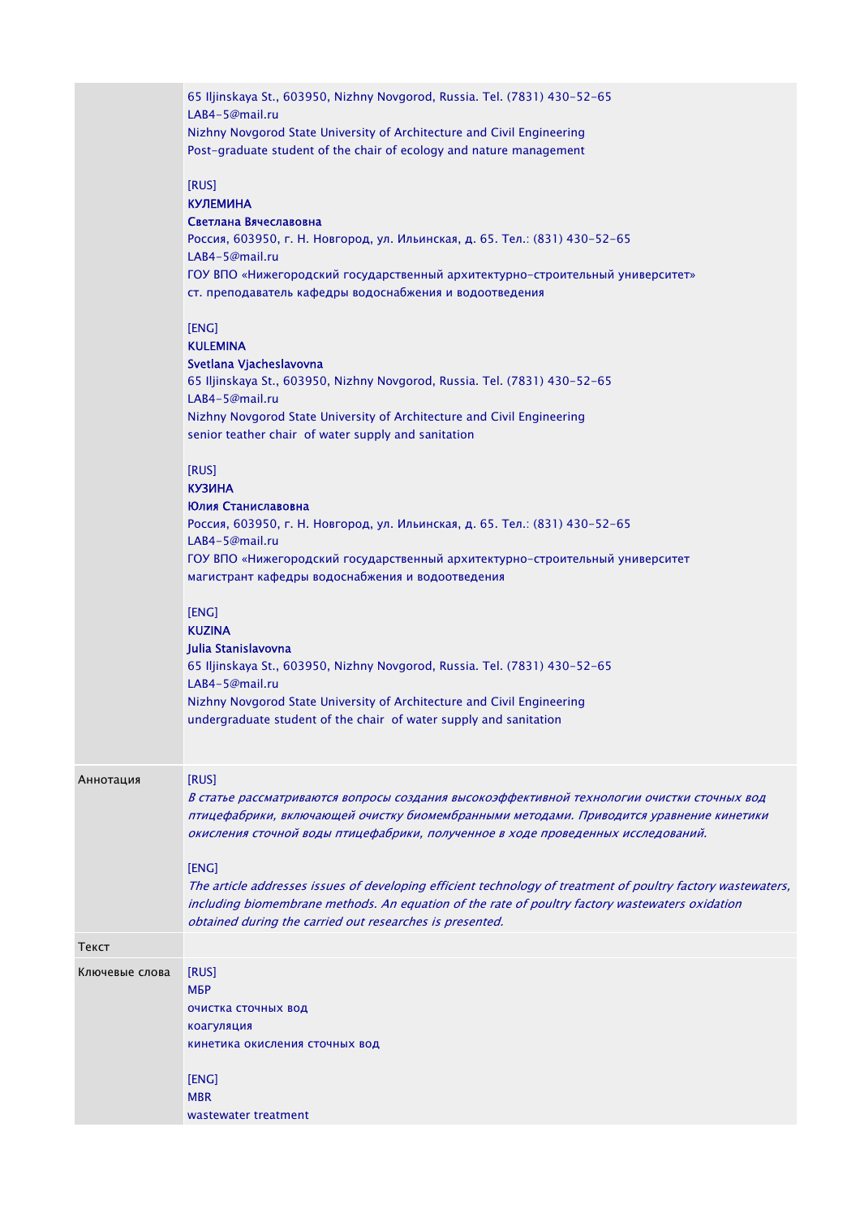| | |
|---|---|
| | 65 Iljinskaya St., 603950, Nizhny Novgorod, Russia. Tel. (7831) 430-52-65<br>LAB4-5@mail.ru<br>Nizhny Novgorod State University of Architecture and Civil Engineering<br>Post-graduate student of the chair of ecology and nature management<br><br>[RUS]<br>**КУЛЕМИНА**<br>**Светлана Вячеславовна**<br>Россия, 603950, г. Н. Новгород, ул. Ильинская, д. 65. Тел.: (831) 430-52-65<br>LAB4-5@mail.ru<br>ГОУ ВПО «Нижегородский государственный архитектурно-строительный университет»<br>ст. преподаватель кафедры водоснабжения и водоотведения<br><br>[ENG]<br>**KULEMINA**<br>**Svetlana Vjacheslavovna**<br>65 Iljinskaya St., 603950, Nizhny Novgorod, Russia. Tel. (7831) 430-52-65<br>LAB4-5@mail.ru<br>Nizhny Novgorod State University of Architecture and Civil Engineering<br>senior teather chair of water supply and sanitation<br><br>[RUS]<br>**КУЗИНА**<br>**Юлия Станиславовна**<br>Россия, 603950, г. Н. Новгород, ул. Ильинская, д. 65. Тел.: (831) 430-52-65<br>LAB4-5@mail.ru<br>ГОУ ВПО «Нижегородский государственный архитектурно-строительный университет<br>магистрант кафедры водоснабжения и водоотведения<br><br>[ENG]<br>**KUZINA**<br>**Julia Stanislavovna**<br>65 Iljinskaya St., 603950, Nizhny Novgorod, Russia. Tel. (7831) 430-52-65<br>LAB4-5@mail.ru<br>Nizhny Novgorod State University of Architecture and Civil Engineering<br>undergraduate student of the chair of water supply and sanitation |
| Аннотация | [RUS]<br>*В статье рассматриваются вопросы создания высокоэффективной технологии очистки сточных вод птицефабрики, включающей очистку биомембранными методами. Приводится уравнение кинетики окисления сточной воды птицефабрики, полученное в ходе проведенных исследований.*<br><br>[ENG]<br>*The article addresses issues of developing efficient technology of treatment of poultry factory wastewaters, including biomembrane methods. An equation of the rate of poultry factory wastewaters oxidation obtained during the carried out researches is presented.* |
| Текст | |
| Ключевые слова | [RUS]<br>МБР<br>очистка сточных вод<br>коагуляция<br>кинетика окисления сточных вод<br><br>[ENG]<br>MBR<br>wastewater treatment |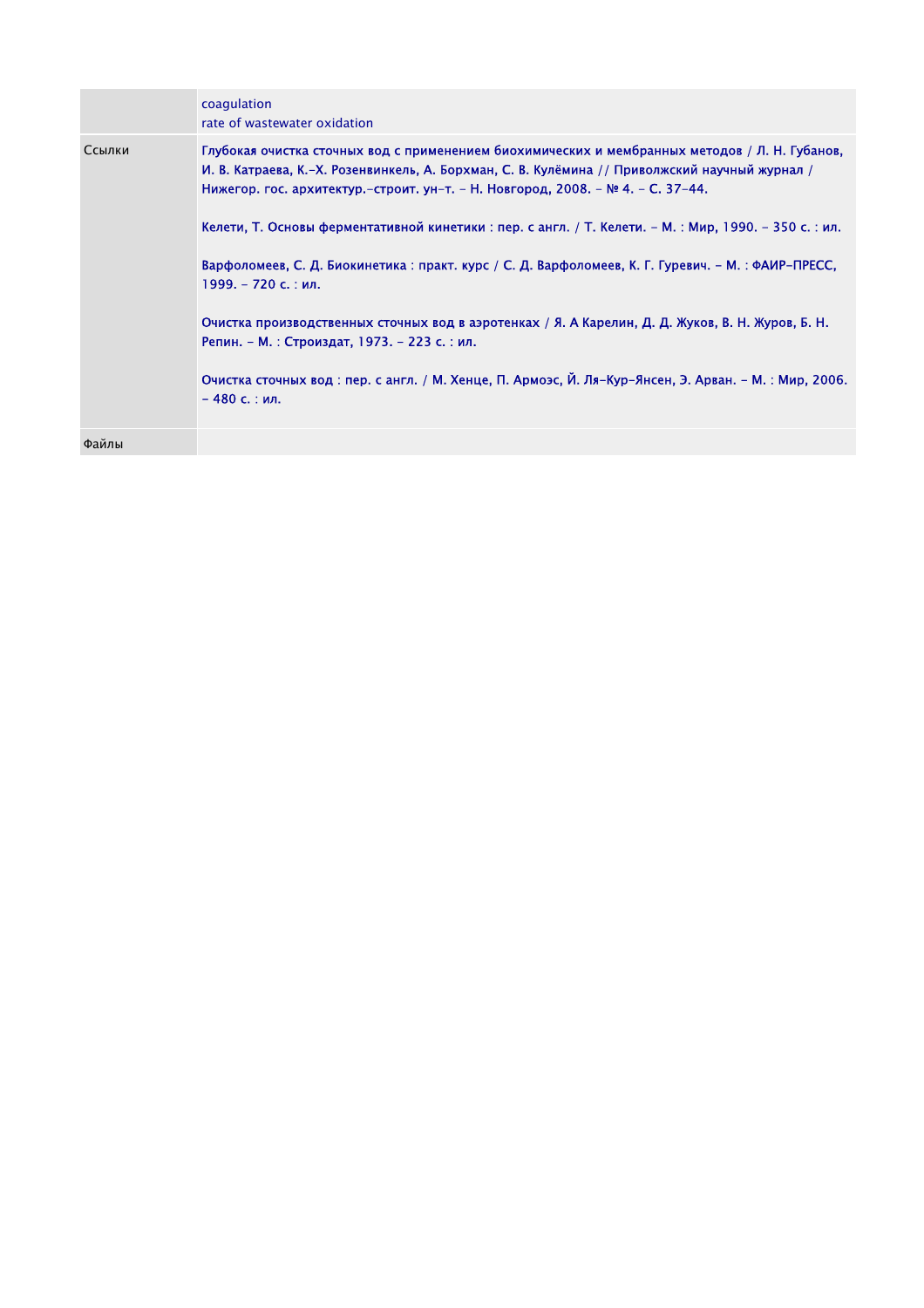| | |
|---|---|
| | coagulation<br>rate of wastewater oxidation |
| Ссылки | Глубокая очистка сточных вод с применением биохимических и мембранных методов / Л. Н. Губанов, И. В. Катраева, К.-Х. Розенвинкель, А. Борхман, С. В. Кулёмина // Приволжский научный журнал / Нижегор. гос. архитектур.-строит. ун-т. – Н. Новгород, 2008. – № 4. – С. 37-44.<br><br>Келети, Т. Основы ферментативной кинетики : пер. с англ. / Т. Келети. – М. : Мир, 1990. – 350 с. : ил.<br><br>Варфоломеев, С. Д. Биокинетика : практ. курс / С. Д. Варфоломеев, К. Г. Гуревич. – М. : ФАИР-ПРЕСС, 1999. – 720 с. : ил.<br><br>Очистка производственных сточных вод в аэротенках / Я. А Карелин, Д. Д. Жуков, В. Н. Журов, Б. Н. Репин. – М. : Стройиздат, 1973. – 223 с. : ил.<br><br>Очистка сточных вод : пер. с англ. / М. Хенце, П. Армоэс, Й. Ля-Кур-Янсен, Э. Арван. – М. : Мир, 2006. – 480 с. : ил. |
| Файлы | |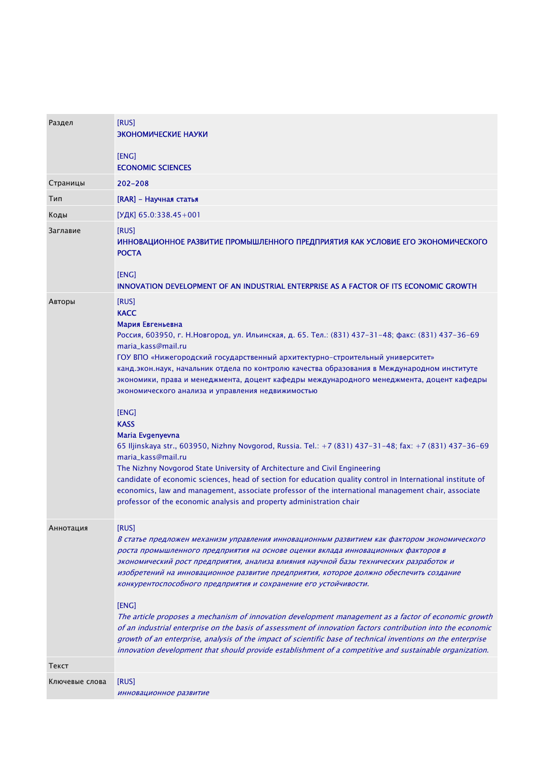| | |
|---|---|
| Раздел | [RUS]<br>**ЭКОНОМИЧЕСКИЕ НАУКИ**<br><br>[ENG]<br>**ECONOMIC SCIENCES** |
| Страницы | **202-208** |
| Тип | **[RAR] - Научная статья** |
| Коды | [УДК] 65.0:338.45+001 |
| Заглавие | [RUS]<br>**ИННОВАЦИОННОЕ РАЗВИТИЕ ПРОМЫШЛЕННОГО ПРЕДПРИЯТИЯ КАК УСЛОВИЕ ЕГО ЭКОНОМИЧЕСКОГО РОСТА**<br><br>[ENG]<br>**INNOVATION DEVELOPMENT OF AN INDUSTRIAL ENTERPRISE AS A FACTOR OF ITS ECONOMIC GROWTH** |
| Авторы | [RUS]<br>**КАСС**<br>**Мария Евгеньевна**<br>Россия, 603950, г. Н.Новгород, ул. Ильинская, д. 65. Тел.: (831) 437-31-48; факс: (831) 437-36-69<br>maria_kass@mail.ru<br>ГОУ ВПО «Нижегородский государственный архитектурно-строительный университет»<br>канд.экон.наук, начальник отдела по контролю качества образования в Международном институте экономики, права и менеджмента, доцент кафедры международного менеджмента, доцент кафедры экономического анализа и управления недвижимостью<br><br>[ENG]<br>**KASS**<br>**Maria Evgenyevna**<br>65 Iljinskaya str., 603950, Nizhny Novgorod, Russia. Tel.: +7 (831) 437-31-48; fax: +7 (831) 437-36-69<br>maria_kass@mail.ru<br>The Nizhny Novgorod State University of Architecture and Civil Engineering<br>candidate of economic sciences, head of section for education quality control in International institute of economics, law and management, associate professor of the international management chair, associate professor of the economic analysis and property administration chair |
| Аннотация | [RUS]<br>*В статье предложен механизм управления инновационным развитием как фактором экономического роста промышленного предприятия на основе оценки вклада инновационных факторов в экономический рост предприятия, анализа влияния научной базы технических разработок и изобретений на инновационное развитие предприятия, которое должно обеспечить создание конкурентоспособного предприятия и сохранение его устойчивости.*<br><br>[ENG]<br>*The article proposes a mechanism of innovation development management as a factor of economic growth of an industrial enterprise on the basis of assessment of innovation factors contribution into the economic growth of an enterprise, analysis of the impact of scientific base of technical inventions on the enterprise innovation development that should provide establishment of a competitive and sustainable organization.* |
| Текст | |
| Ключевые слова | [RUS]<br>*инновационное развитие* |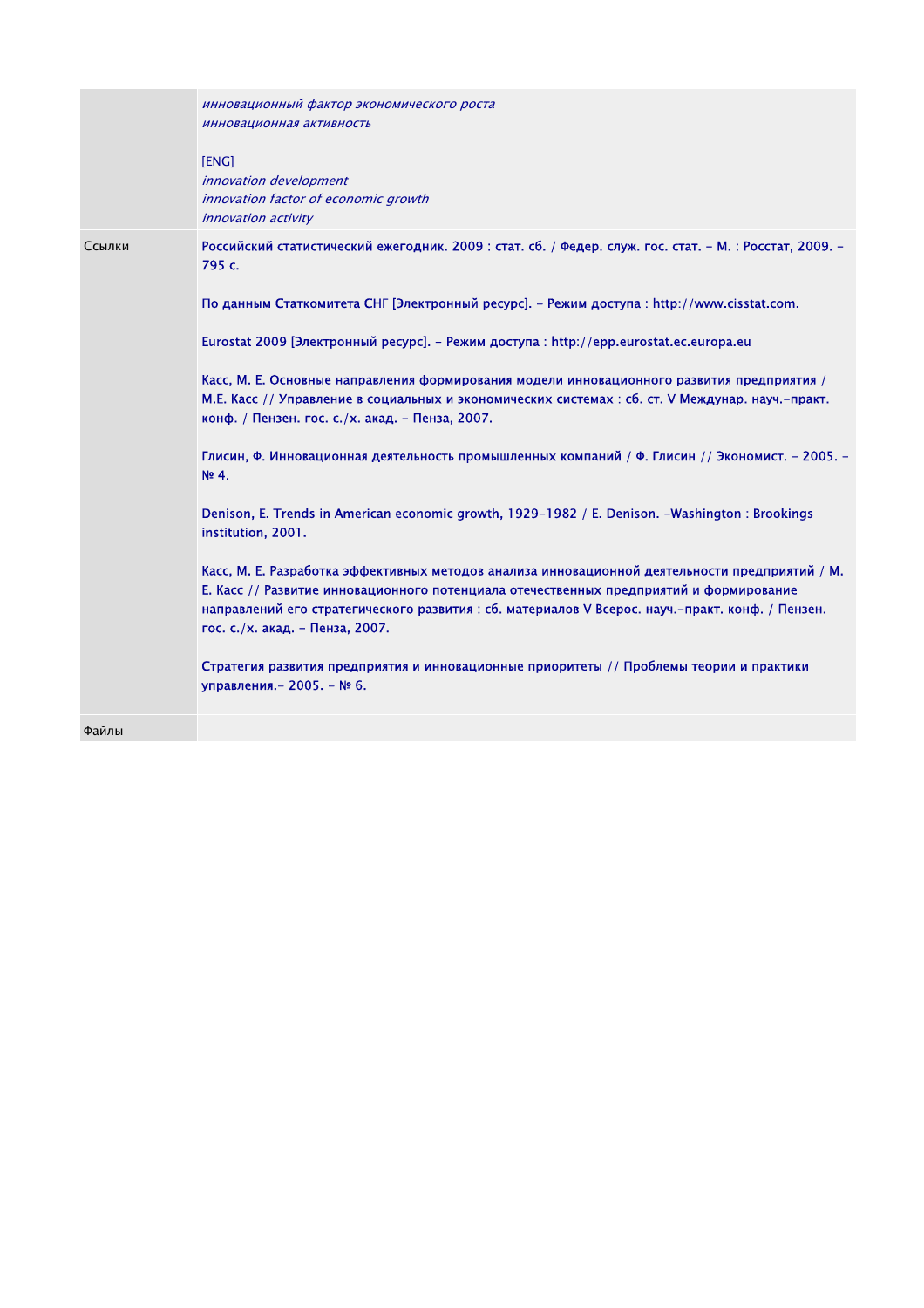| | |
|---|---|
| | *инновационный фактор экономического роста*<br>*инновационная активность*<br><br>[ENG]<br>*innovation development*<br>*innovation factor of economic growth*<br>*innovation activity* |
| Ссылки | Российский статистический ежегодник. 2009 : стат. сб. / Федер. служ. гос. стат. – М. : Росстат, 2009. – 795 с.<br><br>По данным Статкомитета СНГ [Электронный ресурс]. – Режим доступа : http://www.cisstat.com.<br><br>Eurostat 2009 [Электронный ресурс]. – Режим доступа : http://epp.eurostat.ec.europa.eu<br><br>Касс, М. Е. Основные направления формирования модели инновационного развития предприятия / М.Е. Касс // Управление в социальных и экономических системах : сб. ст. V Междунар. науч.-практ. конф. / Пензен. гос. с./х. акад. – Пенза, 2007.<br><br>Глисин, Ф. Инновационная деятельность промышленных компаний / Ф. Глисин // Экономист. – 2005. – № 4.<br><br>Denison, E. Trends in American economic growth, 1929-1982 / E. Denison. –Washington : Brookings institution, 2001.<br><br>Касс, М. Е. Разработка эффективных методов анализа инновационной деятельности предприятий / М. Е. Касс // Развитие инновационного потенциала отечественных предприятий и формирование направлений его стратегического развития : сб. материалов V Всерос. науч.-практ. конф. / Пензен. гос. с./х. акад. – Пенза, 2007.<br><br>Стратегия развития предприятия и инновационные приоритеты // Проблемы теории и практики управления.- 2005. – № 6. |
| Файлы | |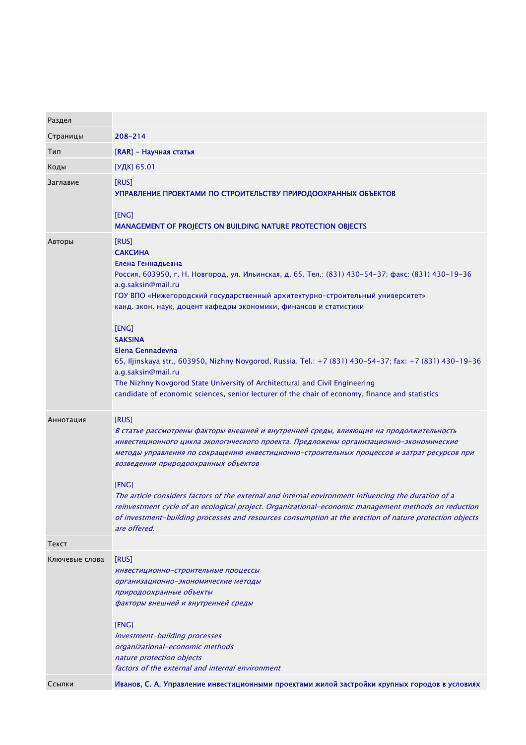| Раздел | |
|---|---|
| Страницы | 208-214 |
| Тип | [RAR] - Научная статья |
| Коды | [УДК] 65.01 |
| Заглавие | [RUS]<br>**УПРАВЛЕНИЕ ПРОЕКТАМИ ПО СТРОИТЕЛЬСТВУ ПРИРОДООХРАННЫХ ОБЪЕКТОВ**<br><br>[ENG]<br>**MANAGEMENT OF PROJECTS ON BUILDING NATURE PROTECTION OBJECTS** |
| Авторы | [RUS]<br>**САКСИНА**<br>**Елена Геннадьевна**<br>Россия, 603950, г. Н. Новгород, ул. Ильинская, д. 65. Тел.: (831) 430-54-37; факс: (831) 430-19-36<br>a.g.saksin@mail.ru<br>ГОУ ВПО «Нижегородский государственный архитектурно-строительный университет»<br>канд. экон. наук, доцент кафедры экономики, финансов и статистики<br><br>[ENG]<br>**SAKSINA**<br>**Elena Gennadevna**<br>65, Iljinskaya str., 603950, Nizhny Novgorod, Russia. Tel.: +7 (831) 430-54-37; fax: +7 (831) 430-19-36<br>a.g.saksin@mail.ru<br>The Nizhny Novgorod State University of Architectural and Civil Engineering<br>candidate of economic sciences, senior lecturer of the chair of economy, finance and statistics |
| Аннотация | [RUS]<br>*В статье рассмотрены факторы внешней и внутренней среды, влияющие на продолжительность инвестиционного цикла экологического проекта. Предложены организационно-экономические методы управления по сокращению инвестиционно-строительных процессов и затрат ресурсов при возведении природоохранных объектов*<br><br>[ENG]<br>*The article considers factors of the external and internal environment influencing the duration of a reinvestment cycle of an ecological project. Organizational-economic management methods on reduction of investment-building processes and resources consumption at the erection of nature protection objects are offered.* |
| Текст | |
| Ключевые слова | [RUS]<br>*инвестиционно-строительные процессы*<br>*организационно-экономические методы*<br>*природоохранные объекты*<br>*факторы внешней и внутренней среды*<br><br>[ENG]<br>*investment-building processes*<br>*organizational-economic methods*<br>*nature protection objects*<br>*factors of the external and internal environment* |
| Ссылки | Иванов, С. А. Управление инвестиционными проектами жилой застройки крупных городов в условиях |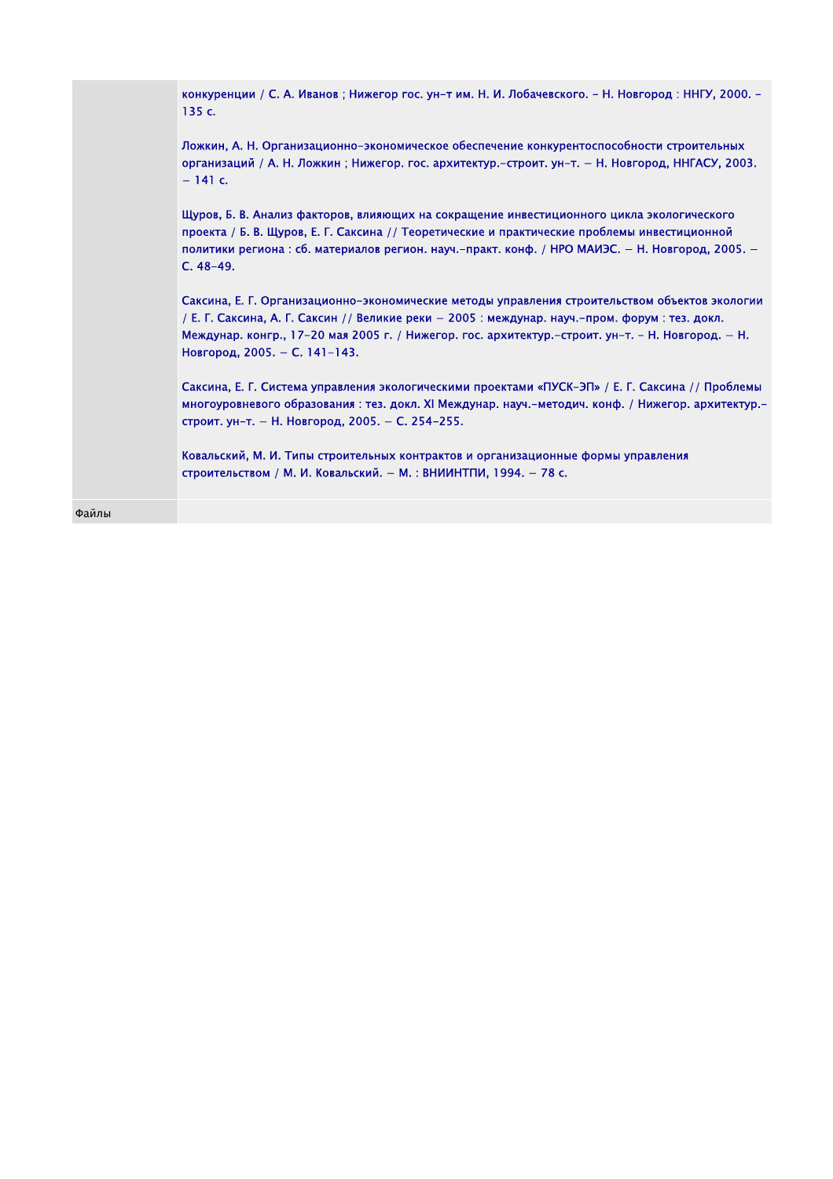| | |
|---|---|
| | конкуренции / С. А. Иванов ; Нижегор гос. ун-т им. Н. И. Лобачевского. - Н. Новгород : ННГУ, 2000. - 135 с.<br><br>Ложкин, А. Н. Организационно-экономическое обеспечение конкурентоспособности строительных организаций / А. Н. Ложкин ; Нижегор. гос. архитектур.-строит. ун-т. – Н. Новгород, ННГАСУ, 2003. – 141 с.<br><br>Щуров, Б. В. Анализ факторов, влияющих на сокращение инвестиционного цикла экологического проекта / Б. В. Щуров, Е. Г. Саксина // Теоретические и практические проблемы инвестиционной политики региона : сб. материалов регион. науч.-практ. конф. / НРО МАИЭС. – Н. Новгород, 2005. – С. 48-49.<br><br>Саксина, Е. Г. Организационно-экономические методы управления строительством объектов экологии / Е. Г. Саксина, А. Г. Саксин // Великие реки – 2005 : междунар. науч.-пром. форум : тез. докл. Междунар. конгр., 17-20 мая 2005 г. / Нижегор. гос. архитектур.-строит. ун-т. - Н. Новгород. – Н. Новгород, 2005. – С. 141-143.<br><br>Саксина, Е. Г. Система управления экологическими проектами «ПУСК-ЭП» / Е. Г. Саксина // Проблемы многоуровневого образования : тез. докл. XI Междунар. науч.-методич. конф. / Нижегор. архитектур.-строит. ун-т. – Н. Новгород, 2005. – С. 254-255.<br><br>Ковальский, М. И. Типы строительных контрактов и организационные формы управления строительством / М. И. Ковальский. – М. : ВНИИНТПИ, 1994. – 78 с. |
| Файлы | |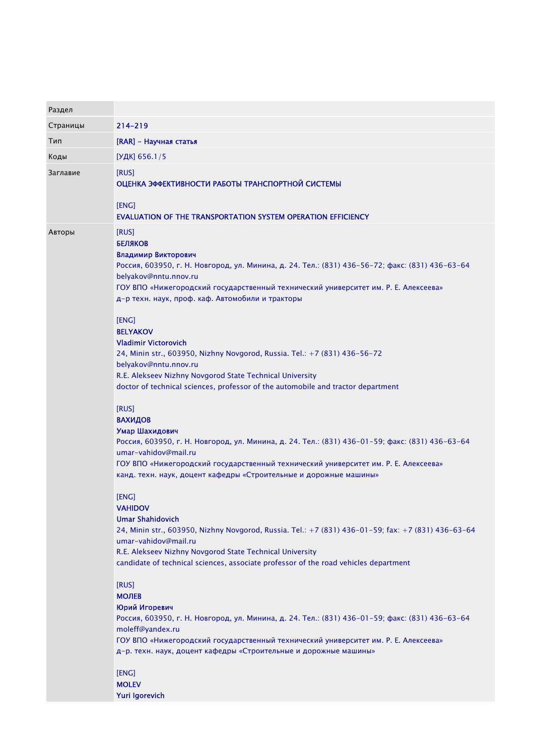| Раздел | |
|---|---|
| Страницы | 214-219 |
| Тип | [RAR] - Научная статья |
| Коды | [УДК] 656.1/5 |
| Заглавие | [RUS]<br>**ОЦЕНКА ЭФФЕКТИВНОСТИ РАБОТЫ ТРАНСПОРТНОЙ СИСТЕМЫ**<br><br>[ENG]<br>**EVALUATION OF THE TRANSPORTATION SYSTEM OPERATION EFFICIENCY** |
| Авторы | [RUS]<br>**БЕЛЯКОВ**<br>**Владимир Викторович**<br>Россия, 603950, г. Н. Новгород, ул. Минина, д. 24. Тел.: (831) 436-56-72; факс: (831) 436-63-64<br>belyakov@nntu.nnov.ru<br>ГОУ ВПО «Нижегородский государственный технический университет им. Р. Е. Алексеева»<br>д-р техн. наук, проф. каф. Автомобили и тракторы<br><br>[ENG]<br>**BELYAKOV**<br>**Vladimir Victorovich**<br>24, Minin str., 603950, Nizhny Novgorod, Russia. Tel.: +7 (831) 436-56-72<br>belyakov@nntu.nnov.ru<br>R.E. Alekseev Nizhny Novgorod State Technical University<br>doctor of technical sciences, professor of the automobile and tractor department<br><br>[RUS]<br>**ВАХИДОВ**<br>**Умар Шахидович**<br>Россия, 603950, г. Н. Новгород, ул. Минина, д. 24. Тел.: (831) 436-01-59; факс: (831) 436-63-64<br>umar-vahidov@mail.ru<br>ГОУ ВПО «Нижегородский государственный технический университет им. Р. Е. Алексеева»<br>канд. техн. наук, доцент кафедры «Строительные и дорожные машины»<br><br>[ENG]<br>**VAHIDOV**<br>**Umar Shahidovich**<br>24, Minin str., 603950, Nizhny Novgorod, Russia. Tel.: +7 (831) 436-01-59; fax: +7 (831) 436-63-64<br>umar-vahidov@mail.ru<br>R.E. Alekseev Nizhny Novgorod State Technical University<br>candidate of technical sciences, associate professor of the road vehicles department<br><br>[RUS]<br>**МОЛЕВ**<br>**Юрий Игоревич**<br>Россия, 603950, г. Н. Новгород, ул. Минина, д. 24. Тел.: (831) 436-01-59; факс: (831) 436-63-64<br>moleff@yandex.ru<br>ГОУ ВПО «Нижегородский государственный технический университет им. Р. Е. Алексеева»<br>д-р. техн. наук, доцент кафедры «Строительные и дорожные машины»<br><br>[ENG]<br>**MOLEV**<br>**Yuri Igorevich** |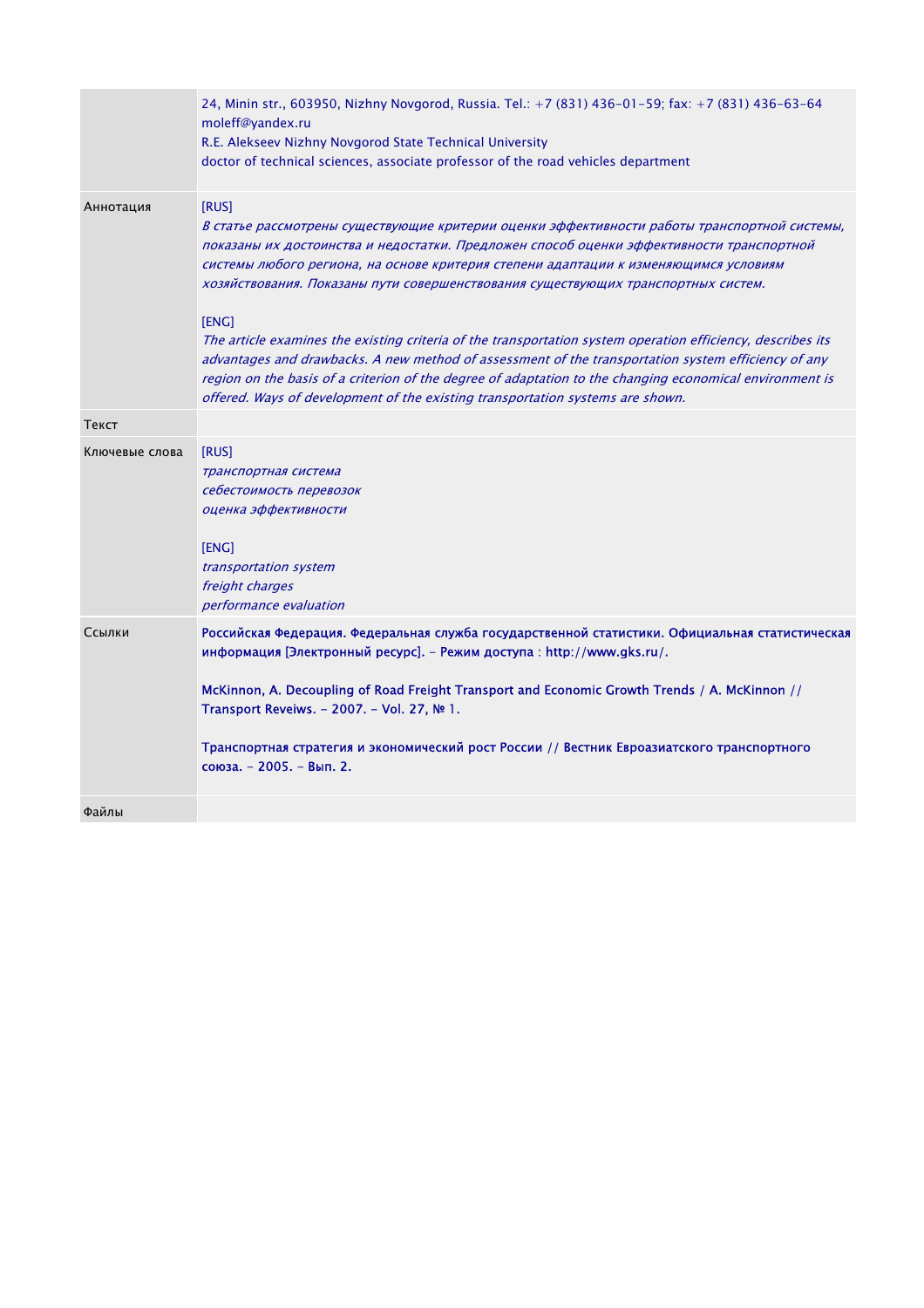| | |
|---|---|
| | 24, Minin str., 603950, Nizhny Novgorod, Russia. Tel.: +7 (831) 436-01-59; fax: +7 (831) 436-63-64<br>moleff@yandex.ru<br>R.E. Alekseev Nizhny Novgorod State Technical University<br>doctor of technical sciences, associate professor of the road vehicles department |
| Аннотация | [RUS]<br>*В статье рассмотрены существующие критерии оценки эффективности работы транспортной системы, показаны их достоинства и недостатки. Предложен способ оценки эффективности транспортной системы любого региона, на основе критерия степени адаптации к изменяющимся условиям хозяйствования. Показаны пути совершенствования существующих транспортных систем.*<br><br>[ENG]<br>*The article examines the existing criteria of the transportation system operation efficiency, describes its advantages and drawbacks. A new method of assessment of the transportation system efficiency of any region on the basis of a criterion of the degree of adaptation to the changing economical environment is offered. Ways of development of the existing transportation systems are shown.* |
| Текст | |
| Ключевые слова | [RUS]<br>*транспортная система*<br>*себестоимость перевозок*<br>*оценка эффективности*<br><br>[ENG]<br>*transportation system*<br>*freight charges*<br>*performance evaluation* |
| Ссылки | **Российская Федерация. Федеральная служба государственной статистики. Официальная статистическая информация [Электронный ресурс]. – Режим доступа : http://www.gks.ru/.**<br><br>**McKinnon, A. Decoupling of Road Freight Transport and Economic Growth Trends / A. McKinnon // Transport Reveiws. – 2007. – Vol. 27, № 1.**<br><br>**Транспортная стратегия и экономический рост России // Вестник Евроазиатского транспортного союза. – 2005. – Вып. 2.** |
| Файлы | |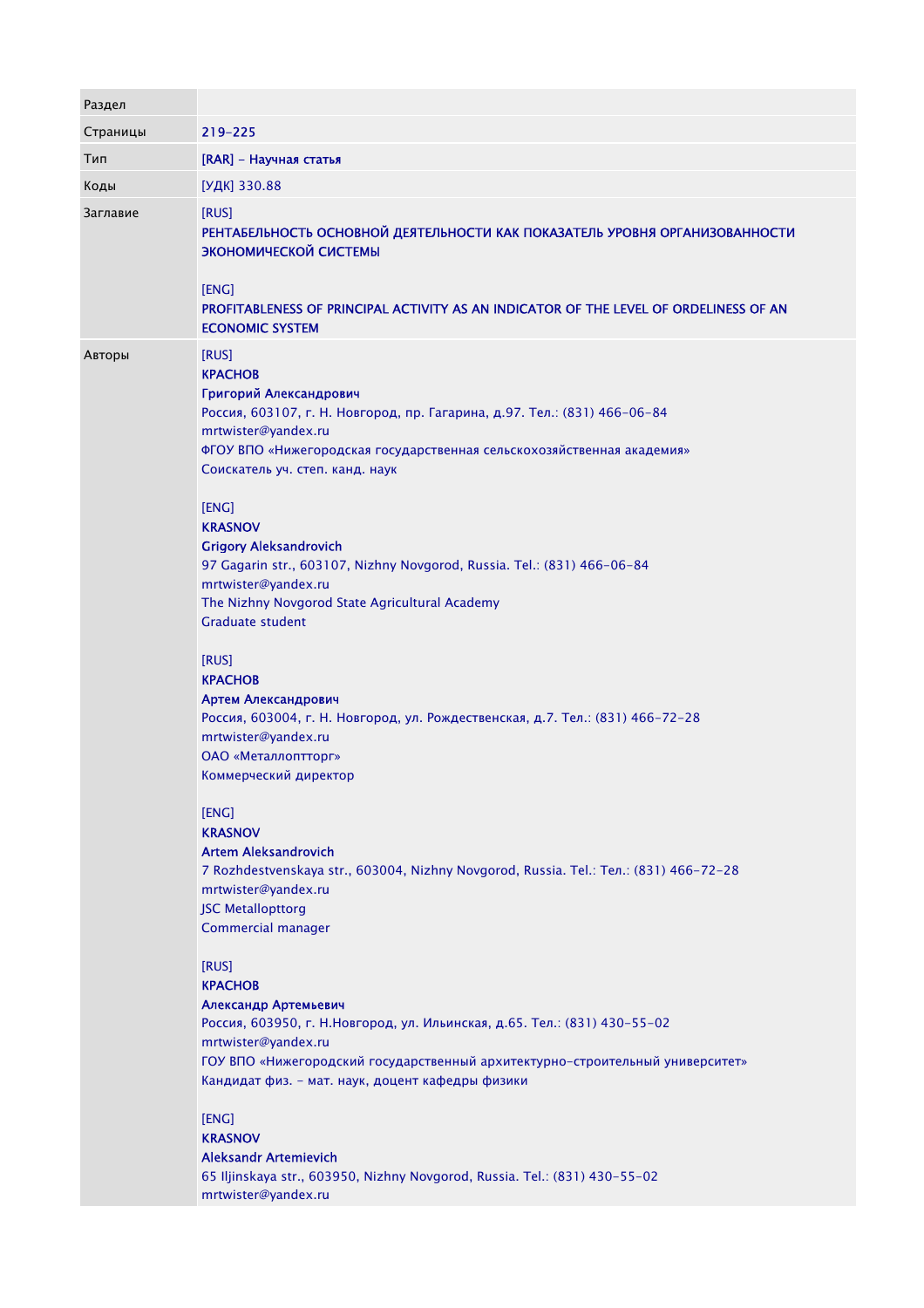| Раздел | |
|---|---|
| Страницы | 219-225 |
| Тип | [RAR] - Научная статья |
| Коды | [УДК] 330.88 |
| Заглавие | [RUS]<br>РЕНТАБЕЛЬНОСТЬ ОСНОВНОЙ ДЕЯТЕЛЬНОСТИ КАК ПОКАЗАТЕЛЬ УРОВНЯ ОРГАНИЗОВАННОСТИ ЭКОНОМИЧЕСКОЙ СИСТЕМЫ<br><br>[ENG]<br>PROFITABLENESS OF PRINCIPAL ACTIVITY AS AN INDICATOR OF THE LEVEL OF ORDELINESS OF AN ECONOMIC SYSTEM |
| Авторы | [RUS]<br>**КРАСНОВ**<br>**Григорий Александрович**<br>Россия, 603107, г. Н. Новгород, пр. Гагарина, д.97. Тел.: (831) 466-06-84<br>mrtwister@yandex.ru<br>ФГОУ ВПО «Нижегородская государственная сельскохозяйственная академия»<br>Соискатель уч. степ. канд. наук<br><br>[ENG]<br>**KRASNOV**<br>**Grigory Aleksandrovich**<br>97 Gagarin str., 603107, Nizhny Novgorod, Russia. Tel.: (831) 466-06-84<br>mrtwister@yandex.ru<br>The Nizhny Novgorod State Agricultural Academy<br>Graduate student<br><br>[RUS]<br>**КРАСНОВ**<br>**Артем Александрович**<br>Россия, 603004, г. Н. Новгород, ул. Рождественская, д.7. Тел.: (831) 466-72-28<br>mrtwister@yandex.ru<br>ОАО «Металлопторг»<br>Коммерческий директор<br><br>[ENG]<br>**KRASNOV**<br>**Artem Aleksandrovich**<br>7 Rozhdestvenskaya str., 603004, Nizhny Novgorod, Russia. Tel.: Тел.: (831) 466-72-28<br>mrtwister@yandex.ru<br>JSC Metallopttorg<br>Commercial manager<br><br>[RUS]<br>**КРАСНОВ**<br>**Александр Артемьевич**<br>Россия, 603950, г. Н.Новгород, ул. Ильинская, д.65. Тел.: (831) 430-55-02<br>mrtwister@yandex.ru<br>ГОУ ВПО «Нижегородский государственный архитектурно-строительный университет»<br>Кандидат физ. - мат. наук, доцент кафедры физики<br><br>[ENG]<br>**KRASNOV**<br>**Aleksandr Artemievich**<br>65 Iljinskaya str., 603950, Nizhny Novgorod, Russia. Tel.: (831) 430-55-02<br>mrtwister@yandex.ru |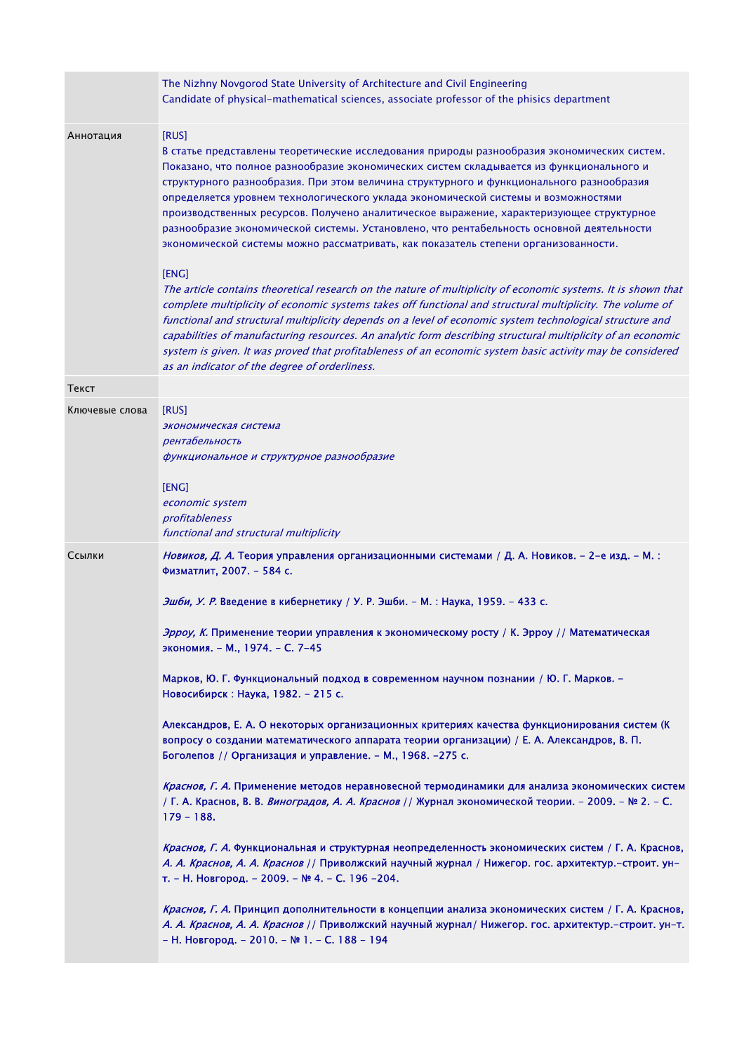| | |
|---|---|
| | The Nizhny Novgorod State University of Architecture and Civil Engineering<br>Candidate of physical-mathematical sciences, associate professor of the phisics department |
| Аннотация | [RUS]<br>В статье представлены теоретические исследования природы разнообразия экономических систем. Показано, что полное разнообразие экономических систем складывается из функционального и структурного разнообразия. При этом величина структурного и функционального разнообразия определяется уровнем технологического уклада экономической системы и возможностями производственных ресурсов. Получено аналитическое выражение, характеризующее структурное разнообразие экономической системы. Установлено, что рентабельность основной деятельности экономической системы можно рассматривать, как показатель степени организованности.<br><br>[ENG]<br>*The article contains theoretical research on the nature of multiplicity of economic systems. It is shown that complete multiplicity of economic systems takes off functional and structural multiplicity. The volume of functional and structural multiplicity depends on a level of economic system technological structure and capabilities of manufacturing resources. An analytic form describing structural multiplicity of an economic system is given. It was proved that profitableness of an economic system basic activity may be considered as an indicator of the degree of orderliness.* |
| Текст | |
| Ключевые слова | [RUS]<br>*экономическая система*<br>*рентабельность*<br>*функциональное и структурное разнообразие*<br><br>[ENG]<br>*economic system*<br>*profitableness*<br>*functional and structural multiplicity* |
| Ссылки | ***Новиков, Д. А.*** **Теория управления организационными системами / Д. А. Новиков. – 2-е изд. – М. : Физматлит, 2007. – 584 с.**<br><br>***Эшби, У. Р.*** **Введение в кибернетику / У. Р. Эшби. – М. : Наука, 1959. – 433 с.**<br><br>***Эрроу, К.*** **Применение теории управления к экономическому росту / К. Эрроу // Математическая экономия. – М., 1974. – С. 7-45**<br><br>**Марков, Ю. Г. Функциональный подход в современном научном познании / Ю. Г. Марков. – Новосибирск : Наука, 1982. – 215 с.**<br><br>**Александров, Е. А. О некоторых организационных критериях качества функционирования систем (К вопросу о создании математического аппарата теории организации) / Е. А. Александров, В. П. Боголепов // Организация и управление. – М., 1968. -275 с.**<br><br>***Краснов, Г. А.*** **Применение методов неравновесной термодинамики для анализа экономических систем / Г. А. Краснов, В. В. *Виноградов, А. А. Краснов* // Журнал экономической теории. – 2009. – № 2. – С. 179 – 188.**<br><br>***Краснов, Г. А.*** **Функциональная и структурная неопределенность экономических систем / Г. А. Краснов, *А. А. Краснов, А. А. Краснов* // Приволжский научный журнал / Нижегор. гос. архитектур.-строит. ун-т. – Н. Новгород. – 2009. – № 4. – С. 196 -204.**<br><br>***Краснов, Г. А.*** **Принцип дополнительности в концепции анализа экономических систем / Г. А. Краснов, *А. А. Краснов, А. А. Краснов* // Приволжский научный журнал/ Нижегор. гос. архитектур.-строит. ун-т. – Н. Новгород. – 2010. – № 1. – С. 188 – 194** |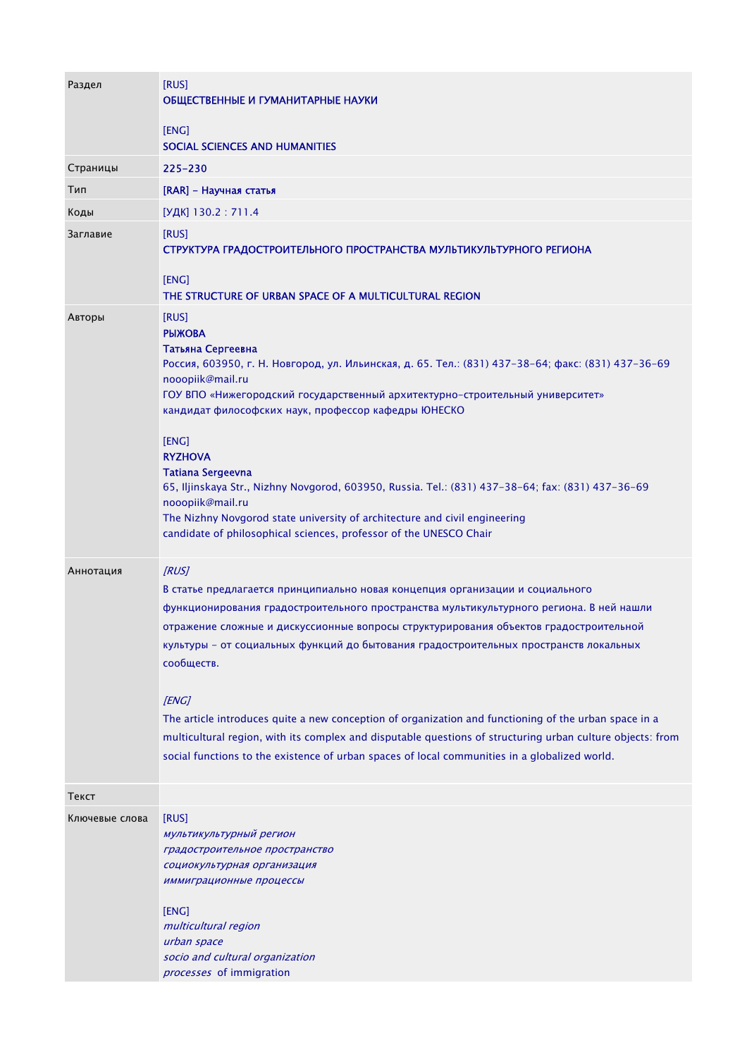| | |
|---|---|
| Раздел | [RUS]<br>ОБЩЕСТВЕННЫЕ И ГУМАНИТАРНЫЕ НАУКИ<br><br>[ENG]<br>SOCIAL SCIENCES AND HUMANITIES |
| Страницы | 225-230 |
| Тип | [RAR] - Научная статья |
| Коды | [УДК] 130.2 : 711.4 |
| Заглавие | [RUS]<br>СТРУКТУРА ГРАДОСТРОИТЕЛЬНОГО ПРОСТРАНСТВА МУЛЬТИКУЛЬТУРНОГО РЕГИОНА<br><br>[ENG]<br>THE STRUCTURE OF URBAN SPACE OF A MULTICULTURAL REGION |
| Авторы | [RUS]<br>**РЫЖОВА**<br>**Татьяна Сергеевна**<br>Россия, 603950, г. Н. Новгород, ул. Ильинская, д. 65. Тел.: (831) 437-38-64; факс: (831) 437-36-69<br>nooopiik@mail.ru<br>ГОУ ВПО «Нижегородский государственный архитектурно-строительный университет»<br>кандидат философских наук, профессор кафедры ЮНЕСКО<br><br>[ENG]<br>**RYZHOVA**<br>**Tatiana Sergeevna**<br>65, Iljinskaya Str., Nizhny Novgorod, 603950, Russia. Tel.: (831) 437-38-64; fax: (831) 437-36-69<br>nooopiik@mail.ru<br>The Nizhny Novgorod state university of architecture and civil engineering<br>candidate of philosophical sciences, professor of the UNESCO Chair |
| Аннотация | *[RUS]*<br>В статье предлагается принципиально новая концепция организации и социального функционирования градостроительного пространства мультикультурного региона. В ней нашли отражение сложные и дискуссионные вопросы структурирования объектов градостроительной культуры - от социальных функций до бытования градостроительных пространств локальных сообществ.<br><br>*[ENG]*<br>The article introduces quite a new conception of organization and functioning of the urban space in a multicultural region, with its complex and disputable questions of structuring urban culture objects: from social functions to the existence of urban spaces of local communities in a globalized world. |
| Текст | |
| Ключевые слова | [RUS]<br>*мультикультурный регион*<br>*градостроительное пространство*<br>*социокультурная организация*<br>*иммиграционные процессы*<br><br>[ENG]<br>*multicultural region*<br>*urban space*<br>*socio and cultural organization*<br>*processes* of immigration |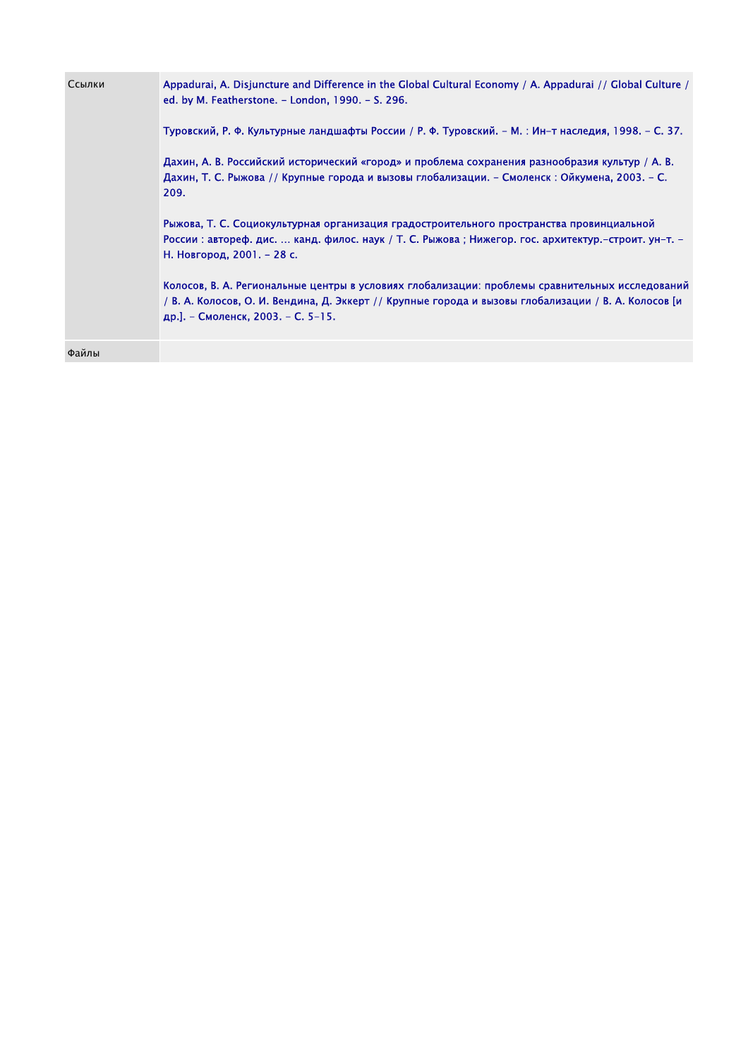| | |
|---|---|
| Ссылки | Appadurai, A. Disjuncture and Difference in the Global Cultural Economy / A. Appadurai // Global Culture / ed. by M. Featherstone. – London, 1990. – S. 296.<br><br>Туровский, Р. Ф. Культурные ландшафты России / Р. Ф. Туровский. – М. : Ин-т наследия, 1998. – С. 37.<br><br>Дахин, А. В. Российский исторический «город» и проблема сохранения разнообразия культур / А. В. Дахин, Т. С. Рыжова // Крупные города и вызовы глобализации. – Смоленск : Ойкумена, 2003. – С. 209.<br><br>Рыжова, Т. С. Социокультурная организация градостроительного пространства провинциальной России : автореф. дис. ... канд. филос. наук / Т. С. Рыжова ; Нижегор. гос. архитектур.-строит. ун-т. – Н. Новгород, 2001. – 28 с.<br><br>Колосов, В. А. Региональные центры в условиях глобализации: проблемы сравнительных исследований / В. А. Колосов, О. И. Вендина, Д. Эккерт // Крупные города и вызовы глобализации / В. А. Колосов [и др.]. – Смоленск, 2003. – С. 5-15. |
| Файлы | |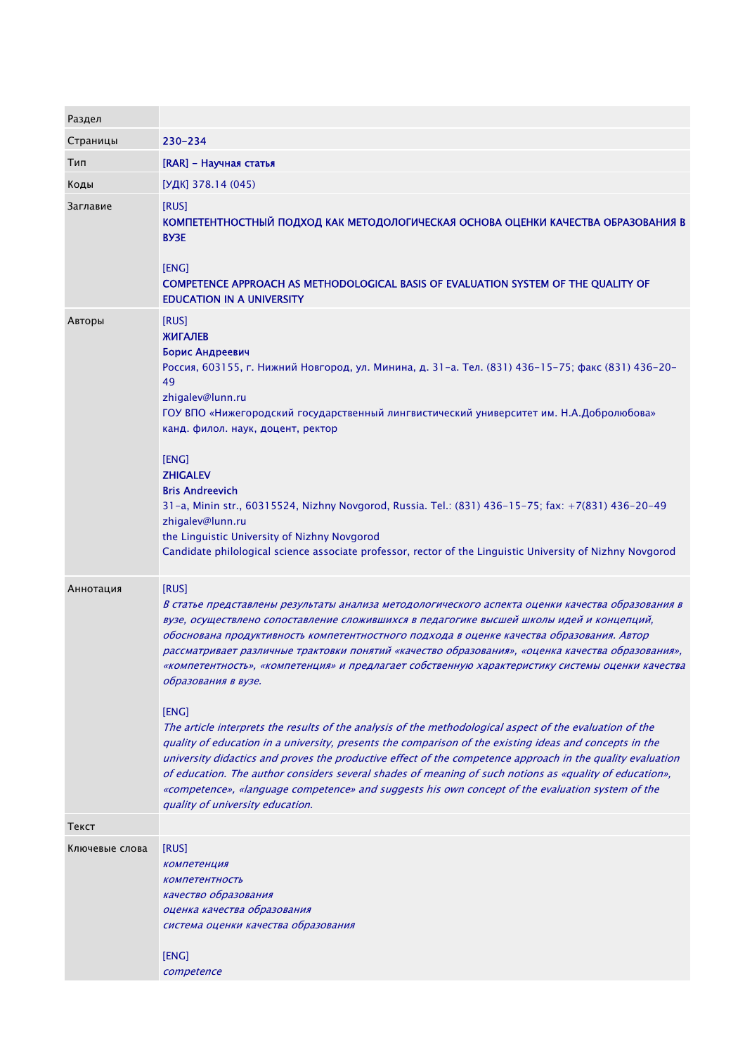| | |
|---|---|
| Раздел | |
| Страницы | 230-234 |
| Тип | [RAR] - Научная статья |
| Коды | [УДК] 378.14 (045) |
| Заглавие | [RUS]<br>**КОМПЕТЕНТНОСТНЫЙ ПОДХОД КАК МЕТОДОЛОГИЧЕСКАЯ ОСНОВА ОЦЕНКИ КАЧЕСТВА ОБРАЗОВАНИЯ В ВУЗЕ**<br><br>[ENG]<br>**COMPETENCE APPROACH AS METHODOLOGICAL BASIS OF EVALUATION SYSTEM OF THE QUALITY OF EDUCATION IN A UNIVERSITY** |
| Авторы | [RUS]<br>**ЖИГАЛЕВ**<br>**Борис Андреевич**<br>Россия, 603155, г. Нижний Новгород, ул. Минина, д. 31-а. Тел. (831) 436-15-75; факс (831) 436-20-49<br>zhigalev@lunn.ru<br>ГОУ ВПО «Нижегородский государственный лингвистический университет им. Н.А.Добролюбова»<br>канд. филол. наук, доцент, ректор<br><br>[ENG]<br>**ZHIGALEV**<br>**Bris Andreevich**<br>31-a, Minin str., 60315524, Nizhny Novgorod, Russia. Tel.: (831) 436-15-75; fax: +7(831) 436-20-49<br>zhigalev@lunn.ru<br>the Linguistic University of Nizhny Novgorod<br>Candidate philological science associate professor, rector of the Linguistic University of Nizhny Novgorod |
| Аннотация | [RUS]<br>*В статье представлены результаты анализа методологического аспекта оценки качества образования в вузе, осуществлено сопоставление сложившихся в педагогике высшей школы идей и концепций, обоснована продуктивность компетентностного подхода в оценке качества образования. Автор рассматривает различные трактовки понятий «качество образования», «оценка качества образования», «компетентность», «компетенция» и предлагает собственную характеристику системы оценки качества образования в вузе.*<br><br>[ENG]<br>*The article interprets the results of the analysis of the methodological aspect of the evaluation of the quality of education in a university, presents the comparison of the existing ideas and concepts in the university didactics and proves the productive effect of the competence approach in the quality evaluation of education. The author considers several shades of meaning of such notions as «quality of education», «competence», «language competence» and suggests his own concept of the evaluation system of the quality of university education.* |
| Текст | |
| Ключевые слова | [RUS]<br>*компетенция*<br>*компетентность*<br>*качество образования*<br>*оценка качества образования*<br>*система оценки качества образования*<br><br>[ENG]<br>*competence* |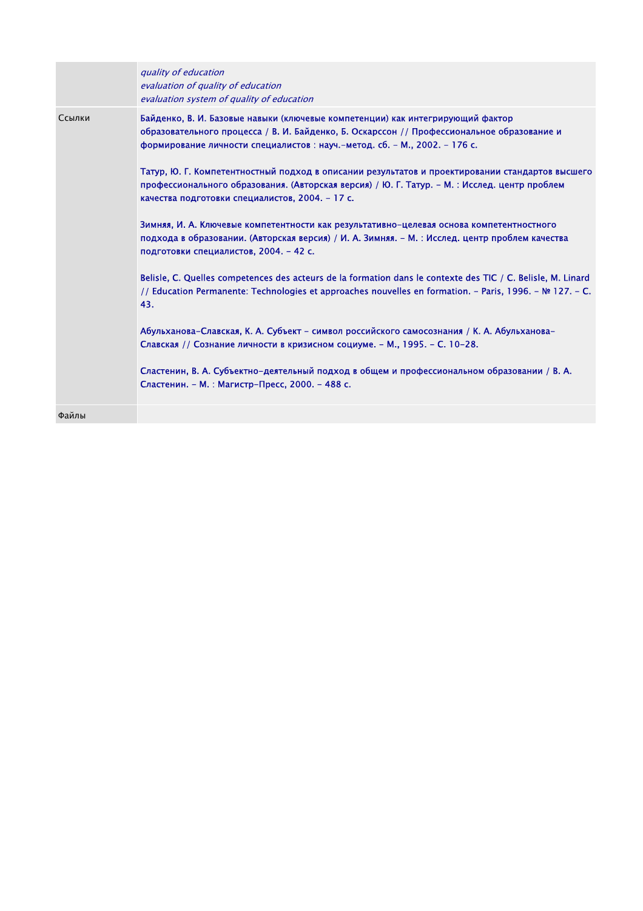| | |
|---|---|
| | *quality of education*<br>*evaluation of quality of education*<br>*evaluation system of quality of education* |
| Ссылки | Байденко, В. И. Базовые навыки (ключевые компетенции) как интегрирующий фактор образовательного процесса / В. И. Байденко, Б. Оскарссон // Профессиональное образование и формирование личности специалистов : науч.-метод. сб. – М., 2002. – 176 с.<br><br>Татур, Ю. Г. Компетентностный подход в описании результатов и проектировании стандартов высшего профессионального образования. (Авторская версия) / Ю. Г. Татур. – М. : Исслед. центр проблем качества подготовки специалистов, 2004. – 17 с.<br><br>Зимняя, И. А. Ключевые компетентности как результативно-целевая основа компетентностного подхода в образовании. (Авторская версия) / И. А. Зимняя. – М. : Исслед. центр проблем качества подготовки специалистов, 2004. – 42 с.<br><br>Belisle, C. Quelles competences des acteurs de la formation dans le contexte des TIC / C. Belisle, M. Linard // Education Permanente: Technologies et approaches nouvelles en formation. – Paris, 1996. – № 127. – С. 43.<br><br>Абульханова-Славская, К. А. Субъект – символ российского самосознания / К. А. Абульханова-Славская // Сознание личности в кризисном социуме. – М., 1995. – С. 10–28.<br><br>Сластенин, В. А. Субъектно-деятельный подход в общем и профессиональном образовании / В. А. Сластенин. – М. : Магистр-Пресс, 2000. – 488 с. |
| Файлы | |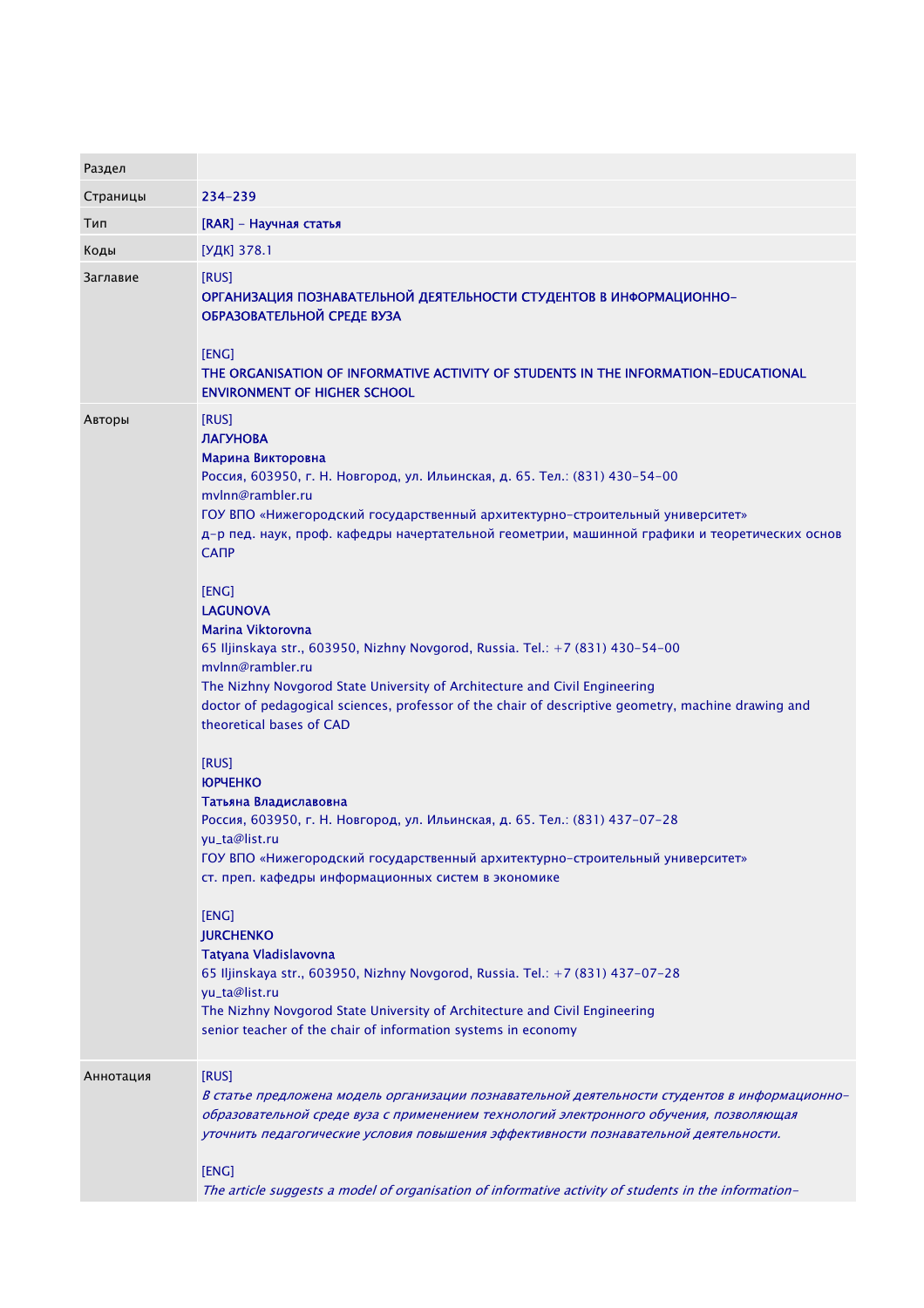| Раздел | |
| --- | --- |
| Страницы | 234-239 |
| Тип | [RAR] - Научная статья |
| Коды | [УДК] 378.1 |
| Заглавие | [RUS]<br>**ОРГАНИЗАЦИЯ ПОЗНАВАТЕЛЬНОЙ ДЕЯТЕЛЬНОСТИ СТУДЕНТОВ В ИНФОРМАЦИОННО-ОБРАЗОВАТЕЛЬНОЙ СРЕДЕ ВУЗА**<br><br>[ENG]<br>**THE ORGANISATION OF INFORMATIVE ACTIVITY OF STUDENTS IN THE INFORMATION-EDUCATIONAL ENVIRONMENT OF HIGHER SCHOOL** |
| Авторы | [RUS]<br>**ЛАГУНОВА**<br>**Марина Викторовна**<br>Россия, 603950, г. Н. Новгород, ул. Ильинская, д. 65. Тел.: (831) 430-54-00<br>mvlnn@rambler.ru<br>ГОУ ВПО «Нижегородский государственный архитектурно-строительный университет»<br>д-р пед. наук, проф. кафедры начертательной геометрии, машинной графики и теоретических основ САПР<br><br>[ENG]<br>**LAGUNOVA**<br>**Marina Viktorovna**<br>65 Iljinskaya str., 603950, Nizhny Novgorod, Russia. Tel.: +7 (831) 430-54-00<br>mvlnn@rambler.ru<br>The Nizhny Novgorod State University of Architecture and Civil Engineering<br>doctor of pedagogical sciences, professor of the chair of descriptive geometry, machine drawing and theoretical bases of CAD<br><br>[RUS]<br>**ЮРЧЕНКО**<br>**Татьяна Владиславовна**<br>Россия, 603950, г. Н. Новгород, ул. Ильинская, д. 65. Тел.: (831) 437-07-28<br>yu_ta@list.ru<br>ГОУ ВПО «Нижегородский государственный архитектурно-строительный университет»<br>ст. преп. кафедры информационных систем в экономике<br><br>[ENG]<br>**JURCHENKO**<br>**Tatyana Vladislavovna**<br>65 Iljinskaya str., 603950, Nizhny Novgorod, Russia. Tel.: +7 (831) 437-07-28<br>yu_ta@list.ru<br>The Nizhny Novgorod State University of Architecture and Civil Engineering<br>senior teacher of the chair of information systems in economy |
| Аннотация | [RUS]<br>*В статье предложена модель организации познавательной деятельности студентов в информационно-образовательной среде вуза с применением технологий электронного обучения, позволяющая уточнить педагогические условия повышения эффективности познавательной деятельности.*<br><br>[ENG]<br>*The article suggests a model of organisation of informative activity of students in the information-* |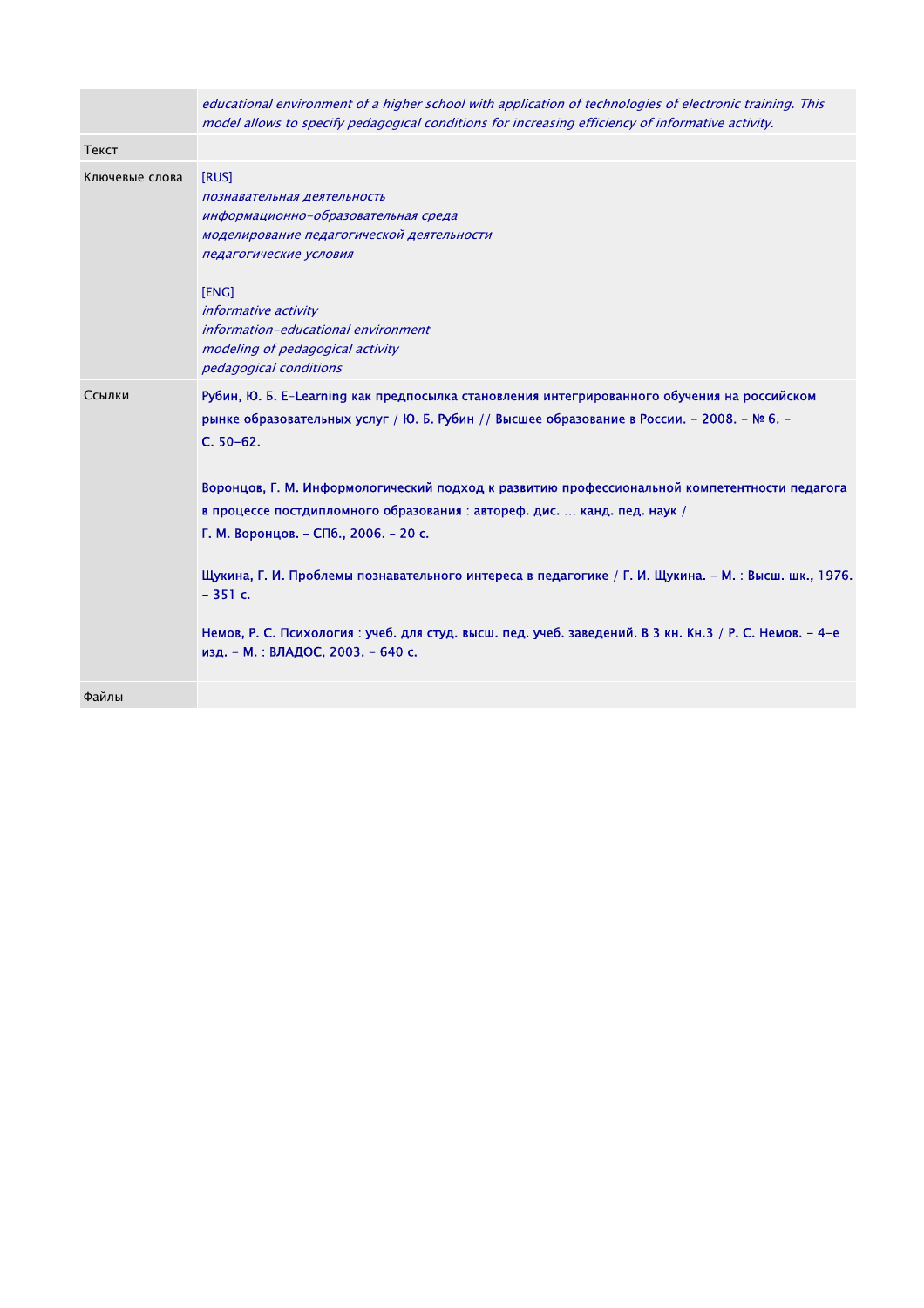| | |
|---|---|
| | *educational environment of a higher school with application of technologies of electronic training. This model allows to specify pedagogical conditions for increasing efficiency of informative activity.* |
| Текст | |
| Ключевые слова | [RUS]<br>*познавательная деятельность*<br>*информационно-образовательная среда*<br>*моделирование педагогической деятельности*<br>*педагогические условия*<br><br>[ENG]<br>*informative activity*<br>*information-educational environment*<br>*modeling of pedagogical activity*<br>*pedagogical conditions* |
| Ссылки | **Рубин, Ю. Б. E-Learning как предпосылка становления интегрированного обучения на российском рынке образовательных услуг / Ю. Б. Рубин // Высшее образование в России. – 2008. – № 6. – С. 50-62.**<br><br>**Воронцов, Г. М. Информологический подход к развитию профессиональной компетентности педагога в процессе постдипломного образования : автореф. дис. … канд. пед. наук / Г. М. Воронцов. – СПб., 2006. – 20 с.**<br><br>**Щукина, Г. И. Проблемы познавательного интереса в педагогике / Г. И. Щукина. – М. : Высш. шк., 1976. – 351 с.**<br><br>**Немов, Р. С. Психология : учеб. для студ. высш. пед. учеб. заведений. В 3 кн. Кн.3 / Р. С. Немов. – 4-е изд. – М. : ВЛАДОС, 2003. – 640 с.** |
| Файлы | |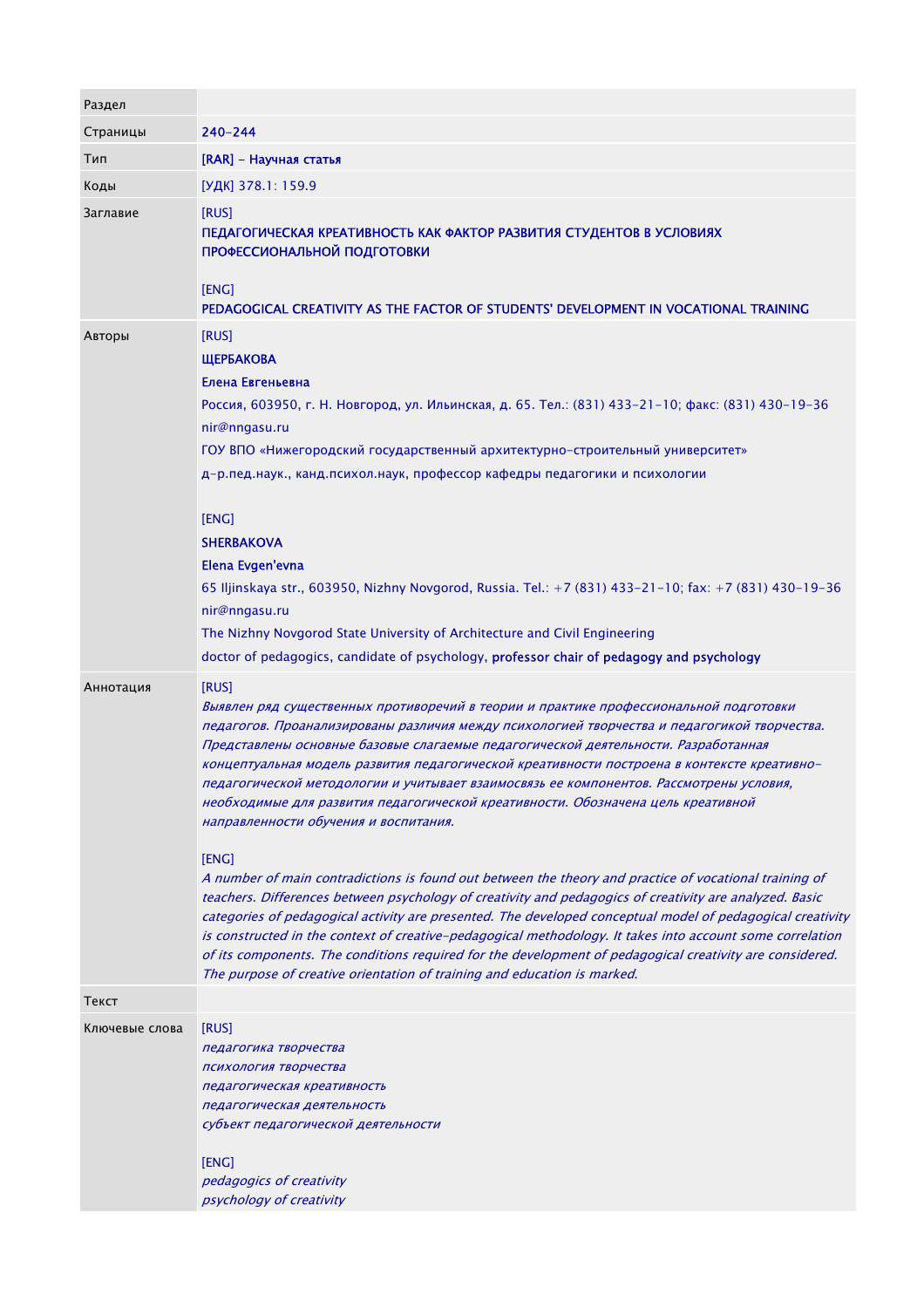| Раздел | |
|---|---|
| Страницы | 240-244 |
| Тип | [RAR] - Научная статья |
| Коды | [УДК] 378.1: 159.9 |
| Заглавие | [RUS]<br>ПЕДАГОГИЧЕСКАЯ КРЕАТИВНОСТЬ КАК ФАКТОР РАЗВИТИЯ СТУДЕНТОВ В УСЛОВИЯХ ПРОФЕССИОНАЛЬНОЙ ПОДГОТОВКИ<br><br>[ENG]<br>PEDAGOGICAL CREATIVITY AS THE FACTOR OF STUDENTS' DEVELOPMENT IN VOCATIONAL TRAINING |
| Авторы | [RUS]<br>ЩЕРБАКОВА<br>Елена Евгеньевна<br>Россия, 603950, г. Н. Новгород, ул. Ильинская, д. 65. Тел.: (831) 433-21-10; факс: (831) 430-19-36<br>nir@nngasu.ru<br>ГОУ ВПО «Нижегородский государственный архитектурно-строительный университет»<br>д-р.пед.наук., канд.психол.наук, профессор кафедры педагогики и психологии<br><br>[ENG]<br>SHERBAKOVA<br>Elena Evgen'evna<br>65 Iljinskaya str., 603950, Nizhny Novgorod, Russia. Tel.: +7 (831) 433-21-10; fax: +7 (831) 430-19-36<br>nir@nngasu.ru<br>The Nizhny Novgorod State University of Architecture and Civil Engineering<br>doctor of pedagogics, candidate of psychology, professor chair of pedagogy and psychology |
| Аннотация | [RUS]<br>*Выявлен ряд существенных противоречий в теории и практике профессиональной подготовки педагогов. Проанализированы различия между психологией творчества и педагогикой творчества. Представлены основные базовые слагаемые педагогической деятельности. Разработанная концептуальная модель развития педагогической креативности построена в контексте креативно-педагогической методологии и учитывает взаимосвязь ее компонентов. Рассмотрены условия, необходимые для развития педагогической креативности. Обозначена цель креативной направленности обучения и воспитания.*<br><br>[ENG]<br>*A number of main contradictions is found out between the theory and practice of vocational training of teachers. Differences between psychology of creativity and pedagogics of creativity are analyzed. Basic categories of pedagogical activity are presented. The developed conceptual model of pedagogical creativity is constructed in the context of creative-pedagogical methodology. It takes into account some correlation of its components. The conditions required for the development of pedagogical creativity are considered. The purpose of creative orientation of training and education is marked.* |
| Текст | |
| Ключевые слова | [RUS]<br>*педагогика творчества*<br>*психология творчества*<br>*педагогическая креативность*<br>*педагогическая деятельность*<br>*субъект педагогической деятельности*<br><br>[ENG]<br>*pedagogics of creativity*<br>*psychology of creativity* |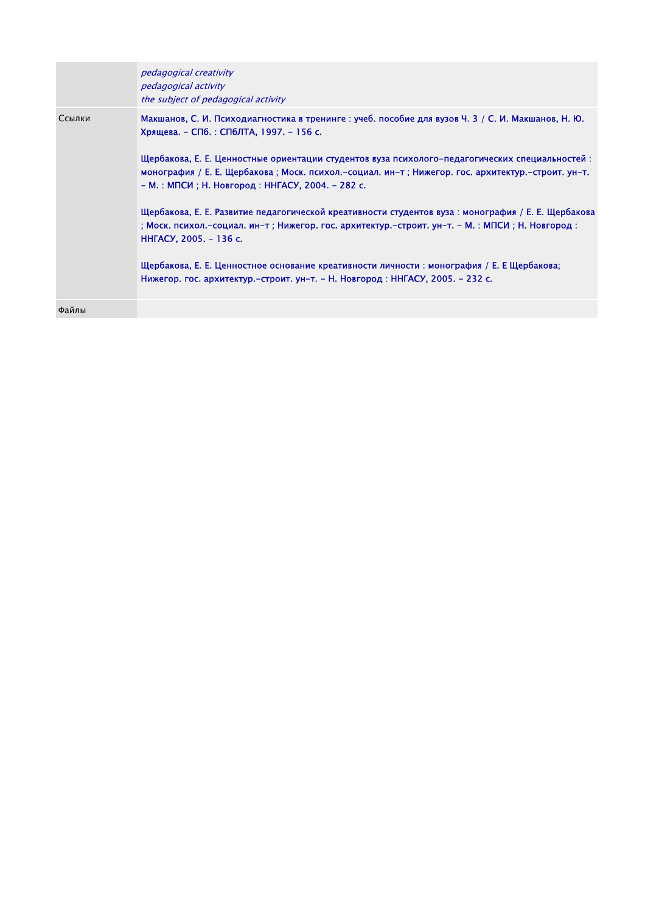| | |
|---|---|
| | *pedagogical creativity*<br>*pedagogical activity*<br>*the subject of pedagogical activity* |
| Ссылки | Макшанов, С. И. Психодиагностика в тренинге : учеб. пособие для вузов Ч. 3 / С. И. Макшанов, Н. Ю. Хрящева. - СПб. : СПбЛТА, 1997. - 156 с.<br><br>Щербакова, Е. Е. Ценностные ориентации студентов вуза психолого-педагогических специальностей : монография / Е. Е. Щербакова ; Моск. психол.-социал. ин-т ; Нижегор. гос. архитектур.-строит. ун-т. - М. : МПСИ ; Н. Новгород : ННГАСУ, 2004. - 282 с.<br><br>Щербакова, Е. Е. Развитие педагогической креативности студентов вуза : монография / Е. Е. Щербакова ; Моск. психол.-социал. ин-т ; Нижегор. гос. архитектур.-строит. ун-т. - М. : МПСИ ; Н. Новгород : ННГАСУ, 2005. - 136 с.<br><br>Щербакова, Е. Е. Ценностное основание креативности личности : монография / Е. Е Щербакова; Нижегор. гос. архитектур.-строит. ун-т. - Н. Новгород : ННГАСУ, 2005. - 232 с. |
| Файлы | |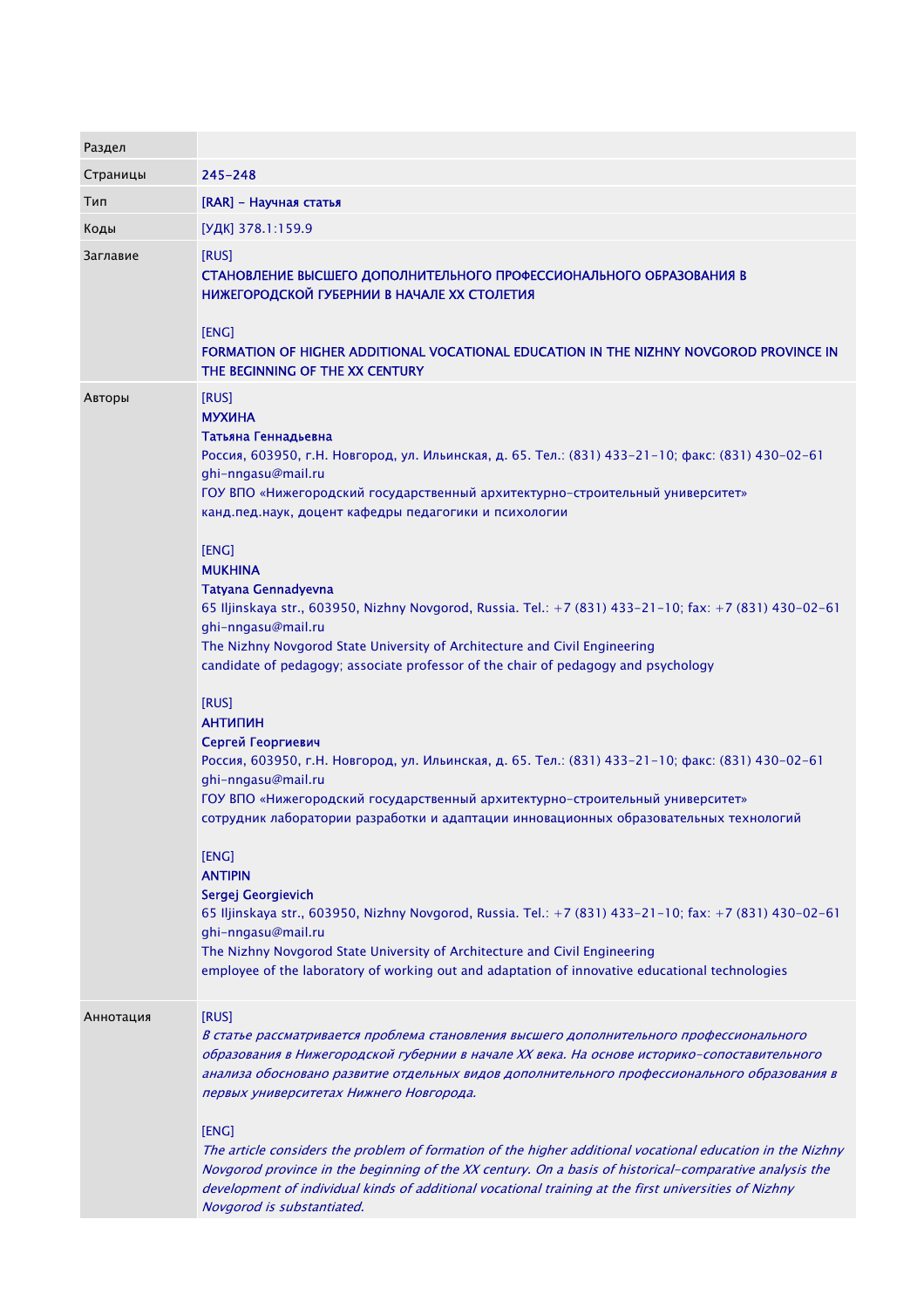| Раздел | |
|---|---|
| Страницы | 245-248 |
| Тип | [RAR] - Научная статья |
| Коды | [УДК] 378.1:159.9 |
| Заглавие | [RUS]<br>СТАНОВЛЕНИЕ ВЫСШЕГО ДОПОЛНИТЕЛЬНОГО ПРОФЕССИОНАЛЬНОГО ОБРАЗОВАНИЯ В НИЖЕГОРОДСКОЙ ГУБЕРНИИ В НАЧАЛЕ XX СТОЛЕТИЯ<br><br>[ENG]<br>FORMATION OF HIGHER ADDITIONAL VOCATIONAL EDUCATION IN THE NIZHNY NOVGOROD PROVINCE IN THE BEGINNING OF THE XX CENTURY |
| Авторы | [RUS]<br>МУХИНА<br>Татьяна Геннадьевна<br>Россия, 603950, г.Н. Новгород, ул. Ильинская, д. 65. Тел.: (831) 433-21-10; факс: (831) 430-02-61<br>ghi-nngasu@mail.ru<br>ГОУ ВПО «Нижегородский государственный архитектурно-строительный университет»<br>канд.пед.наук, доцент кафедры педагогики и психологии<br><br>[ENG]<br>MUKHINA<br>Tatyana Gennadyevna<br>65 Iljinskaya str., 603950, Nizhny Novgorod, Russia. Tel.: +7 (831) 433-21-10; fax: +7 (831) 430-02-61<br>ghi-nngasu@mail.ru<br>The Nizhny Novgorod State University of Architecture and Civil Engineering<br>candidate of pedagogy; associate professor of the chair of pedagogy and psychology<br><br>[RUS]<br>АНТИПИН<br>Сергей Георгиевич<br>Россия, 603950, г.Н. Новгород, ул. Ильинская, д. 65. Тел.: (831) 433-21-10; факс: (831) 430-02-61<br>ghi-nngasu@mail.ru<br>ГОУ ВПО «Нижегородский государственный архитектурно-строительный университет»<br>сотрудник лаборатории разработки и адаптации инновационных образовательных технологий<br><br>[ENG]<br>ANTIPIN<br>Sergej Georgievich<br>65 Iljinskaya str., 603950, Nizhny Novgorod, Russia. Tel.: +7 (831) 433-21-10; fax: +7 (831) 430-02-61<br>ghi-nngasu@mail.ru<br>The Nizhny Novgorod State University of Architecture and Civil Engineering<br>employee of the laboratory of working out and adaptation of innovative educational technologies |
| Аннотация | [RUS]<br>*В статье рассматривается проблема становления высшего дополнительного профессионального образования в Нижегородской губернии в начале XX века. На основе историко-сопоставительного анализа обосновано развитие отдельных видов дополнительного профессионального образования в первых университетах Нижнего Новгорода.*<br><br>[ENG]<br>*The article considers the problem of formation of the higher additional vocational education in the Nizhny Novgorod province in the beginning of the XX century. On a basis of historical-comparative analysis the development of individual kinds of additional vocational training at the first universities of Nizhny Novgorod is substantiated.* |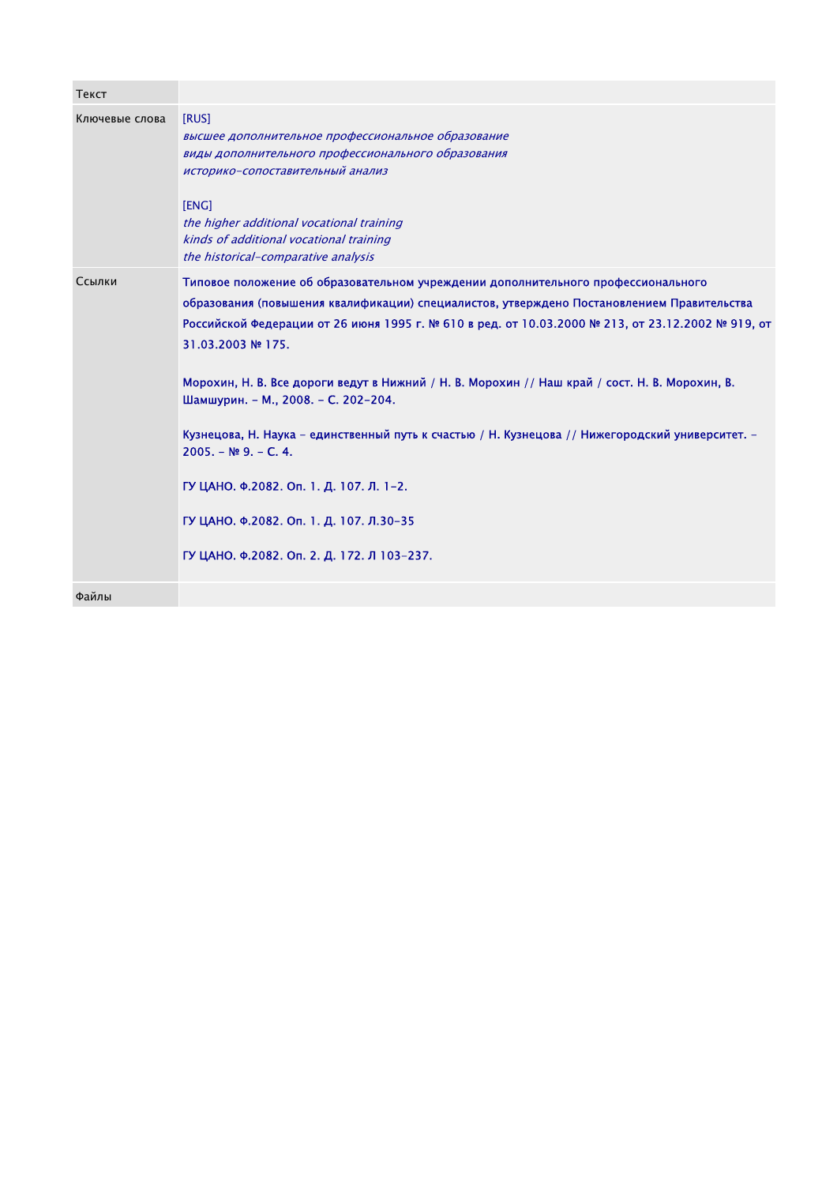| Текст | |
| --- | --- |
| Ключевые слова | [RUS]<br>*высшее дополнительное профессиональное образование*<br>*виды дополнительного профессионального образования*<br>*историко-сопоставительный анализ*<br><br>[ENG]<br>*the higher additional vocational training*<br>*kinds of additional vocational training*<br>*the historical-comparative analysis* |
| Ссылки | Типовое положение об образовательном учреждении дополнительного профессионального образования (повышения квалификации) специалистов, утверждено Постановлением Правительства Российской Федерации от 26 июня 1995 г. № 610 в ред. от 10.03.2000 № 213, от 23.12.2002 № 919, от 31.03.2003 № 175.<br><br>Морохин, Н. В. Все дороги ведут в Нижний / Н. В. Морохин // Наш край / сост. Н. В. Морохин, В. Шамшурин. – М., 2008. – С. 202-204.<br><br>Кузнецова, Н. Наука – единственный путь к счастью / Н. Кузнецова // Нижегородский университет. – 2005. – № 9. – С. 4.<br><br>ГУ ЦАНО. Ф.2082. Оп. 1. Д. 107. Л. 1-2.<br><br>ГУ ЦАНО. Ф.2082. Оп. 1. Д. 107. Л.30-35<br><br>ГУ ЦАНО. Ф.2082. Оп. 2. Д. 172. Л 103-237. |
| Файлы | |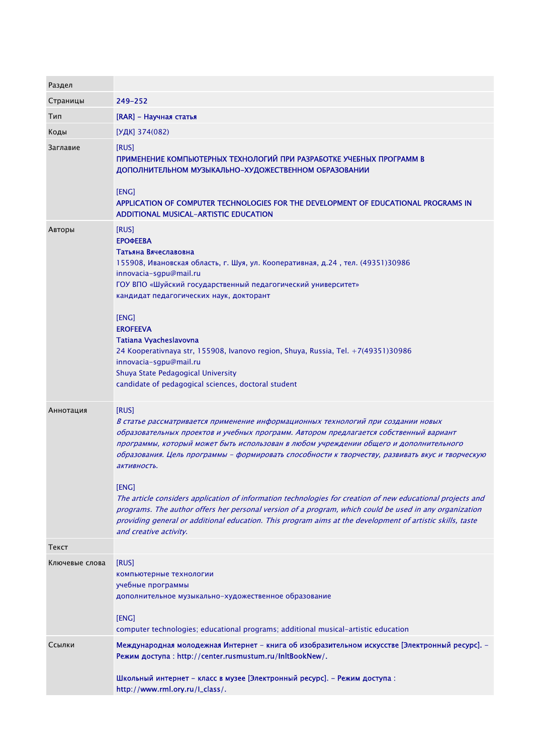| Раздел | |
|---|---|
| Страницы | 249-252 |
| Тип | [RAR] - Научная статья |
| Коды | [УДК] 374(082) |
| Заглавие | [RUS]<br>ПРИМЕНЕНИЕ КОМПЬЮТЕРНЫХ ТЕХНОЛОГИЙ ПРИ РАЗРАБОТКЕ УЧЕБНЫХ ПРОГРАММ В ДОПОЛНИТЕЛЬНОМ МУЗЫКАЛЬНО-ХУДОЖЕСТВЕННОМ ОБРАЗОВАНИИ<br><br>[ENG]<br>APPLICATION OF COMPUTER TECHNOLOGIES FOR THE DEVELOPMENT OF EDUCATIONAL PROGRAMS IN ADDITIONAL MUSICAL-ARTISTIC EDUCATION |
| Авторы | [RUS]<br>ЕРОФЕЕВА<br>Татьяна Вячеславовна<br>155908, Ивановская область, г. Шуя, ул. Кооперативная, д.24 , тел. (49351)30986<br>innovacia-sgpu@mail.ru<br>ГОУ ВПО «Шуйский государственный педагогический университет»<br>кандидат педагогических наук, докторант<br><br>[ENG]<br>EROFEEVA<br>Tatiana Vyacheslavovna<br>24 Kooperativnaya str, 155908, Ivanovo region, Shuya, Russia, Tel. +7(49351)30986<br>innovacia-sgpu@mail.ru<br>Shuya State Pedagogical University<br>candidate of pedagogical sciences, doctoral student |
| Аннотация | [RUS]<br>*В статье рассматривается применение информационных технологий при создании новых образовательных проектов и учебных программ. Автором предлагается собственный вариант программы, который может быть использован в любом учреждении общего и дополнительного образования. Цель программы - формировать способности к творчеству, развивать вкус и творческую активность.*<br><br>[ENG]<br>*The article considers application of information technologies for creation of new educational projects and programs. The author offers her personal version of a program, which could be used in any organization providing general or additional education. This program aims at the development of artistic skills, taste and creative activity.* |
| Текст | |
| Ключевые слова | [RUS]<br>компьютерные технологии<br>учебные программы<br>дополнительное музыкально-художественное образование<br><br>[ENG]<br>computer technologies; educational programs; additional musical-artistic education |
| Ссылки | Международная молодежная Интернет - книга об изобразительном искусстве [Электронный ресурс]. - Режим доступа : http://center.rusmustum.ru/InltBookNew/.<br><br>Школьный интернет - класс в музее [Электронный ресурс]. - Режим доступа : http://www.rml.ory.ru/I_class/. |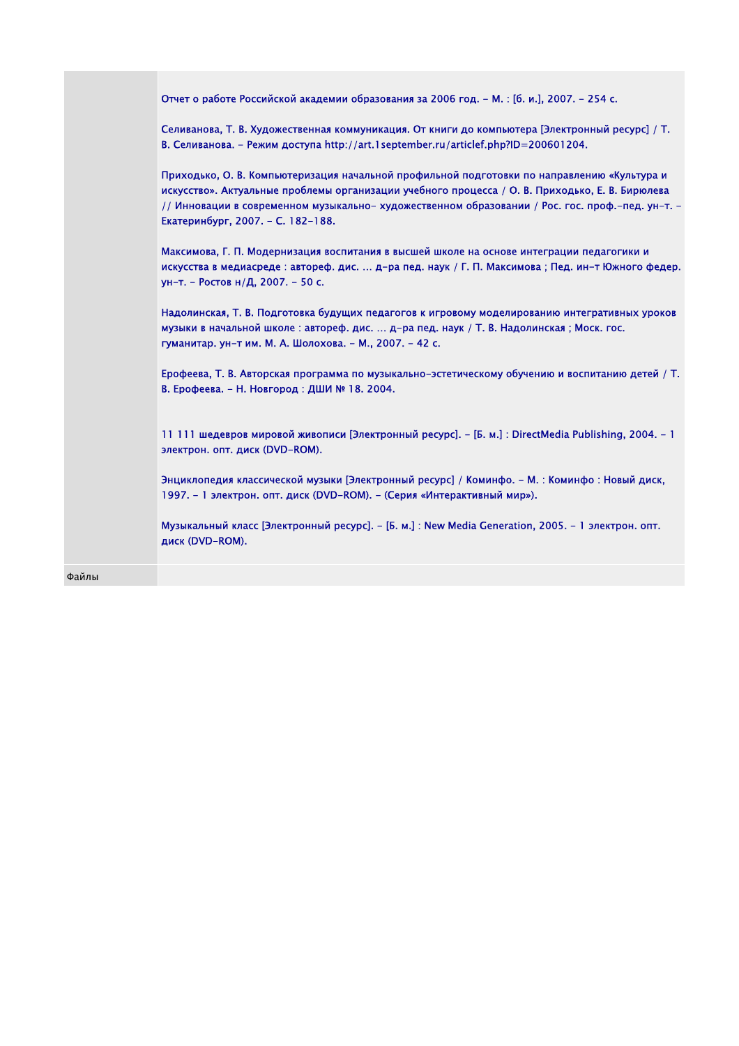Отчет о работе Российской академии образования за 2006 год. – М. : [б. и.], 2007. – 254 с.

Селиванова, Т. В. Художественная коммуникация. От книги до компьютера [Электронный ресурс] / Т. В. Селиванова. – Режим доступа http://art.1september.ru/articlef.php?ID=200601204.

Приходько, О. В. Компьютеризация начальной профильной подготовки по направлению «Культура и искусство». Актуальные проблемы организации учебного процесса / О. В. Приходько, Е. В. Бирюлева // Инновации в современном музыкально- художественном образовании / Рос. гос. проф.-пед. ун-т. – Екатеринбург, 2007. – С. 182-188.

Максимова, Г. П. Модернизация воспитания в высшей школе на основе интеграции педагогики и искусства в медиасреде : автореф. дис. … д-ра пед. наук / Г. П. Максимова ; Пед. ин-т Южного федер. ун-т. – Ростов н/Д, 2007. – 50 с.

Надолинская, Т. В. Подготовка будущих педагогов к игровому моделированию интегративных уроков музыки в начальной школе : автореф. дис. … д-ра пед. наук / Т. В. Надолинская ; Моск. гос. гуманитар. ун-т им. М. А. Шолохова. – М., 2007. – 42 с.

Ерофеева, Т. В. Авторская программа по музыкально-эстетическому обучению и воспитанию детей / Т. В. Ерофеева. – Н. Новгород : ДШИ № 18. 2004.

11 111 шедевров мировой живописи [Электронный ресурс]. – [Б. м.] : DirectMedia Publishing, 2004. – 1 электрон. опт. диск (DVD-ROM).

Энциклопедия классической музыки [Электронный ресурс] / Коминфо. – М. : Коминфо : Новый диск, 1997. – 1 электрон. опт. диск (DVD-ROM). – (Серия «Интерактивный мир»).

Музыкальный класс [Электронный ресурс]. – [Б. м.] : New Media Generation, 2005. – 1 электрон. опт. диск (DVD-ROM).

Файлы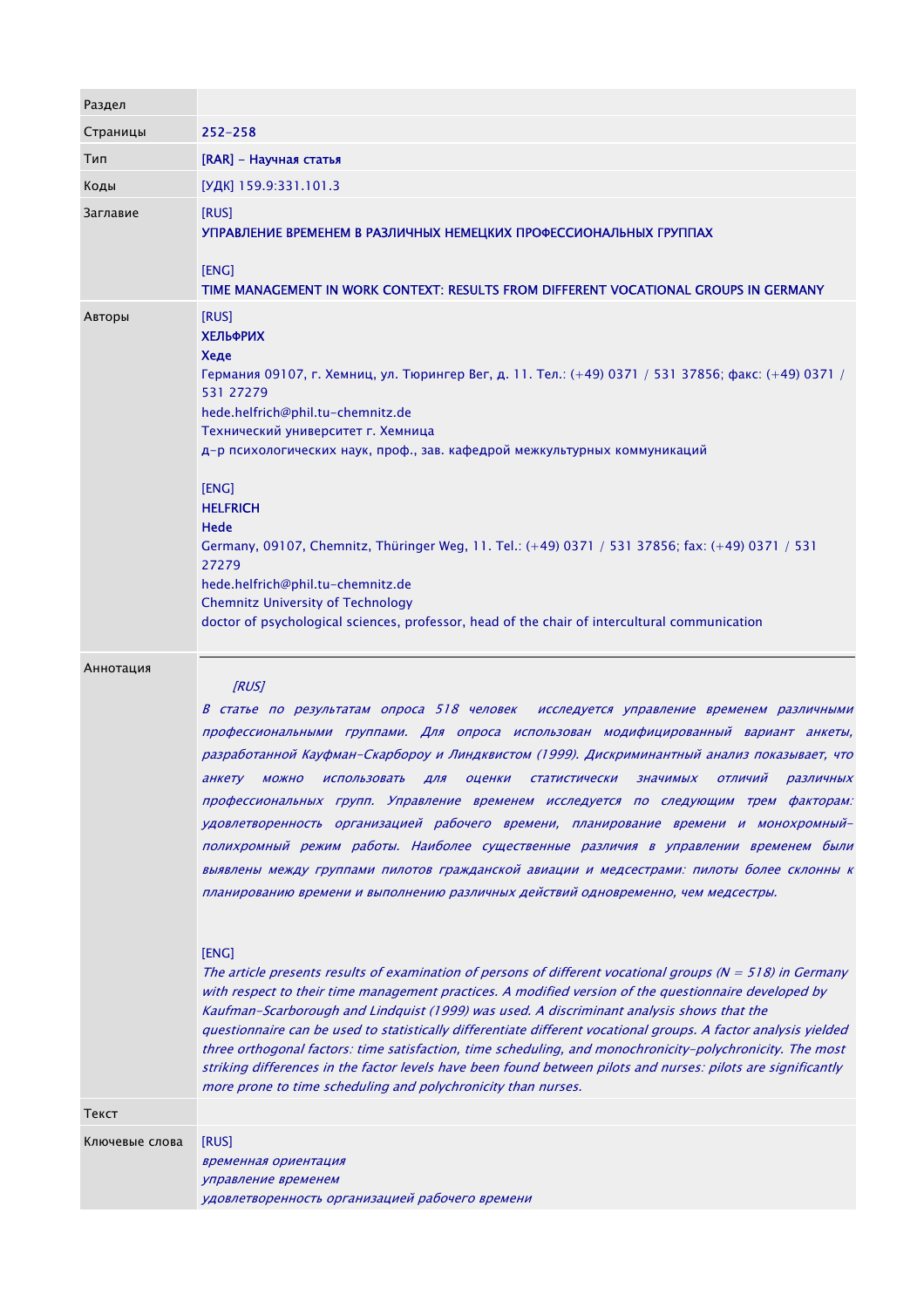| Раздел | |
|---|---|
| Страницы | 252-258 |
| Тип | [RAR] - Научная статья |
| Коды | [УДК] 159.9:331.101.3 |
| Заглавие | [RUS]<br>УПРАВЛЕНИЕ ВРЕМЕНЕМ В РАЗЛИЧНЫХ НЕМЕЦКИХ ПРОФЕССИОНАЛЬНЫХ ГРУППАХ<br><br>[ENG]<br>TIME MANAGEMENT IN WORK CONTEXT: RESULTS FROM DIFFERENT VOCATIONAL GROUPS IN GERMANY |
| Авторы | [RUS]<br>**ХЕЛЬФРИХ**<br>**Хеде**<br>Германия 09107, г. Хемниц, ул. Тюрингер Вег, д. 11. Тел.: (+49) 0371 / 531 37856; факс: (+49) 0371 / 531 27279<br>hede.helfrich@phil.tu-chemnitz.de<br>Технический университет г. Хемница<br>д-р психологических наук, проф., зав. кафедрой межкультурных коммуникаций<br><br>[ENG]<br>**HELFRICH**<br>**Hede**<br>Germany, 09107, Chemnitz, Thüringer Weg, 11. Tel.: (+49) 0371 / 531 37856; fax: (+49) 0371 / 531 27279<br>hede.helfrich@phil.tu-chemnitz.de<br>Chemnitz University of Technology<br>doctor of psychological sciences, professor, head of the chair of intercultural communication |
| Аннотация | *[RUS]*<br>*В статье по результатам опроса 518 человек исследуется управление временем различными профессиональными группами. Для опроса использован модифицированный вариант анкеты, разработанной Кауфман-Скарбороу и Линдквистом (1999). Дискриминантный анализ показывает, что анкету можно использовать для оценки статистически значимых отличий различных профессиональных групп. Управление временем исследуется по следующим трем факторам: удовлетворенность организацией рабочего времени, планирование времени и монохромный-полихромный режим работы. Наиболее существенные различия в управлении временем были выявлены между группами пилотов гражданской авиации и медсестрами: пилоты более склонны к планированию времени и выполнению различных действий одновременно, чем медсестры.*<br><br>[ENG]<br>*The article presents results of examination of persons of different vocational groups (N = 518) in Germany with respect to their time management practices. A modified version of the questionnaire developed by Kaufman-Scarborough and Lindquist (1999) was used. A discriminant analysis shows that the questionnaire can be used to statistically differentiate different vocational groups. A factor analysis yielded three orthogonal factors: time satisfaction, time scheduling, and monochronicity-polychronicity. The most striking differences in the factor levels have been found between pilots and nurses: pilots are significantly more prone to time scheduling and polychronicity than nurses.* |
| Текст | |
| Ключевые слова | [RUS]<br>*временная ориентация*<br>*управление временем*<br>*удовлетворенность организацией рабочего времени* |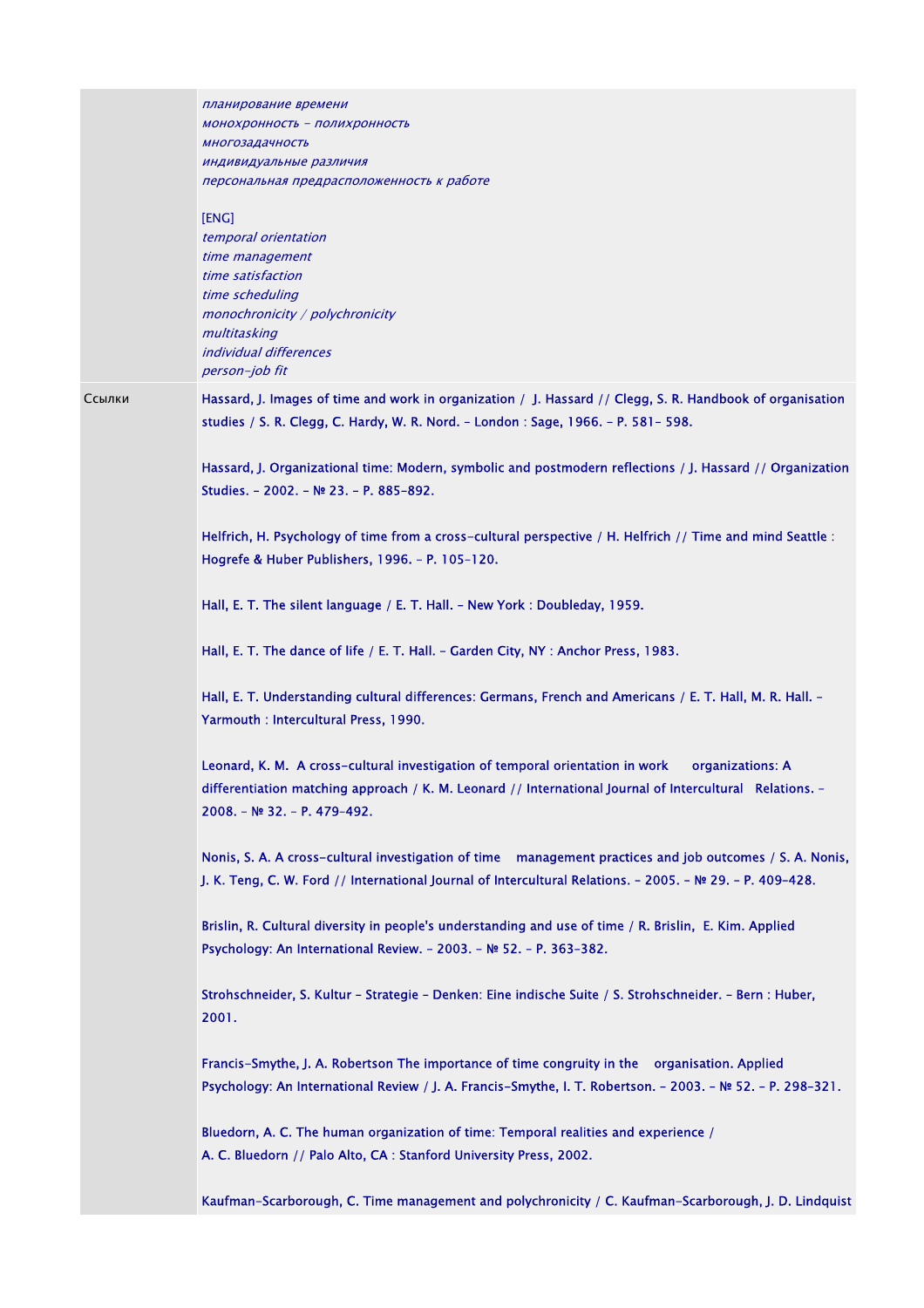| | |
|---|---|
| | *планирование времени*<br>*монохронность – полихронность*<br>*многозадачность*<br>*индивидуальные различия*<br>*персональная предрасположенность к работе*<br><br>[ENG]<br>*temporal orientation*<br>*time management*<br>*time satisfaction*<br>*time scheduling*<br>*monochronicity / polychronicity*<br>*multitasking*<br>*individual differences*<br>*person-job fit* |
| Ссылки | Hassard, J. Images of time and work in organization / J. Hassard // Clegg, S. R. Handbook of organisation studies / S. R. Clegg, C. Hardy, W. R. Nord. – London : Sage, 1966. – P. 581- 598.<br><br>Hassard, J. Organizational time: Modern, symbolic and postmodern reflections / J. Hassard // Organization Studies. – 2002. – № 23. – P. 885-892.<br><br>Helfrich, H. Psychology of time from a cross-cultural perspective / H. Helfrich // Time and mind Seattle : Hogrefe & Huber Publishers, 1996. – P. 105-120.<br><br>Hall, E. T. The silent language / E. T. Hall. – New York : Doubleday, 1959.<br><br>Hall, E. T. The dance of life / E. T. Hall. – Garden City, NY : Anchor Press, 1983.<br><br>Hall, E. T. Understanding cultural differences: Germans, French and Americans / E. T. Hall, M. R. Hall. – Yarmouth : Intercultural Press, 1990.<br><br>Leonard, K. M. A cross-cultural investigation of temporal orientation in work organizations: A differentiation matching approach / K. M. Leonard // International Journal of Intercultural Relations. – 2008. – № 32. – P. 479-492.<br><br>Nonis, S. A. A cross-cultural investigation of time management practices and job outcomes / S. A. Nonis, J. K. Teng, C. W. Ford // International Journal of Intercultural Relations. – 2005. – № 29. – P. 409-428.<br><br>Brislin, R. Cultural diversity in people's understanding and use of time / R. Brislin, E. Kim. Applied Psychology: An International Review. – 2003. – № 52. – P. 363-382.<br><br>Strohschneider, S. Kultur – Strategie – Denken: Eine indische Suite / S. Strohschneider. – Bern : Huber, 2001.<br><br>Francis-Smythe, J. A. Robertson The importance of time congruity in the organisation. Applied Psychology: An International Review / J. A. Francis-Smythe, I. T. Robertson. – 2003. – № 52. – P. 298-321.<br><br>Bluedorn, A. C. The human organization of time: Temporal realities and experience / A. C. Bluedorn // Palo Alto, CA : Stanford University Press, 2002.<br><br>Kaufman-Scarborough, C. Time management and polychronicity / C. Kaufman-Scarborough, J. D. Lindquist |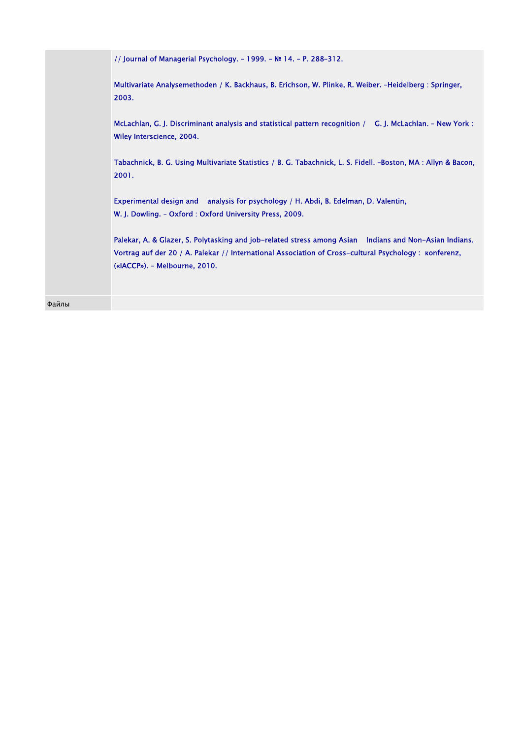| | |
|---|---|
| | // Journal of Managerial Psychology. – 1999. – № 14. – P. 288–312.<br><br>Multivariate Analysemethoden / K. Backhaus, B. Erichson, W. Plinke, R. Weiber. –Heidelberg : Springer, 2003.<br><br>McLachlan, G. J. Discriminant analysis and statistical pattern recognition / G. J. McLachlan. – New York : Wiley Interscience, 2004.<br><br>Tabachnick, B. G. Using Multivariate Statistics / B. G. Tabachnick, L. S. Fidell. –Boston, MA : Allyn & Bacon, 2001.<br><br>Experimental design and analysis for psychology / H. Abdi, B. Edelman, D. Valentin, W. J. Dowling. – Oxford : Oxford University Press, 2009.<br><br>Palekar, A. & Glazer, S. Polytasking and job-related stress among Asian Indians and Non-Asian Indians. Vortrag auf der 20 / A. Palekar // International Association of Cross-cultural Psychology : konferenz, («IACCP»). – Melbourne, 2010. |
| Файлы | |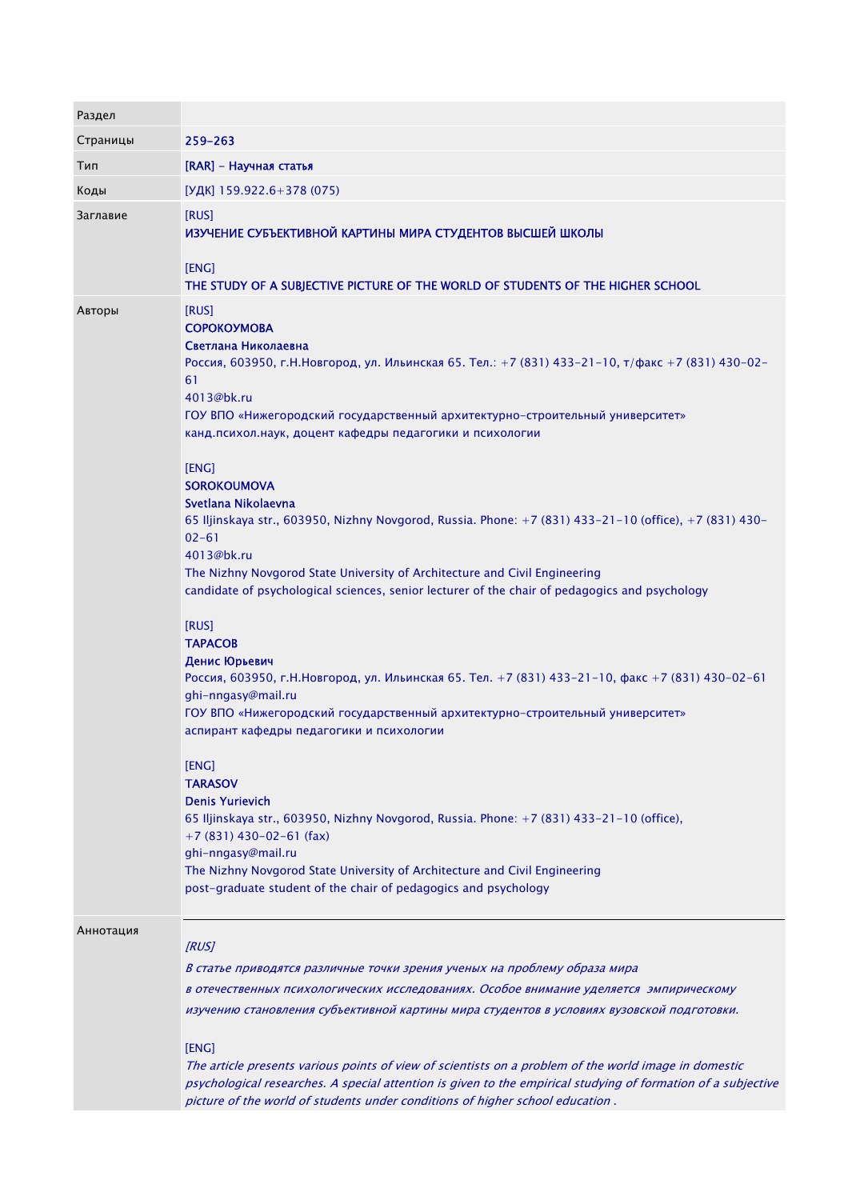| | |
|---|---|
| Раздел | |
| Страницы | 259-263 |
| Тип | [RAR] - Научная статья |
| Коды | [УДК] 159.922.6+378 (075) |
| Заглавие | [RUS]<br>ИЗУЧЕНИЕ СУБЪЕКТИВНОЙ КАРТИНЫ МИРА СТУДЕНТОВ ВЫСШЕЙ ШКОЛЫ<br><br>[ENG]<br>THE STUDY OF A SUBJECTIVE PICTURE OF THE WORLD OF STUDENTS OF THE HIGHER SCHOOL |
| Авторы | [RUS]<br>СОРОКОУМОВА<br>Светлана Николаевна<br>Россия, 603950, г.Н.Новгород, ул. Ильинская 65. Тел.: +7 (831) 433-21-10, т/факс +7 (831) 430-02-61<br>4013@bk.ru<br>ГОУ ВПО «Нижегородский государственный архитектурно-строительный университет»<br>канд.психол.наук, доцент кафедры педагогики и психологии<br><br>[ENG]<br>SOROKOUMOVA<br>Svetlana Nikolaevna<br>65 Iljinskaja str., 603950, Nizhny Novgorod, Russia. Phone: +7 (831) 433-21-10 (office), +7 (831) 430-02-61<br>4013@bk.ru<br>The Nizhny Novgorod State University of Architecture and Civil Engineering<br>candidate of psychological sciences, senior lecturer of the chair of pedagogics and psychology<br><br>[RUS]<br>ТАРАСОВ<br>Денис Юрьевич<br>Россия, 603950, г.Н.Новгород, ул. Ильинская 65. Тел. +7 (831) 433-21-10, факс +7 (831) 430-02-61<br>ghi-nngasy@mail.ru<br>ГОУ ВПО «Нижегородский государственный архитектурно-строительный университет»<br>аспирант кафедры педагогики и психологии<br><br>[ENG]<br>TARASOV<br>Denis Yurievich<br>65 Iljinskaja str., 603950, Nizhny Novgorod, Russia. Phone: +7 (831) 433-21-10 (office),<br>+7 (831) 430-02-61 (fax)<br>ghi-nngasy@mail.ru<br>The Nizhny Novgorod State University of Architecture and Civil Engineering<br>post-graduate student of the chair of pedagogics and psychology |
| Аннотация | *[RUS]*<br>*В статье приводятся различные точки зрения ученых на проблему образа мира в отечественных психологических исследованиях. Особое внимание уделяется эмпирическому изучению становления субъективной картины мира студентов в условиях вузовской подготовки.*<br><br>[ENG]<br>*The article presents various points of view of scientists on a problem of the world image in domestic psychological researches. A special attention is given to the empirical studying of formation of a subjective picture of the world of students under conditions of higher school education .* |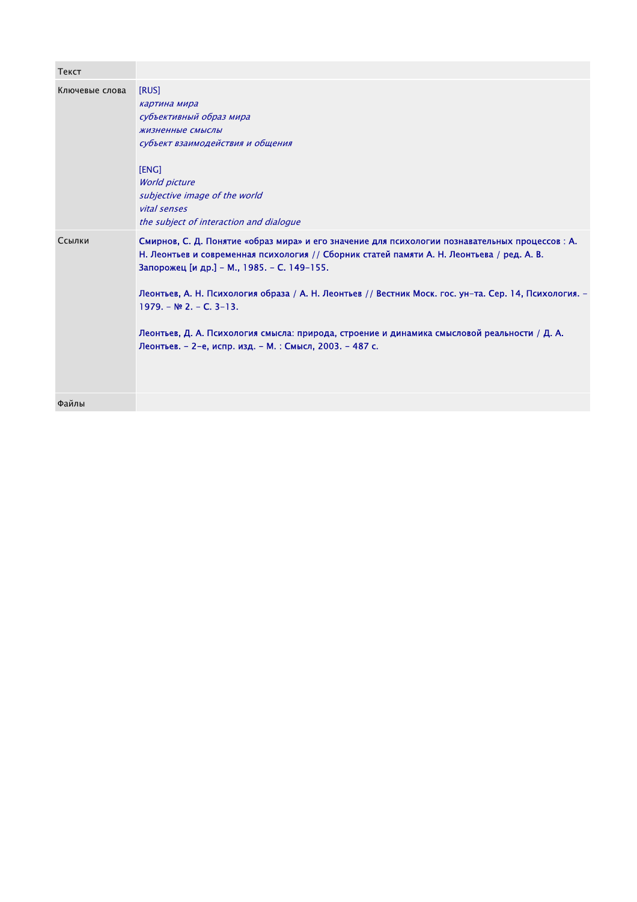| Текст | |
|---|---|
| Ключевые слова | [RUS]<br>*картина мира*<br>*субъективный образ мира*<br>*жизненные смыслы*<br>*субъект взаимодействия и общения*<br><br>[ENG]<br>*World picture*<br>*subjective image of the world*<br>*vital senses*<br>*the subject of interaction and dialogue* |
| Ссылки | Смирнов, С. Д. Понятие «образ мира» и его значение для психологии познавательных процессов : А. Н. Леонтьев и современная психология // Сборник статей памяти А. Н. Леонтьева / ред. А. В. Запорожец [и др.] – М., 1985. – С. 149–155.<br><br>Леонтьев, А. Н. Психология образа / А. Н. Леонтьев // Вестник Моск. гос. ун-та. Сер. 14, Психология. – 1979. – № 2. – С. 3–13.<br><br>Леонтьев, Д. А. Психология смысла: природа, строение и динамика смысловой реальности / Д. А. Леонтьев. – 2-е, испр. изд. – М. : Смысл, 2003. – 487 с. |
| Файлы | |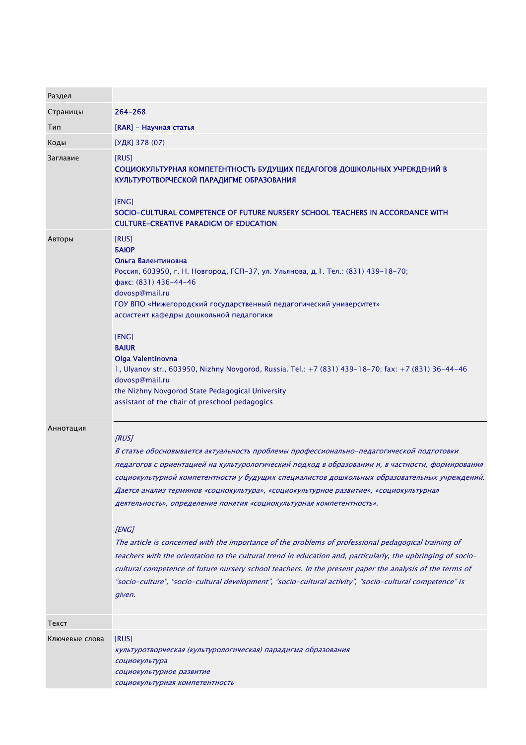| Раздел | |
|---|---|
| Страницы | 264-268 |
| Тип | [RAR] - Научная статья |
| Коды | [УДК] 378 (07) |
| Заглавие | [RUS]<br>**СОЦИОКУЛЬТУРНАЯ КОМПЕТЕНТНОСТЬ БУДУЩИХ ПЕДАГОГОВ ДОШКОЛЬНЫХ УЧРЕЖДЕНИЙ В КУЛЬТУРОТВОРЧЕСКОЙ ПАРАДИГМЕ ОБРАЗОВАНИЯ**<br><br>[ENG]<br>**SOCIO-CULTURAL COMPETENCE OF FUTURE NURSERY SCHOOL TEACHERS IN ACCORDANCE WITH CULTURE-CREATIVE PARADIGM OF EDUCATION** |
| Авторы | [RUS]<br>**БАЮР**<br>**Ольга Валентиновна**<br>Россия, 603950, г. Н. Новгород, ГСП-37, ул. Ульянова, д.1. Тел.: (831) 439-18-70;<br>факс: (831) 436-44-46<br>dovosp@mail.ru<br>ГОУ ВПО «Нижегородский государственный педагогический университет»<br>ассистент кафедры дошкольной педагогики<br><br>[ENG]<br>**BAIUR**<br>**Olga Valentinovna**<br>1, Ulyanov str., 603950, Nizhny Novgorod, Russia. Tel.: +7 (831) 439-18-70; fax: +7 (831) 36-44-46<br>dovosp@mail.ru<br>the Nizhny Novgorod State Pedagogical University<br>assistant of the chair of preschool pedagogics |
| Аннотация | *[RUS]*<br>*В статье обосновывается актуальность проблемы профессионально-педагогической подготовки педагогов с ориентацией на культурологический подход в образовании и, в частности, формирования социокультурной компетентности у будущих специалистов дошкольных образовательных учреждений. Дается анализ терминов «социокультура», «социокультурное развитие», «социокультурная деятельность», определение понятия «социокультурная компетентность».*<br><br>*[ENG]*<br>*The article is concerned with the importance of the problems of professional pedagogical training of teachers with the orientation to the cultural trend in education and, particularly, the upbringing of socio-cultural competence of future nursery school teachers. In the present paper the analysis of the terms of "socio-culture", "socio-cultural development", "socio-cultural activity", "socio-cultural competence" is given.* |
| Текст | |
| Ключевые слова | [RUS]<br>*культуротворческая (культурологическая) парадигма образования*<br>*социокультура*<br>*социокультурное развитие*<br>*социокультурная компетентность* |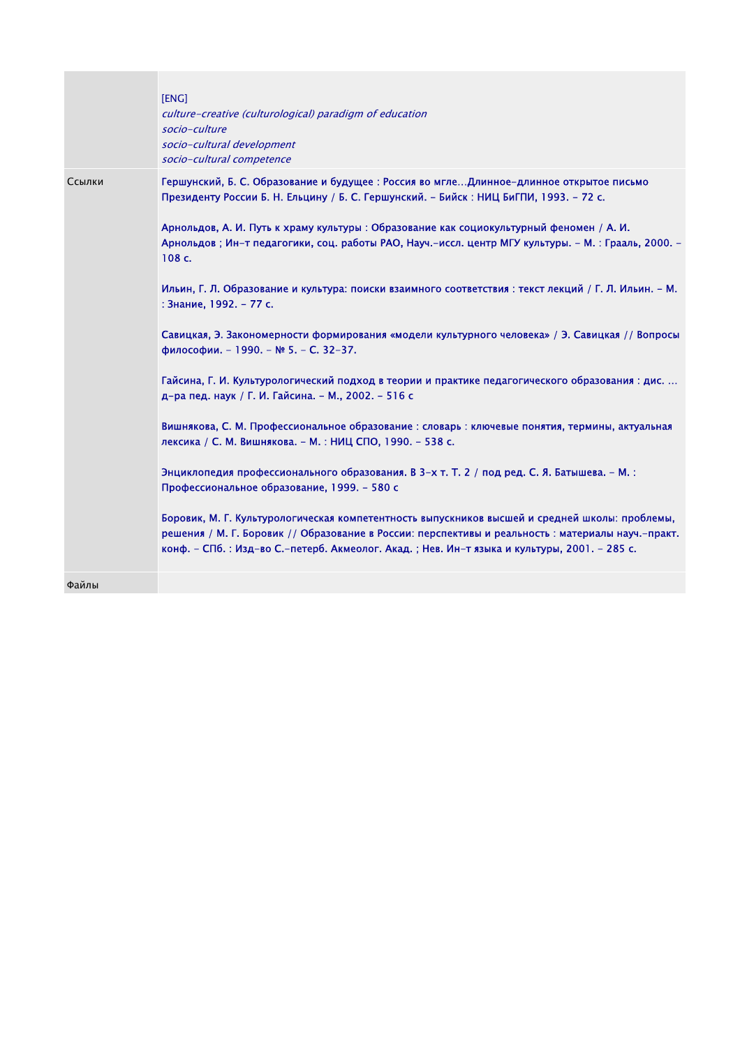| | |
|---|---|
| | [ENG]<br>*culture-creative (culturological) paradigm of education*<br>*socio-culture*<br>*socio-cultural development*<br>*socio-cultural competence* |
| Ссылки | Гершунский, Б. С. Образование и будущее : Россия во мгле...Длинное-длинное открытое письмо Президенту России Б. Н. Ельцину / Б. С. Гершунский. - Бийск : НИЦ БиГПИ, 1993. - 72 с.<br><br>Арнольдов, А. И. Путь к храму культуры : Образование как социокультурный феномен / А. И. Арнольдов ; Ин-т педагогики, соц. работы РАО, Науч.-иссл. центр МГУ культуры. - М. : Грааль, 2000. - 108 с.<br><br>Ильин, Г. Л. Образование и культура: поиски взаимного соответствия : текст лекций / Г. Л. Ильин. - М. : Знание, 1992. - 77 с.<br><br>Савицкая, Э. Закономерности формирования «модели культурного человека» / Э. Савицкая // Вопросы философии. - 1990. - № 5. - С. 32-37.<br><br>Гайсина, Г. И. Культурологический подход в теории и практике педагогического образования : дис. ... д-ра пед. наук / Г. И. Гайсина. - М., 2002. - 516 с<br><br>Вишнякова, С. М. Профессиональное образование : словарь : ключевые понятия, термины, актуальная лексика / С. М. Вишнякова. - М. : НИЦ СПО, 1990. - 538 с.<br><br>Энциклопедия профессионального образования. В 3-х т. Т. 2 / под ред. С. Я. Батышева. - М. : Профессиональное образование, 1999. - 580 с<br><br>Боровик, М. Г. Культурологическая компетентность выпускников высшей и средней школы: проблемы, решения / М. Г. Боровик // Образование в России: перспективы и реальность : материалы науч.-практ. конф. - СПб. : Изд-во С.-петерб. Акмеолог. Акад. ; Нев. Ин-т языка и культуры, 2001. - 285 с. |
| Файлы | |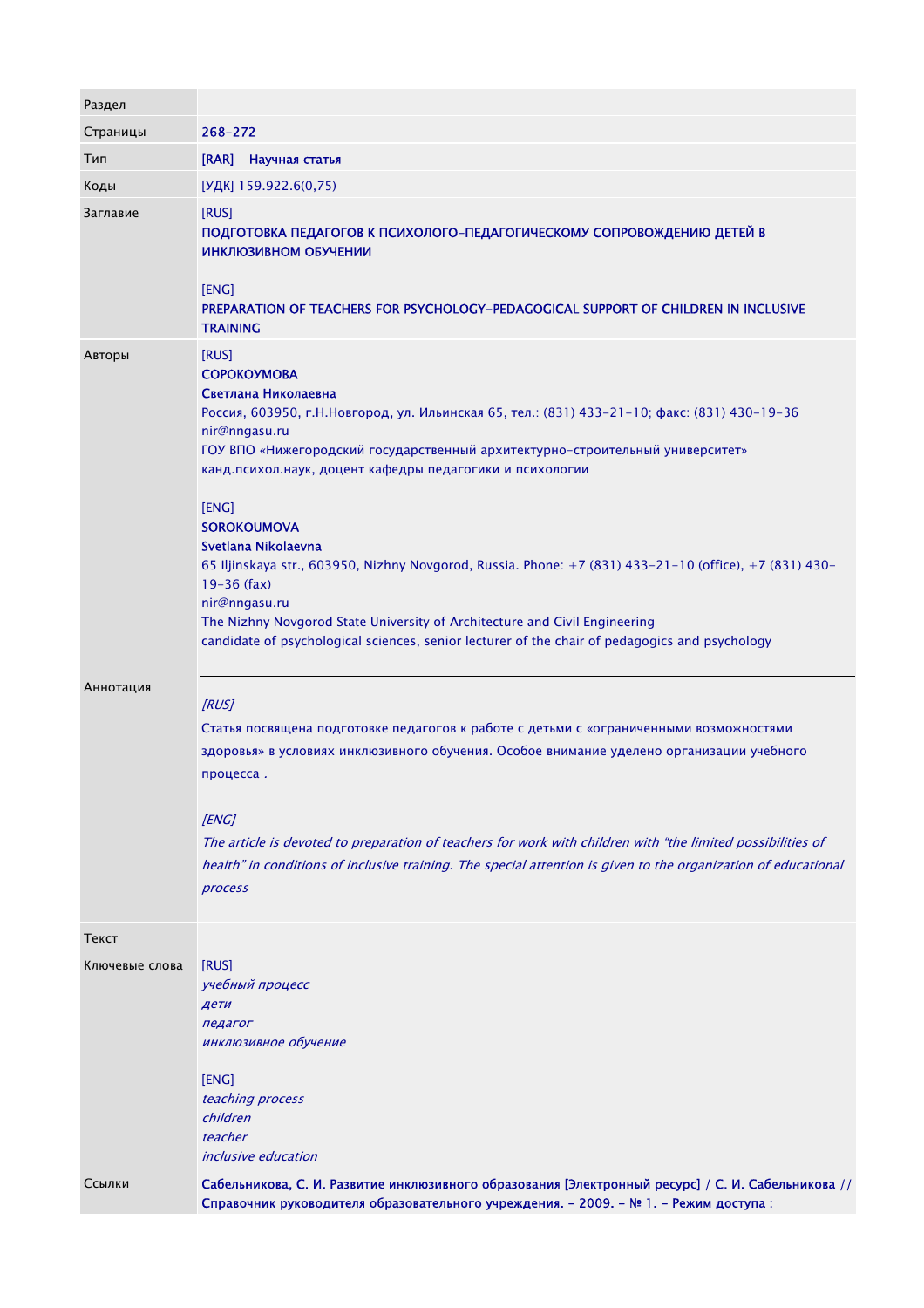| | |
|---|---|
| Раздел | |
| Страницы | 268-272 |
| Тип | [RAR] - Научная статья |
| Коды | [УДК] 159.922.6(0,75) |
| Заглавие | [RUS]<br>ПОДГОТОВКА ПЕДАГОГОВ К ПСИХОЛОГО-ПЕДАГОГИЧЕСКОМУ СОПРОВОЖДЕНИЮ ДЕТЕЙ В ИНКЛЮЗИВНОМ ОБУЧЕНИИ<br><br>[ENG]<br>PREPARATION OF TEACHERS FOR PSYCHOLOGY-PEDAGOGICAL SUPPORT OF CHILDREN IN INCLUSIVE TRAINING |
| Авторы | [RUS]<br>**СОРОКОУМОВА**<br>**Светлана Николаевна**<br>Россия, 603950, г.Н.Новгород, ул. Ильинская 65, тел.: (831) 433-21-10; факс: (831) 430-19-36<br>nir@nngasu.ru<br>ГОУ ВПО «Нижегородский государственный архитектурно-строительный университет»<br>канд.психол.наук, доцент кафедры педагогики и психологии<br><br>[ENG]<br>**SOROKOUMOVA**<br>**Svetlana Nikolaevna**<br>65 Iljinskaya str., 603950, Nizhny Novgorod, Russia. Phone: +7 (831) 433-21-10 (office), +7 (831) 430-19-36 (fax)<br>nir@nngasu.ru<br>The Nizhny Novgorod State University of Architecture and Civil Engineering<br>candidate of psychological sciences, senior lecturer of the chair of pedagogics and psychology |
| Аннотация | *[RUS]*<br>Статья посвящена подготовке педагогов к работе с детьми с «ограниченными возможностями здоровья» в условиях инклюзивного обучения. Особое внимание уделено организации учебного процесса .<br><br>*[ENG]*<br>*The article is devoted to preparation of teachers for work with children with "the limited possibilities of health" in conditions of inclusive training. The special attention is given to the organization of educational process* |
| Текст | |
| Ключевые слова | [RUS]<br>*учебный процесс*<br>*дети*<br>*педагог*<br>*инклюзивное обучение*<br><br>[ENG]<br>*teaching process*<br>*children*<br>*teacher*<br>*inclusive education* |
| Ссылки | Сабельникова, С. И. Развитие инклюзивного образования [Электронный ресурс] / С. И. Сабельникова // Справочник руководителя образовательного учреждения. - 2009. - № 1. - Режим доступа : |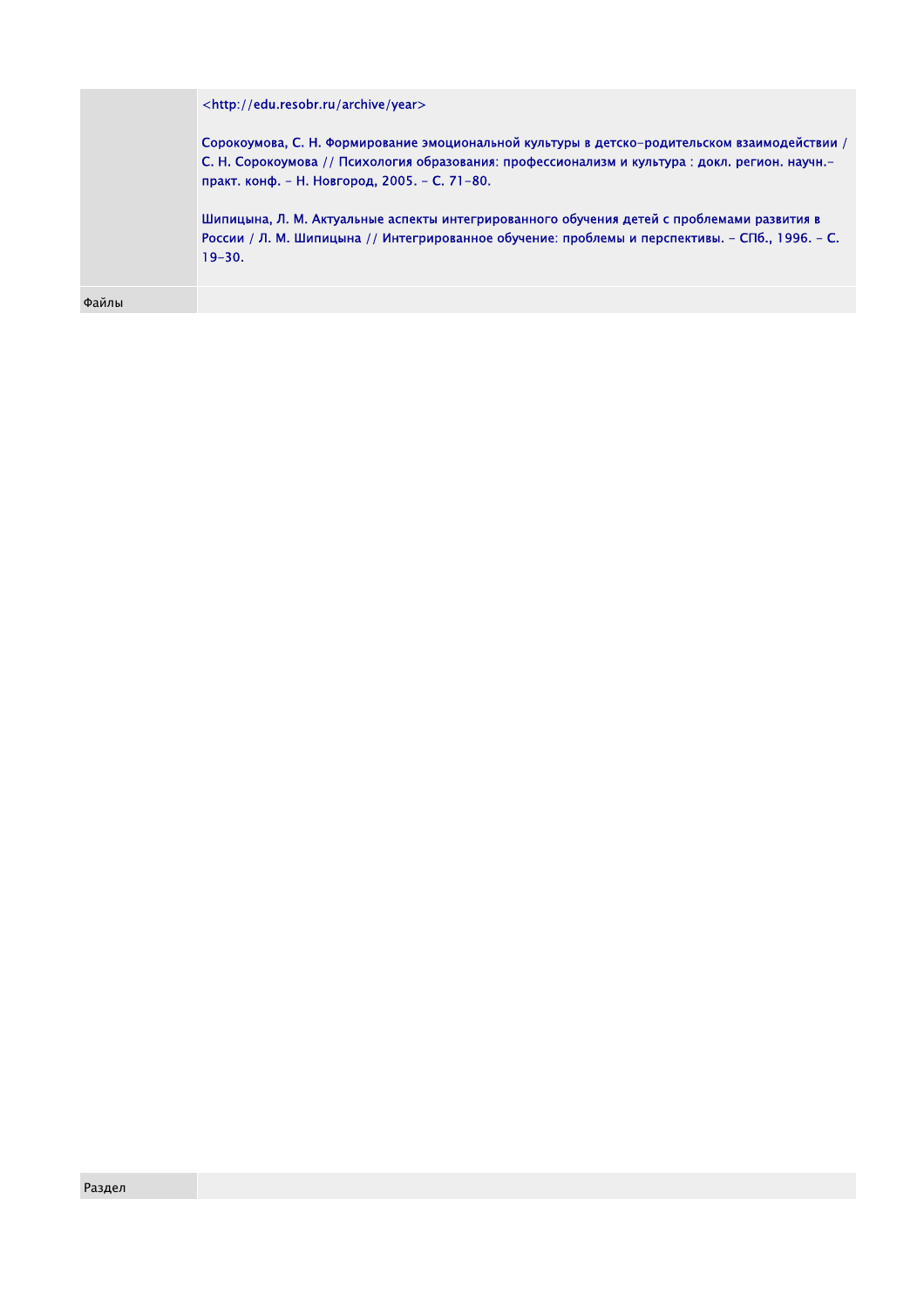|  |  |
|---|---|
|  | <http://edu.resobr.ru/archive/year><br><br>Сорокоумова, С. Н. Формирование эмоциональной культуры в детско-родительском взаимодействии / С. Н. Сорокоумова // Психология образования: профессионализм и культура : докл. регион. научн.-практ. конф. - Н. Новгород, 2005. - С. 71-80.<br><br>Шипицына, Л. М. Актуальные аспекты интегрированного обучения детей с проблемами развития в России / Л. М. Шипицына // Интегрированное обучение: проблемы и перспективы. - СПб., 1996. - С. 19-30. |
| Файлы |  |

| Раздел |  |
|---|---|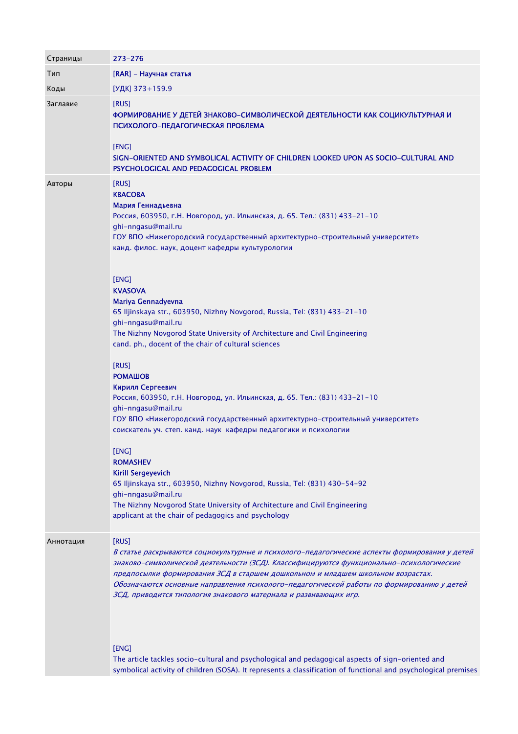| | |
|---|---|
| Страницы | 273-276 |
| Тип | [RAR] - Научная статья |
| Коды | [УДК] 373+159.9 |
| Заглавие | [RUS]<br>**ФОРМИРОВАНИЕ У ДЕТЕЙ ЗНАКОВО-СИМВОЛИЧЕСКОЙ ДЕЯТЕЛЬНОСТИ КАК СОЦИКУЛЬТУРНАЯ И ПСИХОЛОГО-ПЕДАГОГИЧЕСКАЯ ПРОБЛЕМА**<br><br>[ENG]<br>**SIGN-ORIENTED AND SYMBOLICAL ACTIVITY OF CHILDREN LOOKED UPON AS SOCIO-CULTURAL AND PSYCHOLOGICAL AND PEDAGOGICAL PROBLEM** |
| Авторы | [RUS]<br>**КВАСОВА**<br>**Мария Геннадьевна**<br>Россия, 603950, г.Н. Новгород, ул. Ильинская, д. 65. Тел.: (831) 433-21-10<br>ghi-nngasu@mail.ru<br>ГОУ ВПО «Нижегородский государственный архитектурно-строительный университет»<br>канд. филос. наук, доцент кафедры культурологии<br><br>[ENG]<br>**KVASOVA**<br>**Mariya Gennadyevna**<br>65 Iljinskaya str., 603950, Nizhny Novgorod, Russia, Tel: (831) 433-21-10<br>ghi-nngasu@mail.ru<br>The Nizhny Novgorod State University of Architecture and Civil Engineering<br>cand. ph., docent of the chair of cultural sciences<br><br>[RUS]<br>**РОМАШОВ**<br>**Кирилл Сергеевич**<br>Россия, 603950, г.Н. Новгород, ул. Ильинская, д. 65. Тел.: (831) 433-21-10<br>ghi-nngasu@mail.ru<br>ГОУ ВПО «Нижегородский государственный архитектурно-строительный университет»<br>соискатель уч. степ. канд. наук кафедры педагогики и психологии<br><br>[ENG]<br>**ROMASHEV**<br>**Kirill Sergeyevich**<br>65 Iljinskaya str., 603950, Nizhny Novgorod, Russia, Tel: (831) 430-54-92<br>ghi-nngasu@mail.ru<br>The Nizhny Novgorod State University of Architecture and Civil Engineering<br>applicant at the chair of pedagogics and psychology |
| Аннотация | [RUS]<br>*В статье раскрываются социокультурные и психолого-педагогические аспекты формирования у детей знаково-символической деятельности (ЗСД). Классифицируются функционально-психологические предпосылки формирования ЗСД в старшем дошкольном и младшем школьном возрастах. Обозначаются основные направления психолого-педагогической работы по формированию у детей ЗСД, приводится типология знакового материала и развивающих игр.*<br><br>[ENG]<br>The article tackles socio-cultural and psychological and pedagogical aspects of sign-oriented and symbolical activity of children (SOSA). It represents a classification of functional and psychological premises |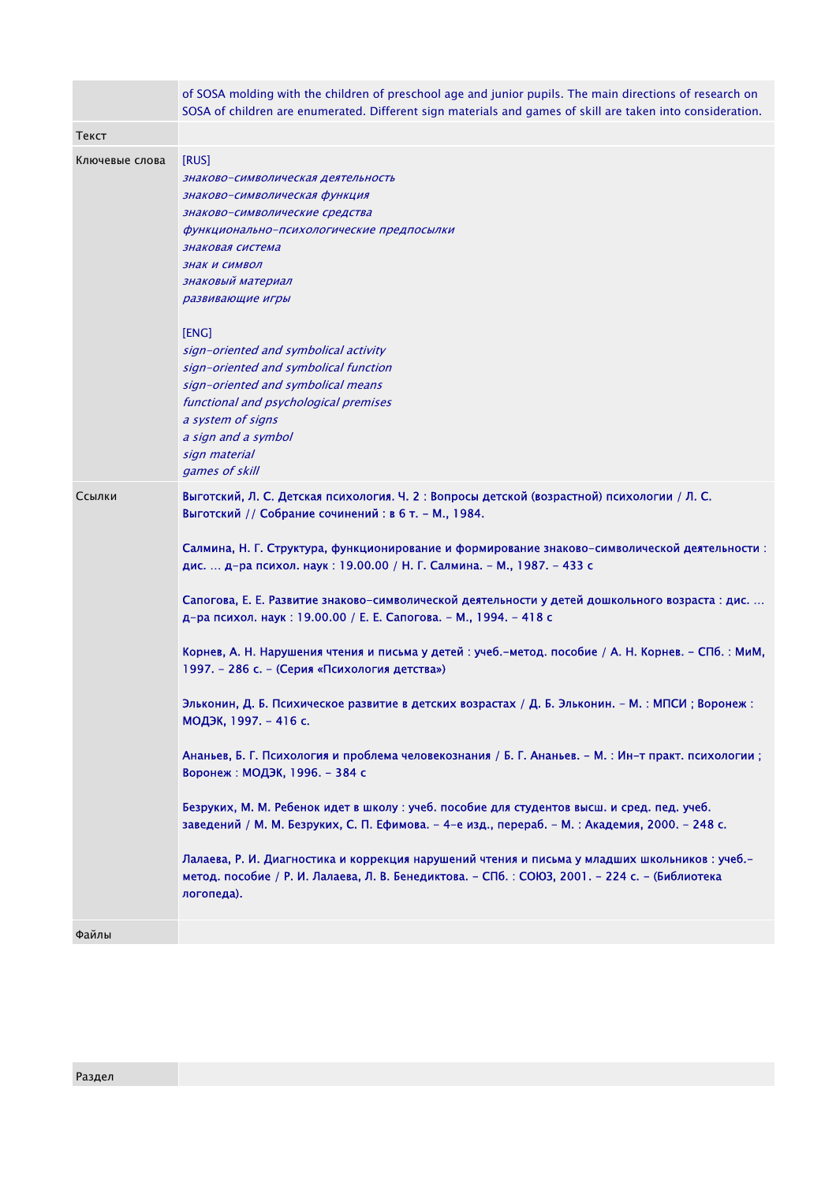| | |
|---|---|
| | of SOSA molding with the children of preschool age and junior pupils. The main directions of research on SOSA of children are enumerated. Different sign materials and games of skill are taken into consideration. |
| Текст | |
| Ключевые слова | [RUS]<br>*знаково-символическая деятельность*<br>*знаково-символическая функция*<br>*знаково-символические средства*<br>*функционально-психологические предпосылки*<br>*знаковая система*<br>*знак и символ*<br>*знаковый материал*<br>*развивающие игры*<br><br>[ENG]<br>*sign-oriented and symbolical activity*<br>*sign-oriented and symbolical function*<br>*sign-oriented and symbolical means*<br>*functional and psychological premises*<br>*a system of signs*<br>*a sign and a symbol*<br>*sign material*<br>*games of skill* |
| Ссылки | Выготский, Л. С. Детская психология. Ч. 2 : Вопросы детской (возрастной) психологии / Л. С. Выготский // Собрание сочинений : в 6 т. – М., 1984.<br><br>Салмина, Н. Г. Структура, функционирование и формирование знаково-символической деятельности : дис. … д-ра психол. наук : 19.00.00 / Н. Г. Салмина. – М., 1987. – 433 с<br><br>Сапогова, Е. Е. Развитие знаково-символической деятельности у детей дошкольного возраста : дис. … д-ра психол. наук : 19.00.00 / Е. Е. Сапогова. – М., 1994. – 418 с<br><br>Корнев, А. Н. Нарушения чтения и письма у детей : учеб.-метод. пособие / А. Н. Корнев. – СПб. : МиМ, 1997. – 286 с. – (Серия «Психология детства»)<br><br>Эльконин, Д. Б. Психическое развитие в детских возрастах / Д. Б. Эльконин. – М. : МПСИ ; Воронеж : МОДЭК, 1997. – 416 с.<br><br>Ананьев, Б. Г. Психология и проблема человекознания / Б. Г. Ананьев. – М. : Ин-т практ. психологии ; Воронеж : МОДЭК, 1996. – 384 с<br><br>Безруких, М. М. Ребенок идет в школу : учеб. пособие для студентов высш. и сред. пед. учеб. заведений / М. М. Безруких, С. П. Ефимова. – 4-е изд., перераб. – М. : Академия, 2000. – 248 с.<br><br>Лалаева, Р. И. Диагностика и коррекция нарушений чтения и письма у младших школьников : учеб.-метод. пособие / Р. И. Лалаева, Л. В. Бенедиктова. – СПб. : СОЮЗ, 2001. – 224 с. – (Библиотека логопеда). |
| Файлы | |

| | |
|---|---|
| Раздел | |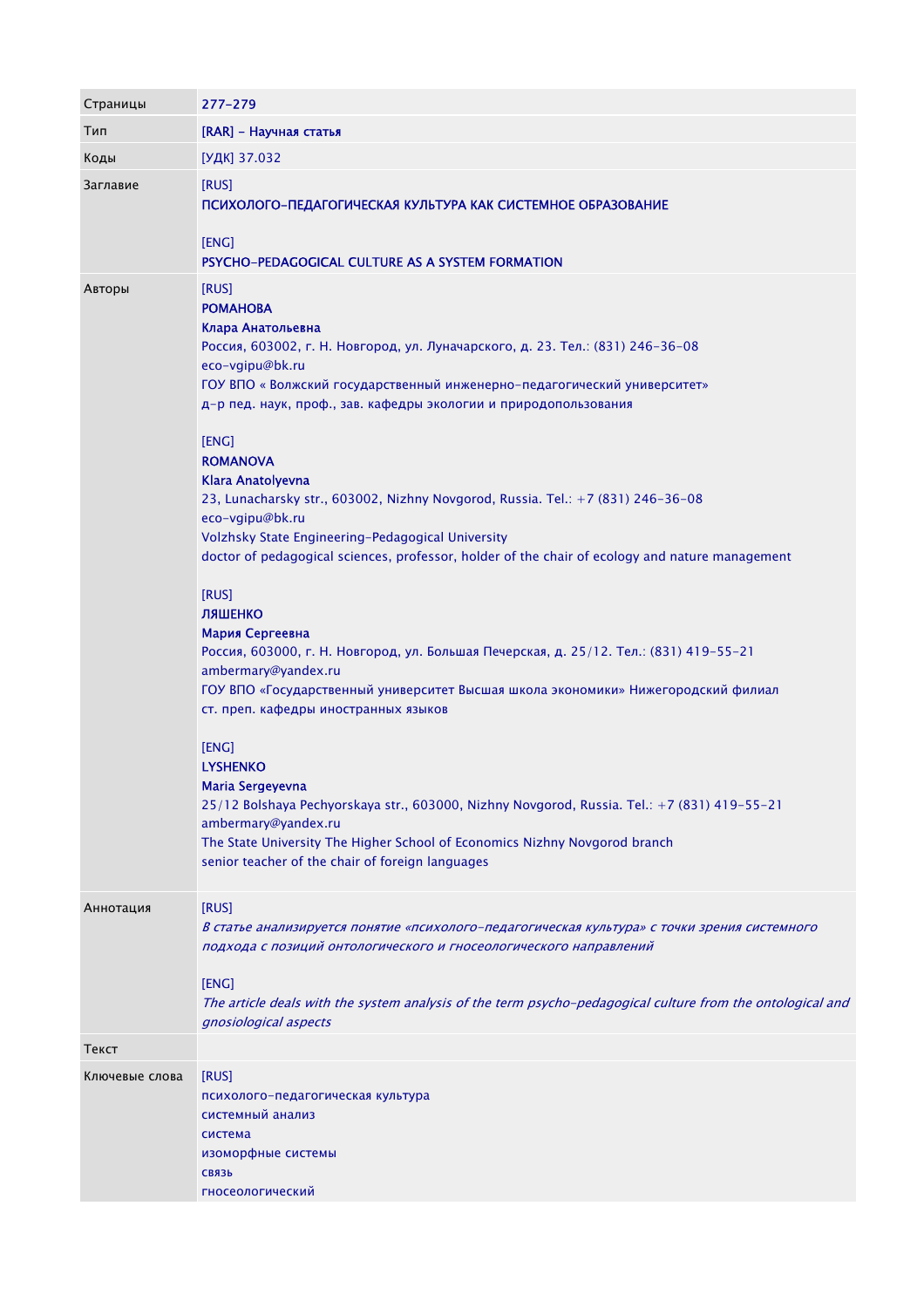| Страницы | 277-279 |
|---|---|
| Тип | [RAR] - Научная статья |
| Коды | [УДК] 37.032 |
| Заглавие | [RUS]<br>**ПСИХОЛОГО-ПЕДАГОГИЧЕСКАЯ КУЛЬТУРА КАК СИСТЕМНОЕ ОБРАЗОВАНИЕ**<br><br>[ENG]<br>**PSYCHO-PEDAGOGICAL CULTURE AS A SYSTEM FORMATION** |
| Авторы | [RUS]<br>**РОМАНОВА**<br>**Клара Анатольевна**<br>Россия, 603002, г. Н. Новгород, ул. Луначарского, д. 23. Тел.: (831) 246-36-08<br>eco-vgipu@bk.ru<br>ГОУ ВПО « Волжский государственный инженерно-педагогический университет»<br>д-р пед. наук, проф., зав. кафедры экологии и природопользования<br><br>[ENG]<br>**ROMANOVA**<br>**Klara Anatolyevna**<br>23, Lunacharsky str., 603002, Nizhny Novgorod, Russia. Tel.: +7 (831) 246-36-08<br>eco-vgipu@bk.ru<br>Volzhsky State Engineering-Pedagogical University<br>doctor of pedagogical sciences, professor, holder of the chair of ecology and nature management<br><br>[RUS]<br>**ЛЯШЕНКО**<br>**Мария Сергеевна**<br>Россия, 603000, г. Н. Новгород, ул. Большая Печерская, д. 25/12. Тел.: (831) 419-55-21<br>ambermary@yandex.ru<br>ГОУ ВПО «Государственный университет Высшая школа экономики» Нижегородский филиал<br>ст. преп. кафедры иностранных языков<br><br>[ENG]<br>**LYSHENKO**<br>**Maria Sergeyevna**<br>25/12 Bolshaya Pechyorskaya str., 603000, Nizhny Novgorod, Russia. Tel.: +7 (831) 419-55-21<br>ambermary@yandex.ru<br>The State University The Higher School of Economics Nizhny Novgorod branch<br>senior teacher of the chair of foreign languages |
| Аннотация | [RUS]<br>*В статье анализируется понятие «психолого-педагогическая культура» с точки зрения системного подхода с позиций онтологического и гносеологического направлений*<br><br>[ENG]<br>*The article deals with the system analysis of the term psycho-pedagogical culture from the ontological and gnosiological aspects* |
| Текст | |
| Ключевые слова | [RUS]<br>психолого-педагогическая культура<br>системный анализ<br>система<br>изоморфные системы<br>связь<br>гносеологический |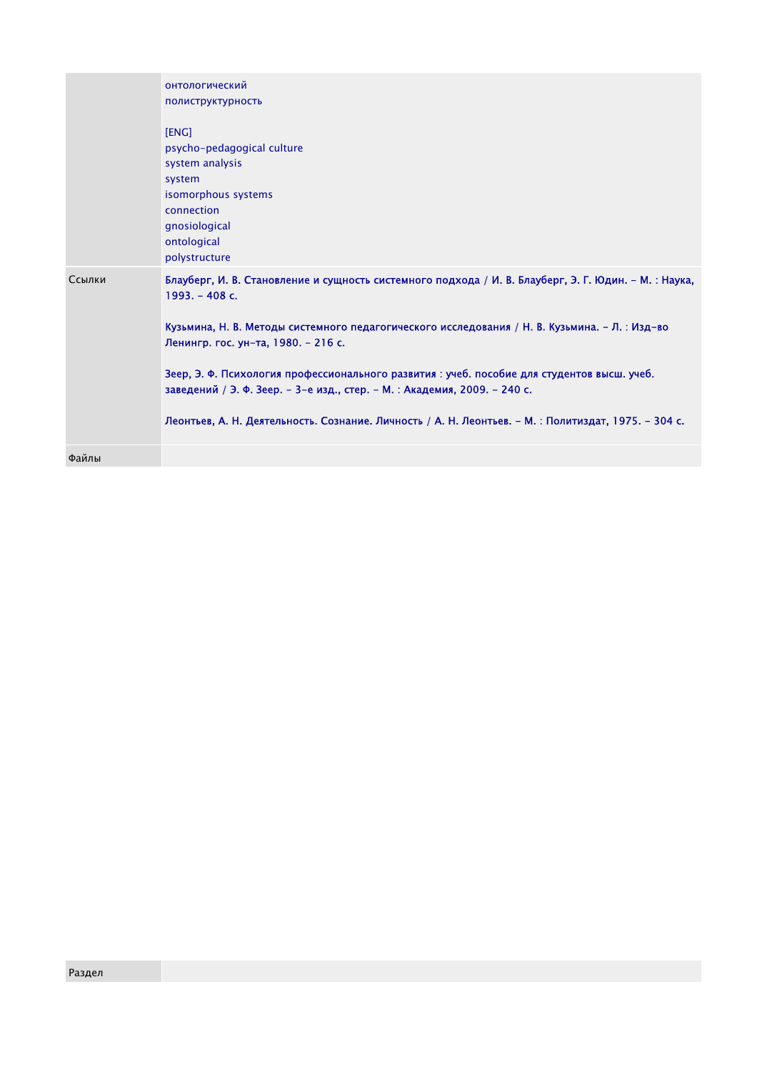| | |
|---|---|
| | онтологический<br>полиструктурность<br><br>[ENG]<br>psycho-pedagogical culture<br>system analysis<br>system<br>isomorphous systems<br>connection<br>gnosiological<br>ontological<br>polystructure |
| Ссылки | Блауберг, И. В. Становление и сущность системного подхода / И. В. Блауберг, Э. Г. Юдин. – М. : Наука, 1993. – 408 с.<br><br>Кузьмина, Н. В. Методы системного педагогического исследования / Н. В. Кузьмина. – Л. : Изд-во Ленингр. гос. ун-та, 1980. – 216 с.<br><br>Зеер, Э. Ф. Психология профессионального развития : учеб. пособие для студентов высш. учеб. заведений / Э. Ф. Зеер. – 3-е изд., стер. – М. : Академия, 2009. – 240 с.<br><br>Леонтьев, А. Н. Деятельность. Сознание. Личность / А. Н. Леонтьев. – М. : Политиздат, 1975. – 304 с. |
| Файлы | |

| | |
|---|---|
| Раздел | |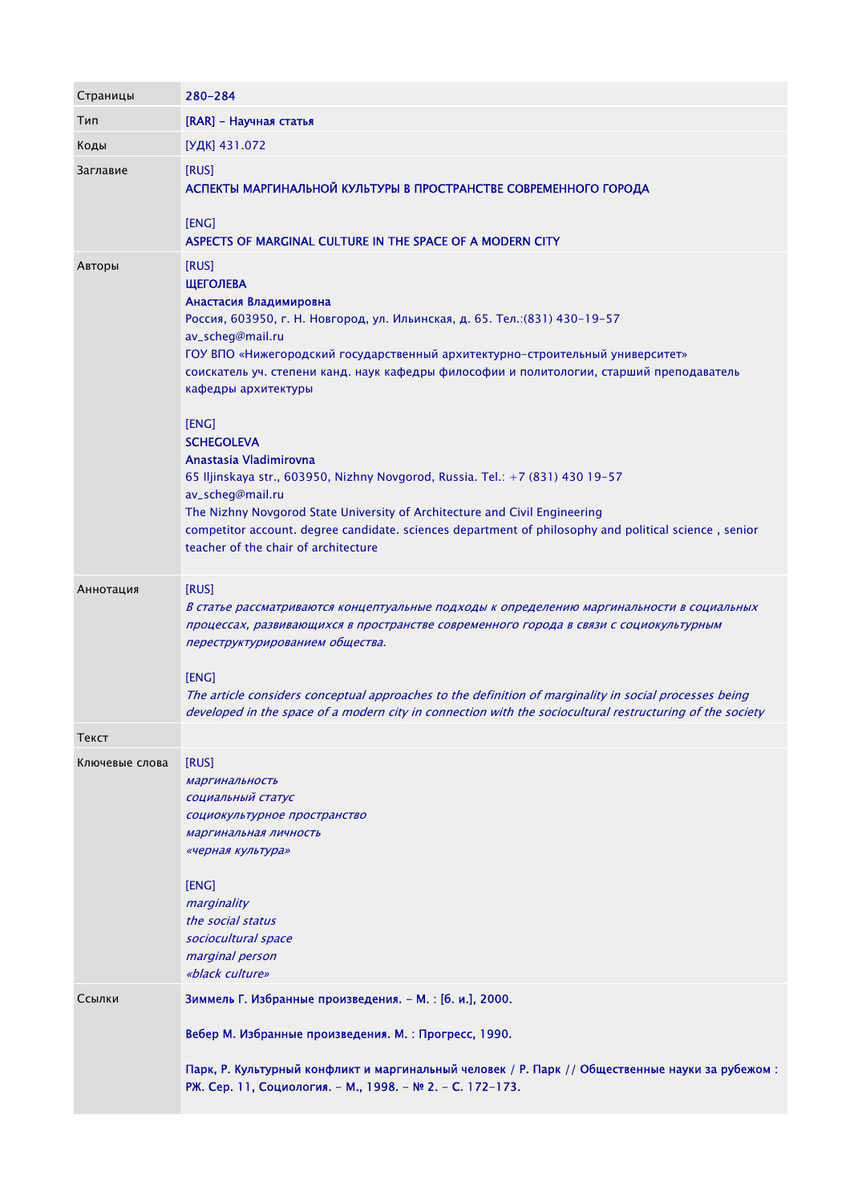| | |
|---|---|
| Страницы | 280-284 |
| Тип | [RAR] - Научная статья |
| Коды | [УДК] 431.072 |
| Заглавие | [RUS]<br>АСПЕКТЫ МАРГИНАЛЬНОЙ КУЛЬТУРЫ В ПРОСТРАНСТВЕ СОВРЕМЕННОГО ГОРОДА<br><br>[ENG]<br>ASPECTS OF MARGINAL CULTURE IN THE SPACE OF A MODERN CITY |
| Авторы | [RUS]<br>ЩЕГОЛЕВА<br>Анастасия Владимировна<br>Россия, 603950, г. Н. Новгород, ул. Ильинская, д. 65. Тел.:(831) 430-19-57<br>av_scheg@mail.ru<br>ГОУ ВПО «Нижегородский государственный архитектурно-строительный университет»<br>соискатель уч. степени канд. наук кафедры философии и политологии, старший преподаватель кафедры архитектуры<br><br>[ENG]<br>SCHEGOLEVA<br>Anastasia Vladimirovna<br>65 Iljinskaya str., 603950, Nizhny Novgorod, Russia. Tel.: +7 (831) 430 19-57<br>av_scheg@mail.ru<br>The Nizhny Novgorod State University of Architecture and Civil Engineering<br>competitor account. degree candidate. sciences department of philosophy and political science , senior teacher of the chair of architecture |
| Аннотация | [RUS]<br>*В статье рассматриваются концептуальные подходы к определению маргинальности в социальных процессах, развивающихся в пространстве современного города в связи с социокультурным переструктурированием общества.*<br><br>[ENG]<br>*The article considers conceptual approaches to the definition of marginality in social processes being developed in the space of a modern city in connection with the sociocultural restructuring of the society* |
| Текст | |
| Ключевые слова | [RUS]<br>*маргинальность*<br>*социальный статус*<br>*социокультурное пространство*<br>*маргинальная личность*<br>*«черная культура»*<br><br>[ENG]<br>*marginality*<br>*the social status*<br>*sociocultural space*<br>*marginal person*<br>*«black culture»* |
| Ссылки | Зиммель Г. Избранные произведения. - М. : [б. и.], 2000.<br><br>Вебер М. Избранные произведения. М. : Прогресс, 1990.<br><br>Парк, Р. Культурный конфликт и маргинальный человек / Р. Парк // Общественные науки за рубежом : РЖ. Сер. 11, Социология. - М., 1998. - № 2. - С. 172-173. |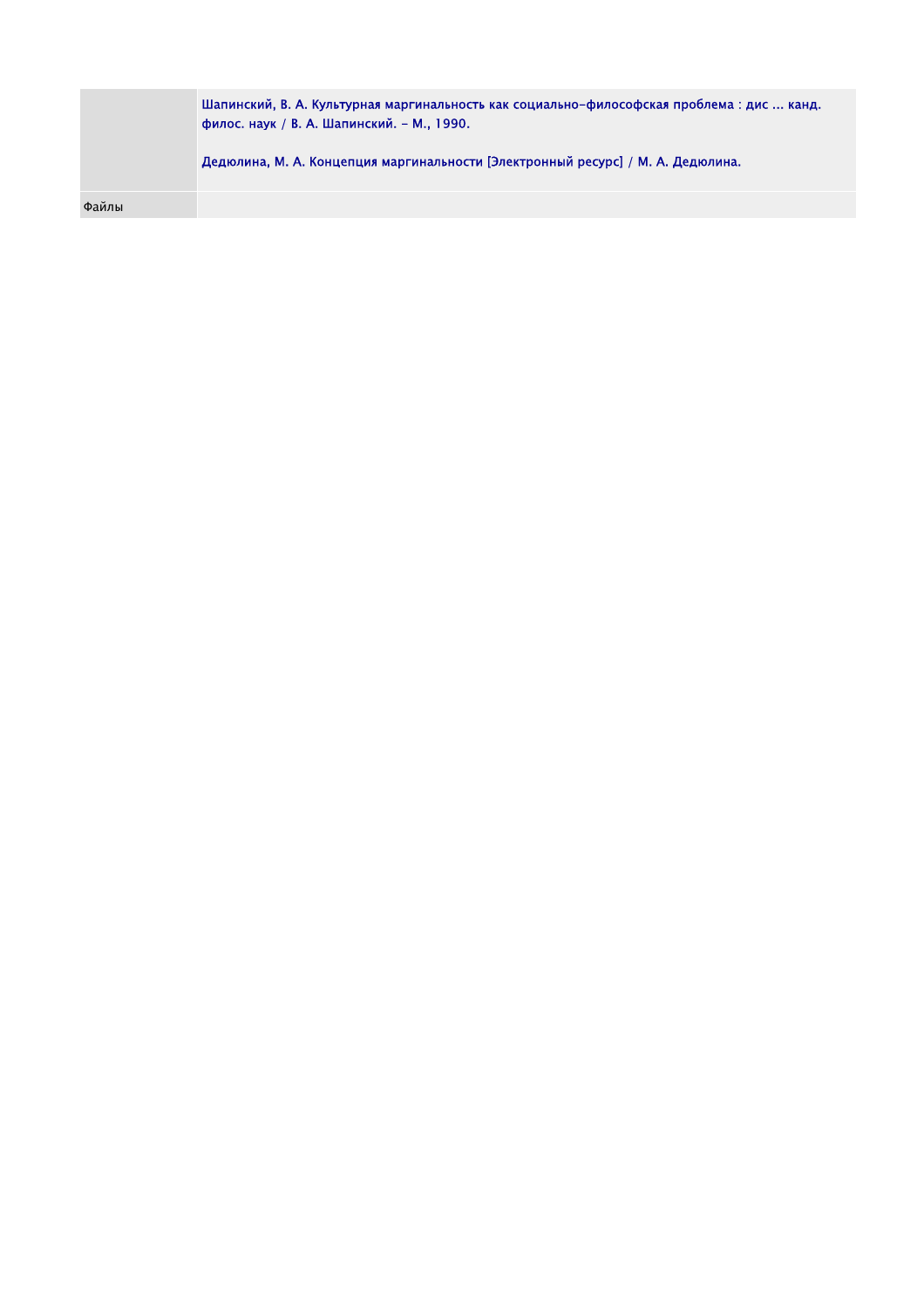| | |
|---|---|
| | Шапинский, В. А. Культурная маргинальность как социально-философская проблема : дис ... канд. филос. наук / В. А. Шапинский. - М., 1990.<br><br>Дедюлина, М. А. Концепция маргинальности [Электронный ресурс] / М. А. Дедюлина. |
| Файлы | |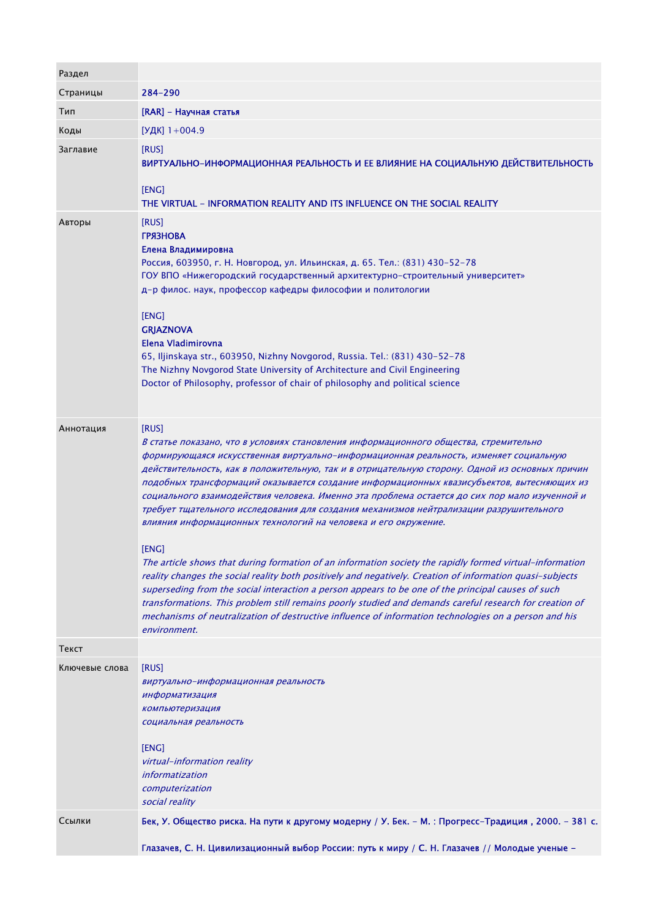| | |
|---|---|
| Раздел | |
| Страницы | 284-290 |
| Тип | [RAR] - Научная статья |
| Коды | [УДК] 1+004.9 |
| Заглавие | [RUS]<br>ВИРТУАЛЬНО-ИНФОРМАЦИОННАЯ РЕАЛЬНОСТЬ И ЕЕ ВЛИЯНИЕ НА СОЦИАЛЬНУЮ ДЕЙСТВИТЕЛЬНОСТЬ<br><br>[ENG]<br>THE VIRTUAL - INFORMATION REALITY AND ITS INFLUENCE ON THE SOCIAL REALITY |
| Авторы | [RUS]<br>ГРЯЗНОВА<br>Елена Владимировна<br>Россия, 603950, г. Н. Новгород, ул. Ильинская, д. 65. Тел.: (831) 430-52-78<br>ГОУ ВПО «Нижегородский государственный архитектурно-строительный университет»<br>д-р филос. наук, профессор кафедры философии и политологии<br><br>[ENG]<br>GRJAZNOVA<br>Elena Vladimirovna<br>65, Iljinskaya str., 603950, Nizhny Novgorod, Russia. Tel.: (831) 430-52-78<br>The Nizhny Novgorod State University of Architecture and Civil Engineering<br>Doctor of Philosophy, professor of chair of philosophy and political science |
| Аннотация | [RUS]<br>*В статье показано, что в условиях становления информационного общества, стремительно формирующаяся искусственная виртуально-информационная реальность, изменяет социальную действительность, как в положительную, так и в отрицательную сторону. Одной из основных причин подобных трансформаций оказывается создание информационных квазисубъектов, вытесняющих из социального взаимодействия человека. Именно эта проблема остается до сих пор мало изученной и требует тщательного исследования для создания механизмов нейтрализации разрушительного влияния информационных технологий на человека и его окружение.*<br><br>[ENG]<br>*The article shows that during formation of an information society the rapidly formed virtual-information reality changes the social reality both positively and negatively. Creation of information quasi-subjects superseding from the social interaction a person appears to be one of the principal causes of such transformations. This problem still remains poorly studied and demands careful research for creation of mechanisms of neutralization of destructive influence of information technologies on a person and his environment.* |
| Текст | |
| Ключевые слова | [RUS]<br>*виртуально-информационная реальность*<br>*информатизация*<br>*компьютеризация*<br>*социальная реальность*<br><br>[ENG]<br>*virtual-information reality*<br>*informatization*<br>*computerization*<br>*social reality* |
| Ссылки | Бек, У. Общество риска. На пути к другому модерну / У. Бек. - М. : Прогресс-Традиция , 2000. - 381 с.<br><br>Глазачев, С. Н. Цивилизационный выбор России: путь к миру / С. Н. Глазачев // Молодые ученые - |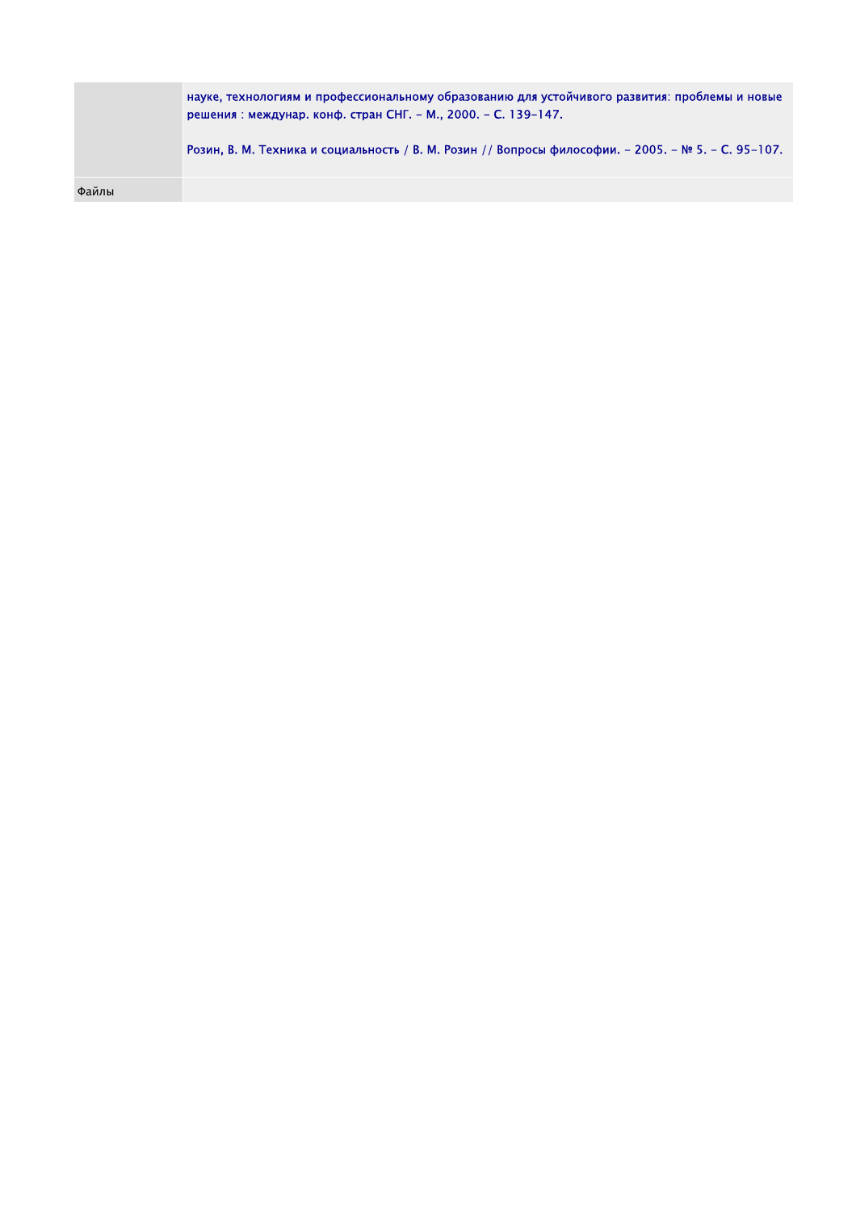| | |
|---|---|
| | науке, технологиям и профессиональному образованию для устойчивого развития: проблемы и новые решения : междунар. конф. стран СНГ. – М., 2000. – С. 139-147.<br><br>Розин, В. М. Техника и социальность / В. М. Розин // Вопросы философии. – 2005. – № 5. – С. 95-107. |
| Файлы | |